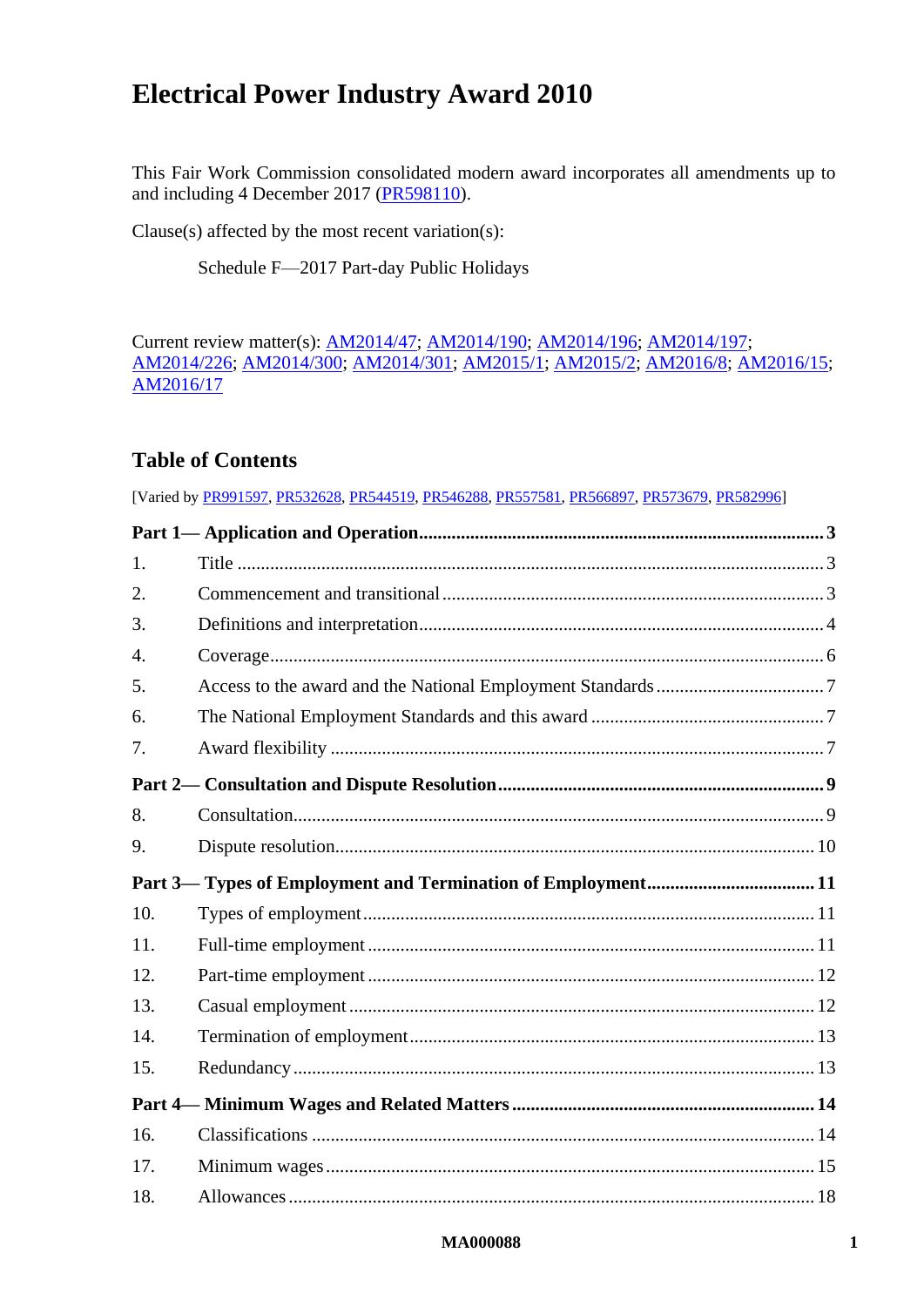# Electrical Power Industry Award 2010

This Fair Work Commission consolidated modern award incorporates all amendments up to and including 4 December 2017 (PR598110).

Clause(s) affected by the most recent variation(s):

Schedule F—2017 Part-day Public Holidays

Current review matter(s): AM2014/47; AM2014/190; AM2014/196; AM2014/197; AM2014/226; AM2014/300; AM2014/301; AM2015/1; AM2015/2; AM2016/8; AM2016/15; AM2016/17

## Table of Contents

[Varied by PR991597, PR532628, PR544519, PR546288, PR557581, PR566897, PR573679, PR582996]

| | | |
|---|---|---|
| **Part 1— Application and Operation** | | **3** |
| 1. | Title | 3 |
| 2. | Commencement and transitional | 3 |
| 3. | Definitions and interpretation | 4 |
| 4. | Coverage | 6 |
| 5. | Access to the award and the National Employment Standards | 7 |
| 6. | The National Employment Standards and this award | 7 |
| 7. | Award flexibility | 7 |
| **Part 2— Consultation and Dispute Resolution** | | **9** |
| 8. | Consultation | 9 |
| 9. | Dispute resolution | 10 |
| **Part 3— Types of Employment and Termination of Employment** | | **11** |
| 10. | Types of employment | 11 |
| 11. | Full-time employment | 11 |
| 12. | Part-time employment | 12 |
| 13. | Casual employment | 12 |
| 14. | Termination of employment | 13 |
| 15. | Redundancy | 13 |
| **Part 4— Minimum Wages and Related Matters** | | **14** |
| 16. | Classifications | 14 |
| 17. | Minimum wages | 15 |
| 18. | Allowances | 18 |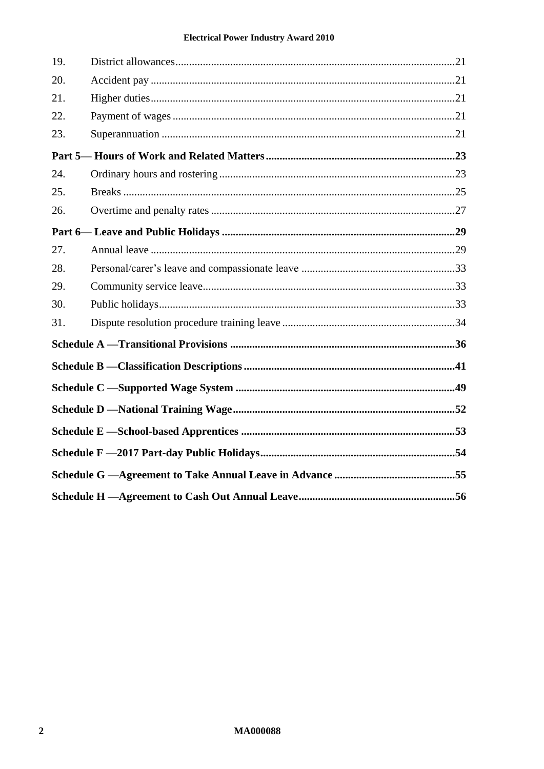| | | |
|---|---|---|
| 19. | District allowances | 21 |
| 20. | Accident pay | 21 |
| 21. | Higher duties | 21 |
| 22. | Payment of wages | 21 |
| 23. | Superannuation | 21 |
| **Part 5— Hours of Work and Related Matters** | | **23** |
| 24. | Ordinary hours and rostering | 23 |
| 25. | Breaks | 25 |
| 26. | Overtime and penalty rates | 27 |
| **Part 6— Leave and Public Holidays** | | **29** |
| 27. | Annual leave | 29 |
| 28. | Personal/carer's leave and compassionate leave | 33 |
| 29. | Community service leave | 33 |
| 30. | Public holidays | 33 |
| 31. | Dispute resolution procedure training leave | 34 |
| **Schedule A —Transitional Provisions** | | **36** |
| **Schedule B —Classification Descriptions** | | **41** |
| **Schedule C —Supported Wage System** | | **49** |
| **Schedule D —National Training Wage** | | **52** |
| **Schedule E —School-based Apprentices** | | **53** |
| **Schedule F —2017 Part-day Public Holidays** | | **54** |
| **Schedule G —Agreement to Take Annual Leave in Advance** | | **55** |
| **Schedule H —Agreement to Cash Out Annual Leave** | | **56** |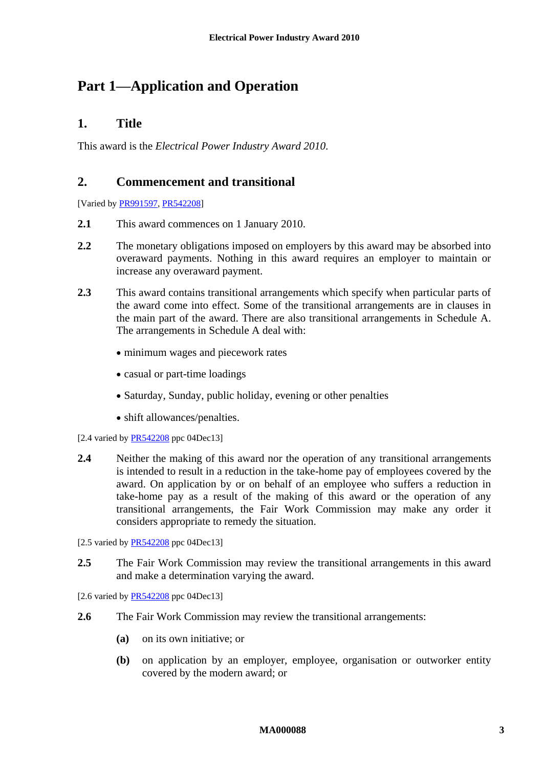# Part 1—Application and Operation

## 1. Title

This award is the *Electrical Power Industry Award 2010*.

## 2. Commencement and transitional

[Varied by PR991597, PR542208]

**2.1** This award commences on 1 January 2010.

**2.2** The monetary obligations imposed on employers by this award may be absorbed into overaward payments. Nothing in this award requires an employer to maintain or increase any overaward payment.

**2.3** This award contains transitional arrangements which specify when particular parts of the award come into effect. Some of the transitional arrangements are in clauses in the main part of the award. There are also transitional arrangements in Schedule A. The arrangements in Schedule A deal with:

- minimum wages and piecework rates
- casual or part-time loadings
- Saturday, Sunday, public holiday, evening or other penalties
- shift allowances/penalties.

[2.4 varied by PR542208 ppc 04Dec13]

**2.4** Neither the making of this award nor the operation of any transitional arrangements is intended to result in a reduction in the take-home pay of employees covered by the award. On application by or on behalf of an employee who suffers a reduction in take-home pay as a result of the making of this award or the operation of any transitional arrangements, the Fair Work Commission may make any order it considers appropriate to remedy the situation.

[2.5 varied by PR542208 ppc 04Dec13]

**2.5** The Fair Work Commission may review the transitional arrangements in this award and make a determination varying the award.

[2.6 varied by PR542208 ppc 04Dec13]

**2.6** The Fair Work Commission may review the transitional arrangements:

**(a)** on its own initiative; or

**(b)** on application by an employer, employee, organisation or outworker entity covered by the modern award; or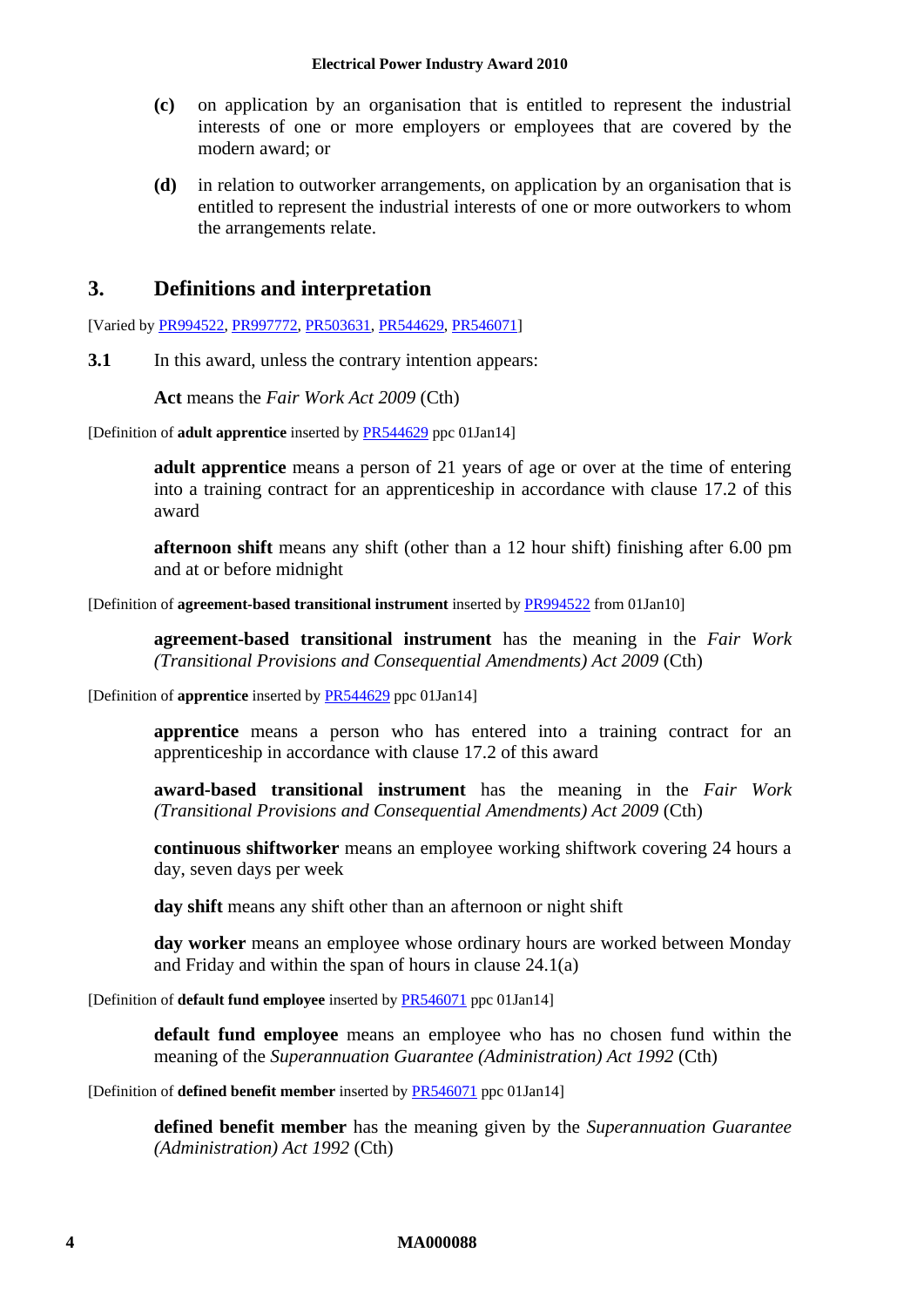**(c)** on application by an organisation that is entitled to represent the industrial interests of one or more employers or employees that are covered by the modern award; or

**(d)** in relation to outworker arrangements, on application by an organisation that is entitled to represent the industrial interests of one or more outworkers to whom the arrangements relate.

## 3. Definitions and interpretation

[Varied by PR994522, PR997772, PR503631, PR544629, PR546071]

**3.1** In this award, unless the contrary intention appears:

**Act** means the *Fair Work Act 2009* (Cth)

[Definition of **adult apprentice** inserted by PR544629 ppc 01Jan14]

**adult apprentice** means a person of 21 years of age or over at the time of entering into a training contract for an apprenticeship in accordance with clause 17.2 of this award

**afternoon shift** means any shift (other than a 12 hour shift) finishing after 6.00 pm and at or before midnight

[Definition of **agreement-based transitional instrument** inserted by PR994522 from 01Jan10]

**agreement-based transitional instrument** has the meaning in the *Fair Work (Transitional Provisions and Consequential Amendments) Act 2009* (Cth)

[Definition of **apprentice** inserted by PR544629 ppc 01Jan14]

**apprentice** means a person who has entered into a training contract for an apprenticeship in accordance with clause 17.2 of this award

**award-based transitional instrument** has the meaning in the *Fair Work (Transitional Provisions and Consequential Amendments) Act 2009* (Cth)

**continuous shiftworker** means an employee working shiftwork covering 24 hours a day, seven days per week

**day shift** means any shift other than an afternoon or night shift

**day worker** means an employee whose ordinary hours are worked between Monday and Friday and within the span of hours in clause 24.1(a)

[Definition of **default fund employee** inserted by PR546071 ppc 01Jan14]

**default fund employee** means an employee who has no chosen fund within the meaning of the *Superannuation Guarantee (Administration) Act 1992* (Cth)

[Definition of **defined benefit member** inserted by PR546071 ppc 01Jan14]

**defined benefit member** has the meaning given by the *Superannuation Guarantee (Administration) Act 1992* (Cth)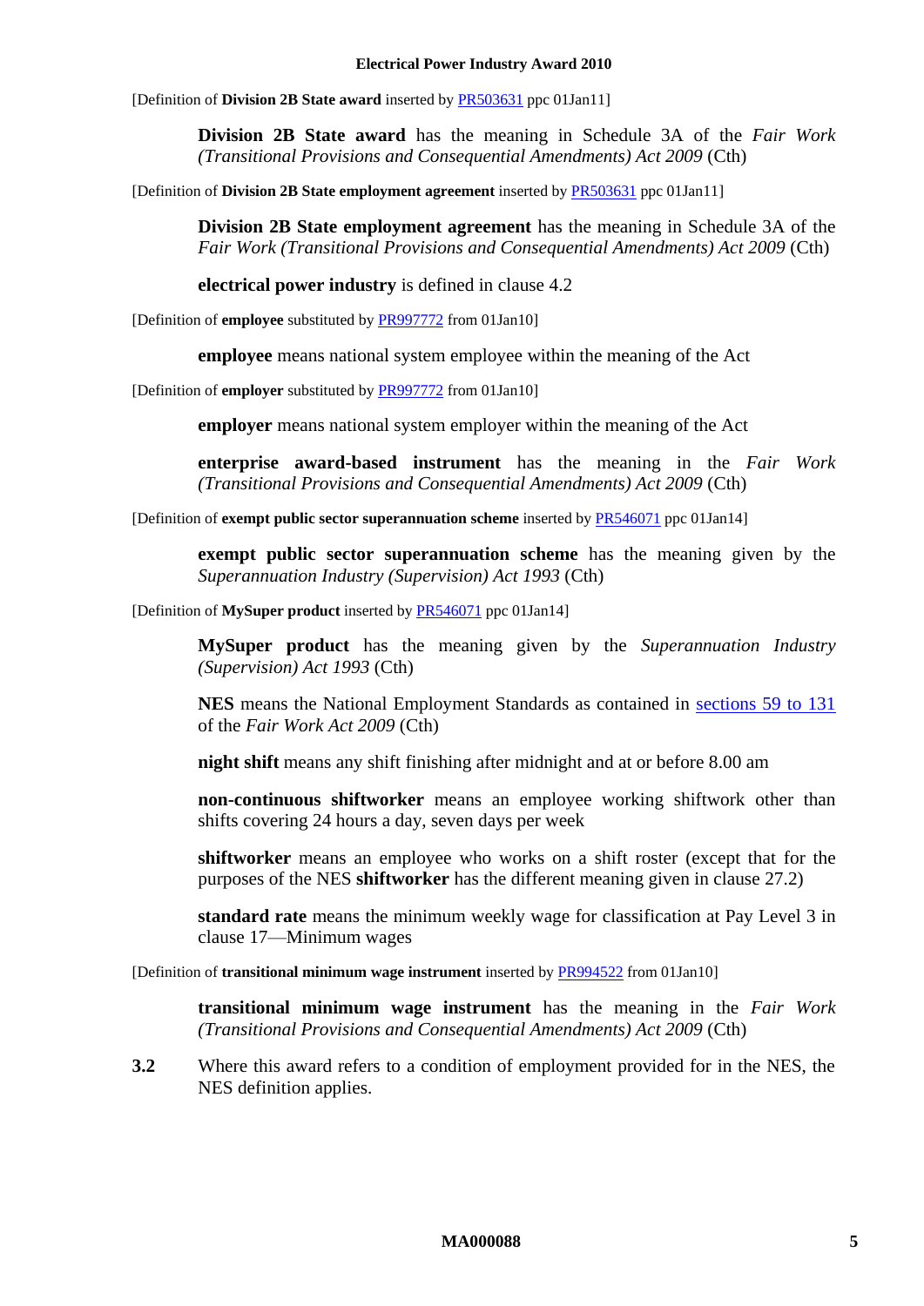[Definition of **Division 2B State award** inserted by [PR503631](PR503631) ppc 01Jan11]

**Division 2B State award** has the meaning in Schedule 3A of the *Fair Work (Transitional Provisions and Consequential Amendments) Act 2009* (Cth)

[Definition of **Division 2B State employment agreement** inserted by [PR503631](PR503631) ppc 01Jan11]

**Division 2B State employment agreement** has the meaning in Schedule 3A of the *Fair Work (Transitional Provisions and Consequential Amendments) Act 2009* (Cth)

**electrical power industry** is defined in clause 4.2

[Definition of **employee** substituted by [PR997772](PR997772) from 01Jan10]

**employee** means national system employee within the meaning of the Act

[Definition of **employer** substituted by [PR997772](PR997772) from 01Jan10]

**employer** means national system employer within the meaning of the Act

**enterprise award-based instrument** has the meaning in the *Fair Work (Transitional Provisions and Consequential Amendments) Act 2009* (Cth)

[Definition of **exempt public sector superannuation scheme** inserted by [PR546071](PR546071) ppc 01Jan14]

**exempt public sector superannuation scheme** has the meaning given by the *Superannuation Industry (Supervision) Act 1993* (Cth)

[Definition of **MySuper product** inserted by [PR546071](PR546071) ppc 01Jan14]

**MySuper product** has the meaning given by the *Superannuation Industry (Supervision) Act 1993* (Cth)

**NES** means the National Employment Standards as contained in [sections 59 to 131](sections 59 to 131) of the *Fair Work Act 2009* (Cth)

**night shift** means any shift finishing after midnight and at or before 8.00 am

**non-continuous shiftworker** means an employee working shiftwork other than shifts covering 24 hours a day, seven days per week

**shiftworker** means an employee who works on a shift roster (except that for the purposes of the NES **shiftworker** has the different meaning given in clause 27.2)

**standard rate** means the minimum weekly wage for classification at Pay Level 3 in clause 17—Minimum wages

[Definition of **transitional minimum wage instrument** inserted by [PR994522](PR994522) from 01Jan10]

**transitional minimum wage instrument** has the meaning in the *Fair Work (Transitional Provisions and Consequential Amendments) Act 2009* (Cth)

**3.2** Where this award refers to a condition of employment provided for in the NES, the NES definition applies.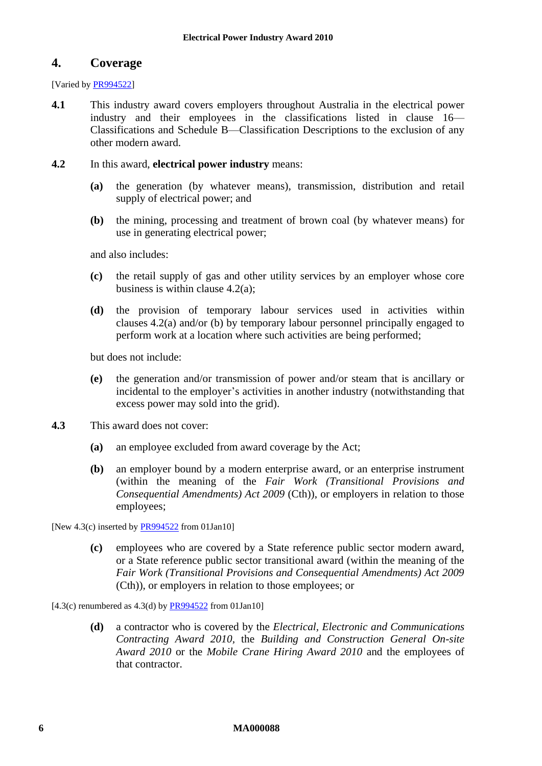## 4. Coverage

[Varied by PR994522]

**4.1** This industry award covers employers throughout Australia in the electrical power industry and their employees in the classifications listed in clause 16—Classifications and Schedule B—Classification Descriptions to the exclusion of any other modern award.

**4.2** In this award, **electrical power industry** means:

**(a)** the generation (by whatever means), transmission, distribution and retail supply of electrical power; and

**(b)** the mining, processing and treatment of brown coal (by whatever means) for use in generating electrical power;

and also includes:

**(c)** the retail supply of gas and other utility services by an employer whose core business is within clause 4.2(a);

**(d)** the provision of temporary labour services used in activities within clauses 4.2(a) and/or (b) by temporary labour personnel principally engaged to perform work at a location where such activities are being performed;

but does not include:

**(e)** the generation and/or transmission of power and/or steam that is ancillary or incidental to the employer's activities in another industry (notwithstanding that excess power may sold into the grid).

**4.3** This award does not cover:

**(a)** an employee excluded from award coverage by the Act;

**(b)** an employer bound by a modern enterprise award, or an enterprise instrument (within the meaning of the *Fair Work (Transitional Provisions and Consequential Amendments) Act 2009* (Cth)), or employers in relation to those employees;

[New 4.3(c) inserted by PR994522 from 01Jan10]

**(c)** employees who are covered by a State reference public sector modern award, or a State reference public sector transitional award (within the meaning of the *Fair Work (Transitional Provisions and Consequential Amendments) Act 2009* (Cth)), or employers in relation to those employees; or

[4.3(c) renumbered as 4.3(d) by PR994522 from 01Jan10]

**(d)** a contractor who is covered by the *Electrical, Electronic and Communications Contracting Award 2010*, the *Building and Construction General On-site Award 2010* or the *Mobile Crane Hiring Award 2010* and the employees of that contractor.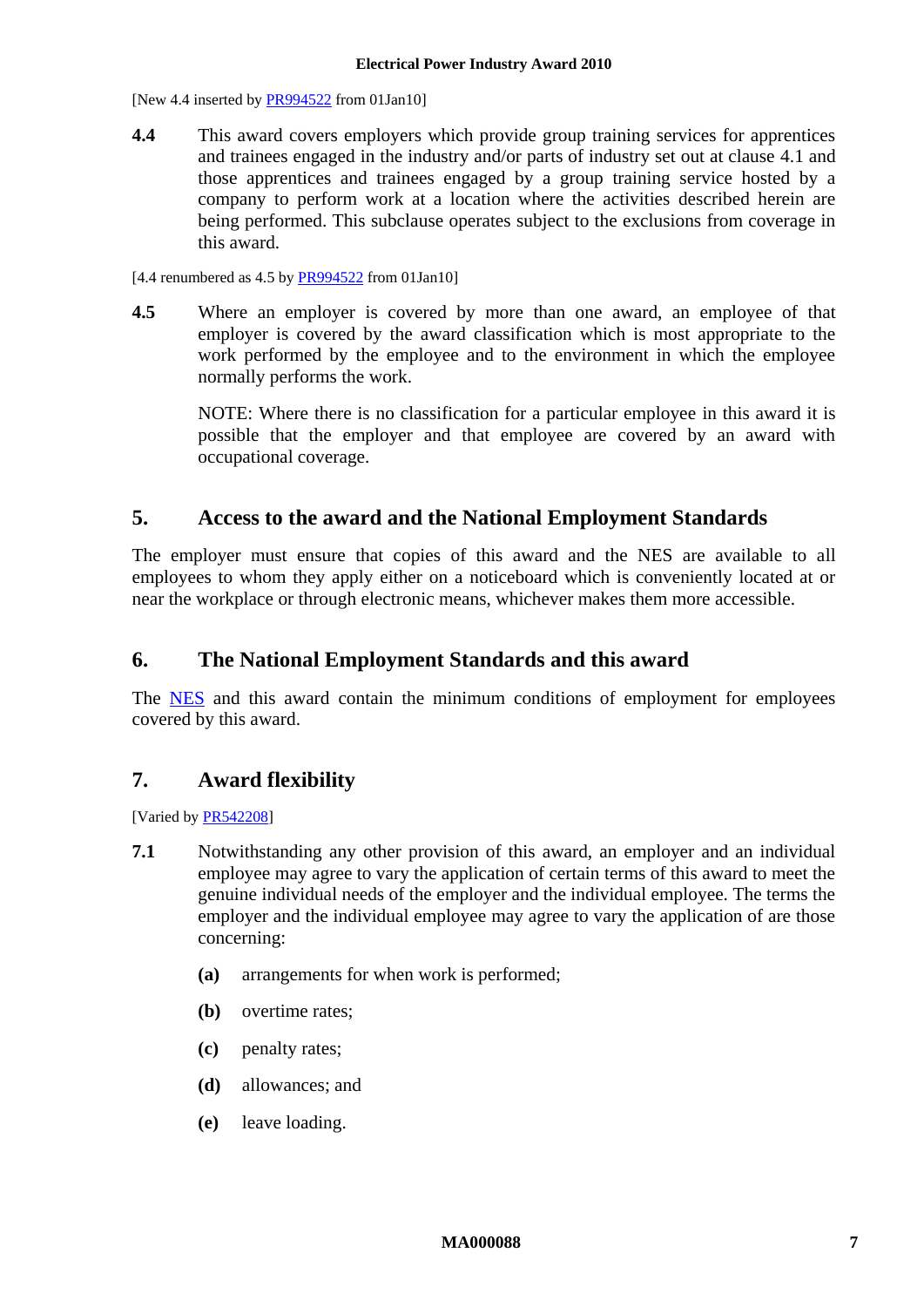[New 4.4 inserted by PR994522 from 01Jan10]

**4.4** This award covers employers which provide group training services for apprentices and trainees engaged in the industry and/or parts of industry set out at clause 4.1 and those apprentices and trainees engaged by a group training service hosted by a company to perform work at a location where the activities described herein are being performed. This subclause operates subject to the exclusions from coverage in this award.

[4.4 renumbered as 4.5 by PR994522 from 01Jan10]

**4.5** Where an employer is covered by more than one award, an employee of that employer is covered by the award classification which is most appropriate to the work performed by the employee and to the environment in which the employee normally performs the work.

NOTE: Where there is no classification for a particular employee in this award it is possible that the employer and that employee are covered by an award with occupational coverage.

## 5. Access to the award and the National Employment Standards

The employer must ensure that copies of this award and the NES are available to all employees to whom they apply either on a noticeboard which is conveniently located at or near the workplace or through electronic means, whichever makes them more accessible.

## 6. The National Employment Standards and this award

The NES and this award contain the minimum conditions of employment for employees covered by this award.

## 7. Award flexibility

[Varied by PR542208]

**7.1** Notwithstanding any other provision of this award, an employer and an individual employee may agree to vary the application of certain terms of this award to meet the genuine individual needs of the employer and the individual employee. The terms the employer and the individual employee may agree to vary the application of are those concerning:

- **(a)** arrangements for when work is performed;
- **(b)** overtime rates;
- **(c)** penalty rates;
- **(d)** allowances; and
- **(e)** leave loading.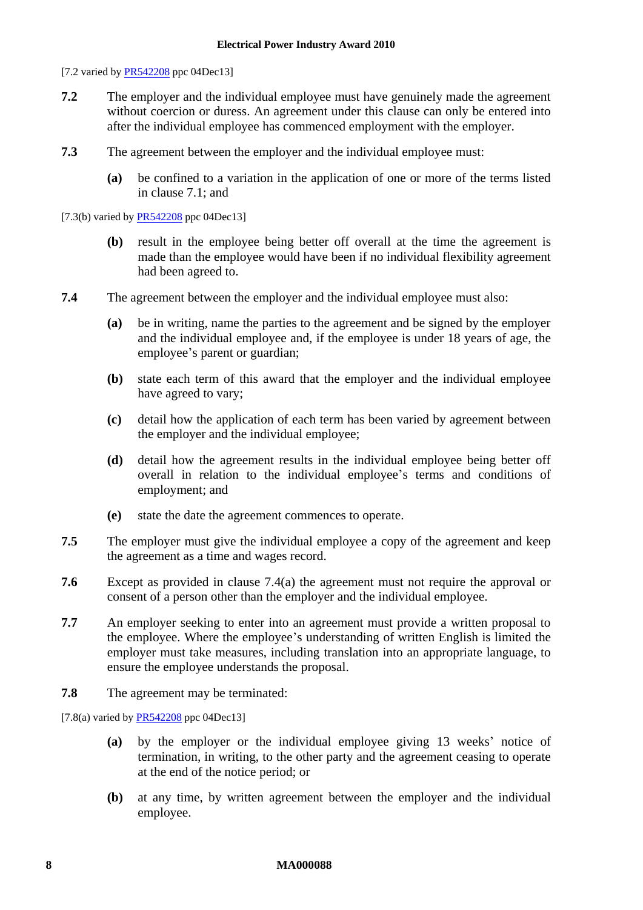[7.2 varied by [PR542208](PR542208) ppc 04Dec13]

**7.2** The employer and the individual employee must have genuinely made the agreement without coercion or duress. An agreement under this clause can only be entered into after the individual employee has commenced employment with the employer.

**7.3** The agreement between the employer and the individual employee must:

- **(a)** be confined to a variation in the application of one or more of the terms listed in clause 7.1; and

[7.3(b) varied by [PR542208](PR542208) ppc 04Dec13]

- **(b)** result in the employee being better off overall at the time the agreement is made than the employee would have been if no individual flexibility agreement had been agreed to.

**7.4** The agreement between the employer and the individual employee must also:

- **(a)** be in writing, name the parties to the agreement and be signed by the employer and the individual employee and, if the employee is under 18 years of age, the employee's parent or guardian;
- **(b)** state each term of this award that the employer and the individual employee have agreed to vary;
- **(c)** detail how the application of each term has been varied by agreement between the employer and the individual employee;
- **(d)** detail how the agreement results in the individual employee being better off overall in relation to the individual employee's terms and conditions of employment; and
- **(e)** state the date the agreement commences to operate.

**7.5** The employer must give the individual employee a copy of the agreement and keep the agreement as a time and wages record.

**7.6** Except as provided in clause 7.4(a) the agreement must not require the approval or consent of a person other than the employer and the individual employee.

**7.7** An employer seeking to enter into an agreement must provide a written proposal to the employee. Where the employee's understanding of written English is limited the employer must take measures, including translation into an appropriate language, to ensure the employee understands the proposal.

**7.8** The agreement may be terminated:

[7.8(a) varied by [PR542208](PR542208) ppc 04Dec13]

- **(a)** by the employer or the individual employee giving 13 weeks' notice of termination, in writing, to the other party and the agreement ceasing to operate at the end of the notice period; or
- **(b)** at any time, by written agreement between the employer and the individual employee.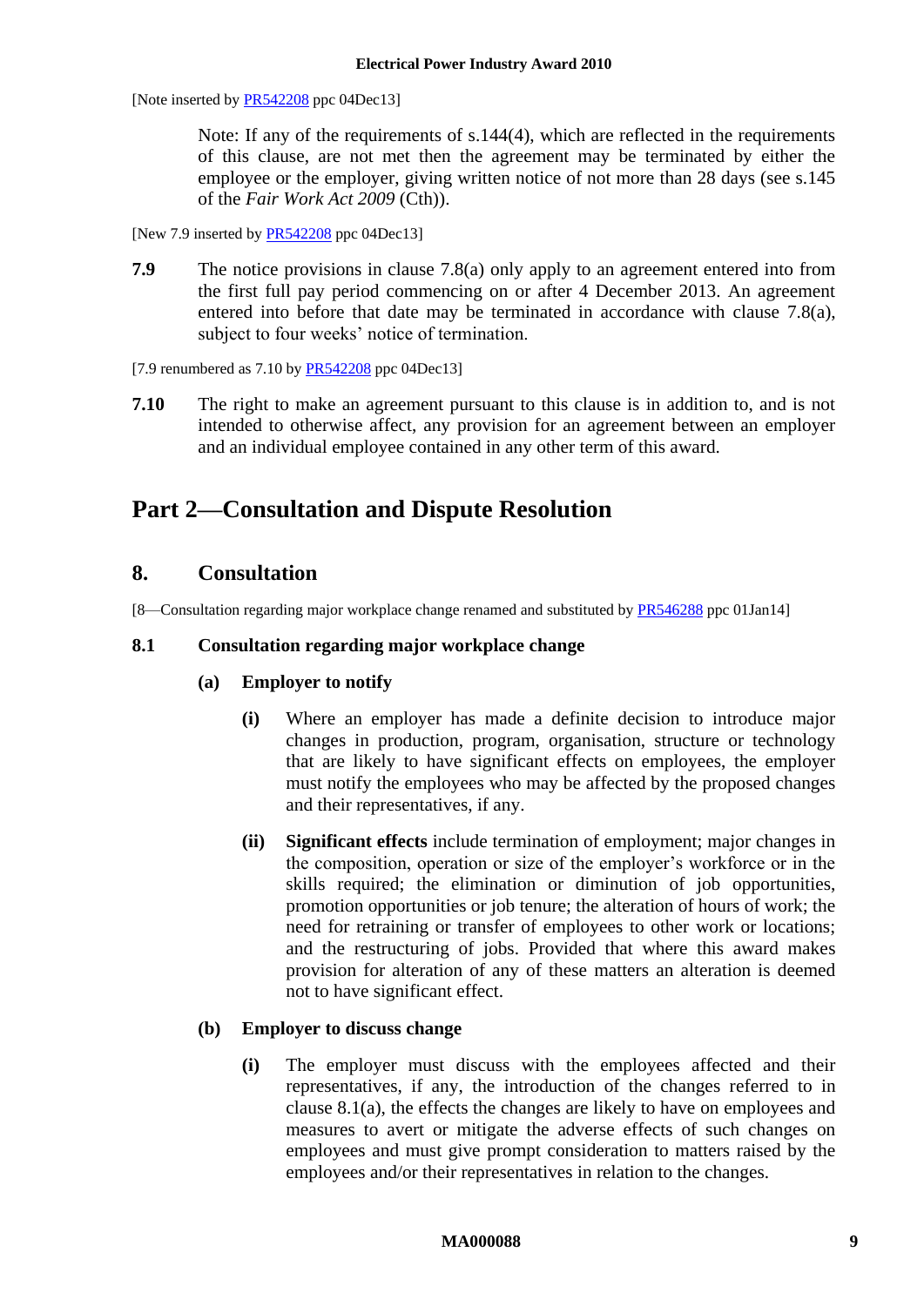[Note inserted by PR542208 ppc 04Dec13]

Note: If any of the requirements of s.144(4), which are reflected in the requirements of this clause, are not met then the agreement may be terminated by either the employee or the employer, giving written notice of not more than 28 days (see s.145 of the *Fair Work Act 2009* (Cth)).

[New 7.9 inserted by PR542208 ppc 04Dec13]

**7.9** The notice provisions in clause 7.8(a) only apply to an agreement entered into from the first full pay period commencing on or after 4 December 2013. An agreement entered into before that date may be terminated in accordance with clause 7.8(a), subject to four weeks' notice of termination.

[7.9 renumbered as 7.10 by PR542208 ppc 04Dec13]

**7.10** The right to make an agreement pursuant to this clause is in addition to, and is not intended to otherwise affect, any provision for an agreement between an employer and an individual employee contained in any other term of this award.

# Part 2—Consultation and Dispute Resolution

## 8. Consultation

[8—Consultation regarding major workplace change renamed and substituted by PR546288 ppc 01Jan14]

### 8.1 Consultation regarding major workplace change

**(a) Employer to notify**

**(i)** Where an employer has made a definite decision to introduce major changes in production, program, organisation, structure or technology that are likely to have significant effects on employees, the employer must notify the employees who may be affected by the proposed changes and their representatives, if any.

**(ii)** **Significant effects** include termination of employment; major changes in the composition, operation or size of the employer's workforce or in the skills required; the elimination or diminution of job opportunities, promotion opportunities or job tenure; the alteration of hours of work; the need for retraining or transfer of employees to other work or locations; and the restructuring of jobs. Provided that where this award makes provision for alteration of any of these matters an alteration is deemed not to have significant effect.

**(b) Employer to discuss change**

**(i)** The employer must discuss with the employees affected and their representatives, if any, the introduction of the changes referred to in clause 8.1(a), the effects the changes are likely to have on employees and measures to avert or mitigate the adverse effects of such changes on employees and must give prompt consideration to matters raised by the employees and/or their representatives in relation to the changes.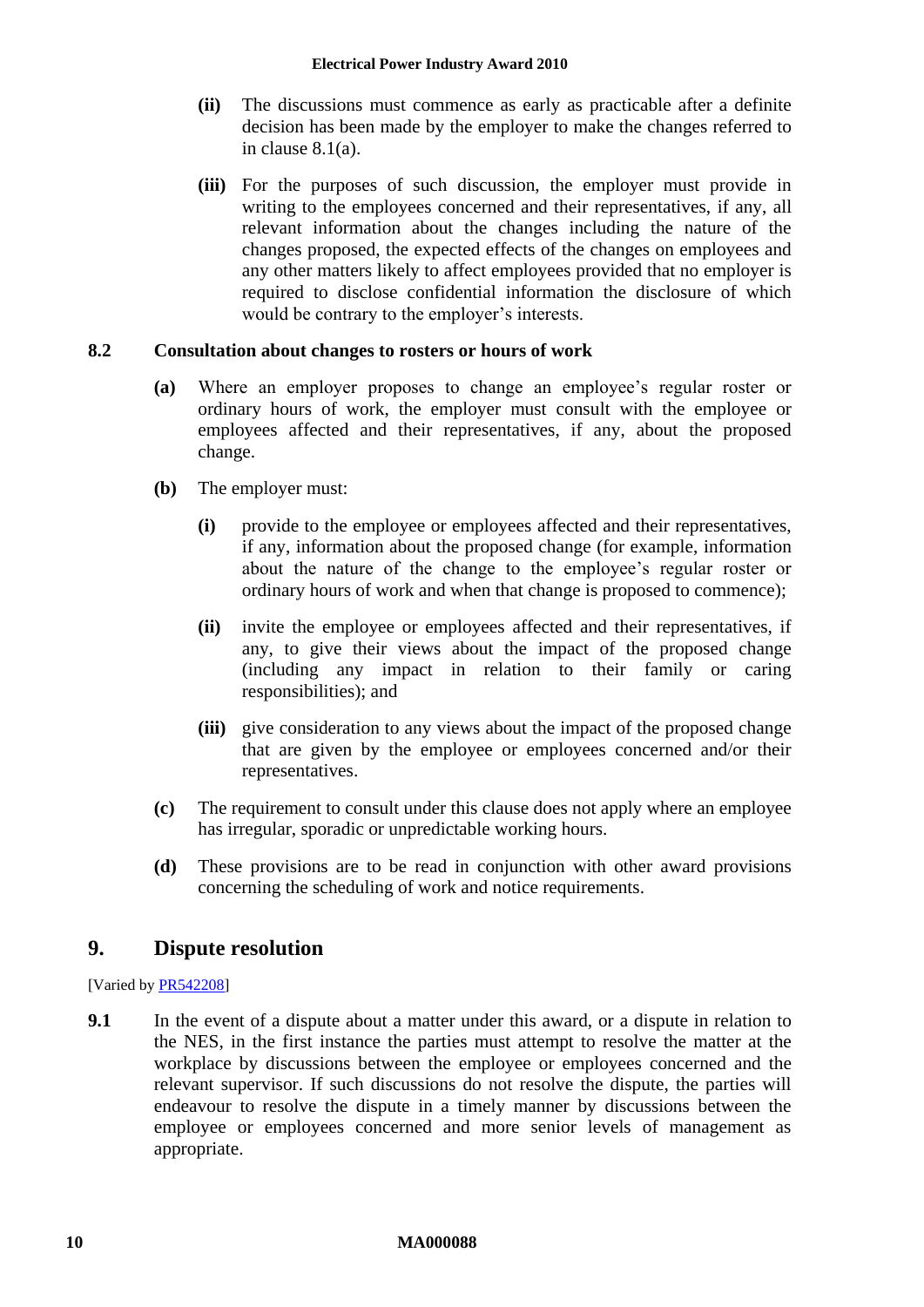**(ii)** The discussions must commence as early as practicable after a definite decision has been made by the employer to make the changes referred to in clause 8.1(a).

**(iii)** For the purposes of such discussion, the employer must provide in writing to the employees concerned and their representatives, if any, all relevant information about the changes including the nature of the changes proposed, the expected effects of the changes on employees and any other matters likely to affect employees provided that no employer is required to disclose confidential information the disclosure of which would be contrary to the employer's interests.

### 8.2 Consultation about changes to rosters or hours of work

**(a)** Where an employer proposes to change an employee's regular roster or ordinary hours of work, the employer must consult with the employee or employees affected and their representatives, if any, about the proposed change.

**(b)** The employer must:

**(i)** provide to the employee or employees affected and their representatives, if any, information about the proposed change (for example, information about the nature of the change to the employee's regular roster or ordinary hours of work and when that change is proposed to commence);

**(ii)** invite the employee or employees affected and their representatives, if any, to give their views about the impact of the proposed change (including any impact in relation to their family or caring responsibilities); and

**(iii)** give consideration to any views about the impact of the proposed change that are given by the employee or employees concerned and/or their representatives.

**(c)** The requirement to consult under this clause does not apply where an employee has irregular, sporadic or unpredictable working hours.

**(d)** These provisions are to be read in conjunction with other award provisions concerning the scheduling of work and notice requirements.

## 9. Dispute resolution

[Varied by PR542208]

**9.1** In the event of a dispute about a matter under this award, or a dispute in relation to the NES, in the first instance the parties must attempt to resolve the matter at the workplace by discussions between the employee or employees concerned and the relevant supervisor. If such discussions do not resolve the dispute, the parties will endeavour to resolve the dispute in a timely manner by discussions between the employee or employees concerned and more senior levels of management as appropriate.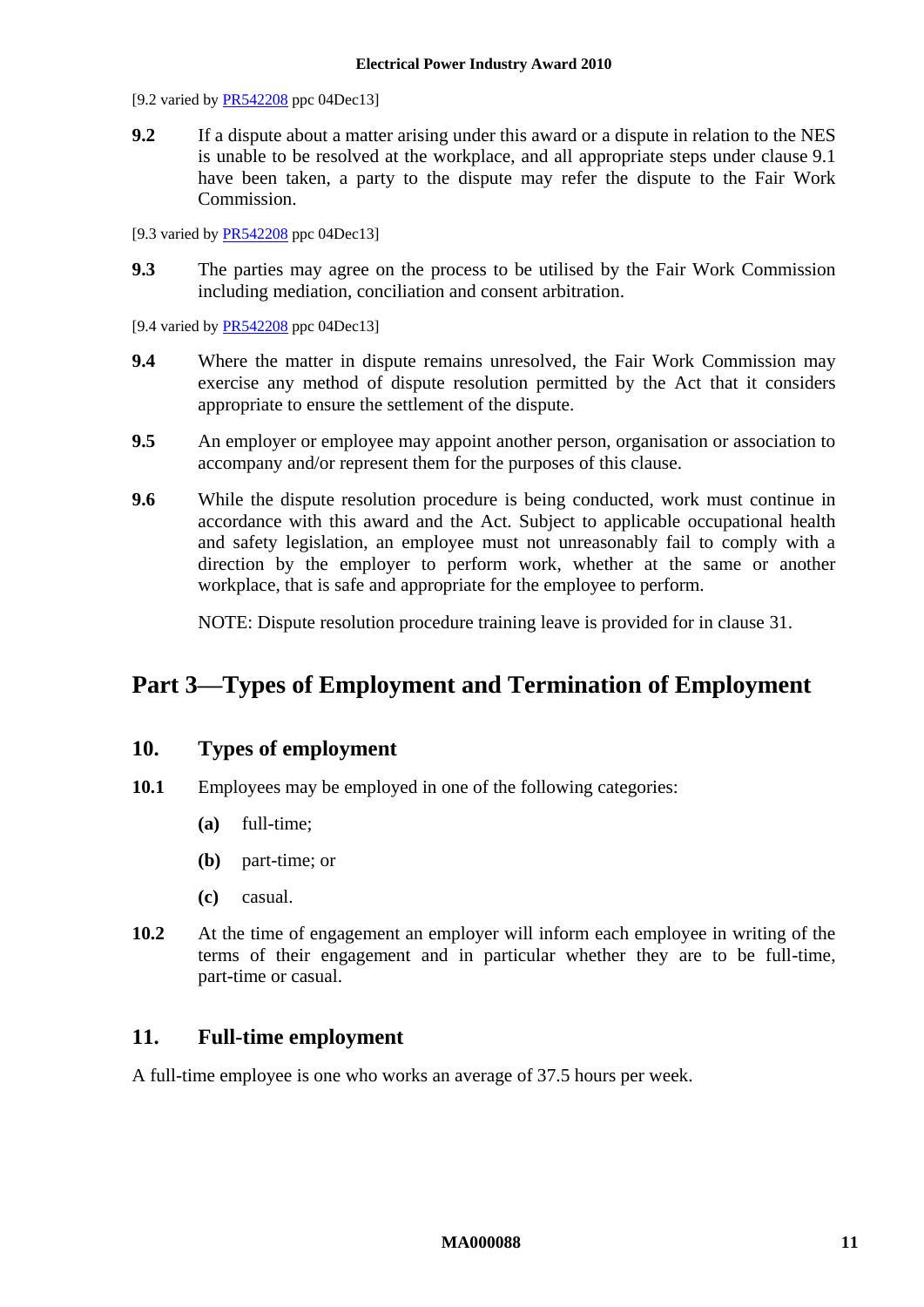[9.2 varied by PR542208 ppc 04Dec13]

**9.2** If a dispute about a matter arising under this award or a dispute in relation to the NES is unable to be resolved at the workplace, and all appropriate steps under clause 9.1 have been taken, a party to the dispute may refer the dispute to the Fair Work Commission.

[9.3 varied by PR542208 ppc 04Dec13]

**9.3** The parties may agree on the process to be utilised by the Fair Work Commission including mediation, conciliation and consent arbitration.

[9.4 varied by PR542208 ppc 04Dec13]

**9.4** Where the matter in dispute remains unresolved, the Fair Work Commission may exercise any method of dispute resolution permitted by the Act that it considers appropriate to ensure the settlement of the dispute.

**9.5** An employer or employee may appoint another person, organisation or association to accompany and/or represent them for the purposes of this clause.

**9.6** While the dispute resolution procedure is being conducted, work must continue in accordance with this award and the Act. Subject to applicable occupational health and safety legislation, an employee must not unreasonably fail to comply with a direction by the employer to perform work, whether at the same or another workplace, that is safe and appropriate for the employee to perform.

NOTE: Dispute resolution procedure training leave is provided for in clause 31.

# Part 3—Types of Employment and Termination of Employment

## 10. Types of employment

**10.1** Employees may be employed in one of the following categories:

**(a)** full-time;

**(b)** part-time; or

**(c)** casual.

**10.2** At the time of engagement an employer will inform each employee in writing of the terms of their engagement and in particular whether they are to be full-time, part-time or casual.

## 11. Full-time employment

A full-time employee is one who works an average of 37.5 hours per week.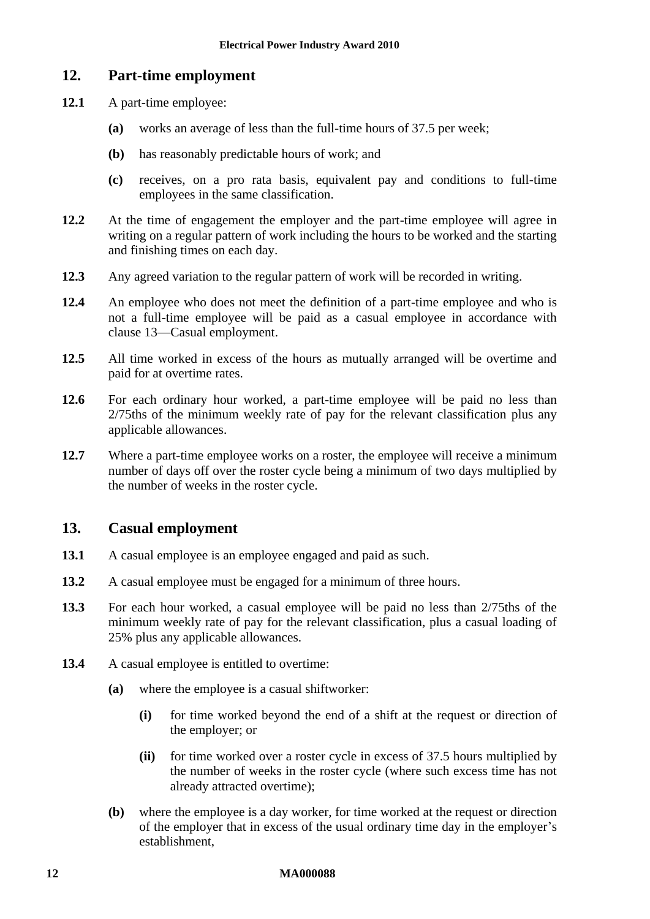## 12. Part-time employment

**12.1** A part-time employee:

**(a)** works an average of less than the full-time hours of 37.5 per week;

**(b)** has reasonably predictable hours of work; and

**(c)** receives, on a pro rata basis, equivalent pay and conditions to full-time employees in the same classification.

**12.2** At the time of engagement the employer and the part-time employee will agree in writing on a regular pattern of work including the hours to be worked and the starting and finishing times on each day.

**12.3** Any agreed variation to the regular pattern of work will be recorded in writing.

**12.4** An employee who does not meet the definition of a part-time employee and who is not a full-time employee will be paid as a casual employee in accordance with clause 13—Casual employment.

**12.5** All time worked in excess of the hours as mutually arranged will be overtime and paid for at overtime rates.

**12.6** For each ordinary hour worked, a part-time employee will be paid no less than 2/75ths of the minimum weekly rate of pay for the relevant classification plus any applicable allowances.

**12.7** Where a part-time employee works on a roster, the employee will receive a minimum number of days off over the roster cycle being a minimum of two days multiplied by the number of weeks in the roster cycle.

## 13. Casual employment

**13.1** A casual employee is an employee engaged and paid as such.

**13.2** A casual employee must be engaged for a minimum of three hours.

**13.3** For each hour worked, a casual employee will be paid no less than 2/75ths of the minimum weekly rate of pay for the relevant classification, plus a casual loading of 25% plus any applicable allowances.

**13.4** A casual employee is entitled to overtime:

**(a)** where the employee is a casual shiftworker:

**(i)** for time worked beyond the end of a shift at the request or direction of the employer; or

**(ii)** for time worked over a roster cycle in excess of 37.5 hours multiplied by the number of weeks in the roster cycle (where such excess time has not already attracted overtime);

**(b)** where the employee is a day worker, for time worked at the request or direction of the employer that in excess of the usual ordinary time day in the employer's establishment,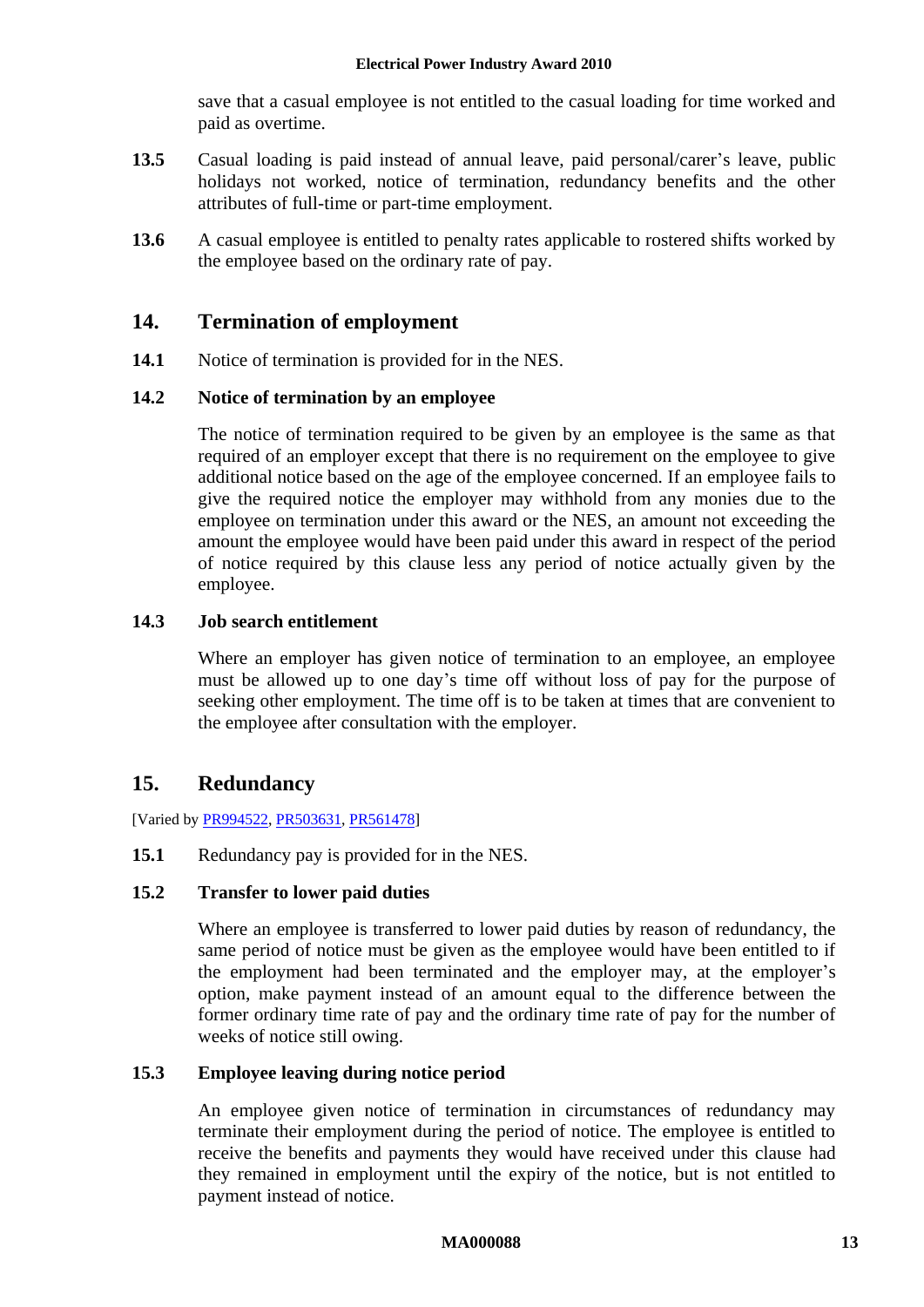save that a casual employee is not entitled to the casual loading for time worked and paid as overtime.

**13.5** Casual loading is paid instead of annual leave, paid personal/carer's leave, public holidays not worked, notice of termination, redundancy benefits and the other attributes of full-time or part-time employment.

**13.6** A casual employee is entitled to penalty rates applicable to rostered shifts worked by the employee based on the ordinary rate of pay.

## 14. Termination of employment

**14.1** Notice of termination is provided for in the NES.

**14.2 Notice of termination by an employee**

The notice of termination required to be given by an employee is the same as that required of an employer except that there is no requirement on the employee to give additional notice based on the age of the employee concerned. If an employee fails to give the required notice the employer may withhold from any monies due to the employee on termination under this award or the NES, an amount not exceeding the amount the employee would have been paid under this award in respect of the period of notice required by this clause less any period of notice actually given by the employee.

**14.3 Job search entitlement**

Where an employer has given notice of termination to an employee, an employee must be allowed up to one day's time off without loss of pay for the purpose of seeking other employment. The time off is to be taken at times that are convenient to the employee after consultation with the employer.

## 15. Redundancy

[Varied by PR994522, PR503631, PR561478]

**15.1** Redundancy pay is provided for in the NES.

**15.2 Transfer to lower paid duties**

Where an employee is transferred to lower paid duties by reason of redundancy, the same period of notice must be given as the employee would have been entitled to if the employment had been terminated and the employer may, at the employer's option, make payment instead of an amount equal to the difference between the former ordinary time rate of pay and the ordinary time rate of pay for the number of weeks of notice still owing.

**15.3 Employee leaving during notice period**

An employee given notice of termination in circumstances of redundancy may terminate their employment during the period of notice. The employee is entitled to receive the benefits and payments they would have received under this clause had they remained in employment until the expiry of the notice, but is not entitled to payment instead of notice.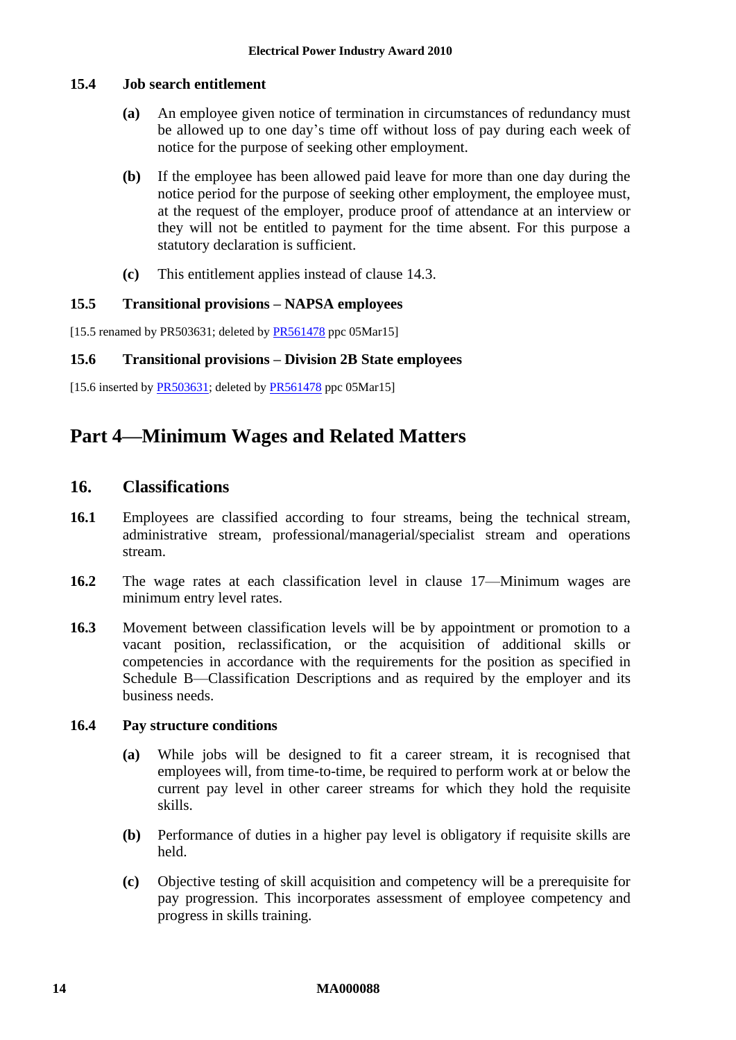### 15.4 Job search entitlement

**(a)** An employee given notice of termination in circumstances of redundancy must be allowed up to one day's time off without loss of pay during each week of notice for the purpose of seeking other employment.

**(b)** If the employee has been allowed paid leave for more than one day during the notice period for the purpose of seeking other employment, the employee must, at the request of the employer, produce proof of attendance at an interview or they will not be entitled to payment for the time absent. For this purpose a statutory declaration is sufficient.

**(c)** This entitlement applies instead of clause 14.3.

### 15.5 Transitional provisions – NAPSA employees

[15.5 renamed by PR503631; deleted by PR561478 ppc 05Mar15]

### 15.6 Transitional provisions – Division 2B State employees

[15.6 inserted by PR503631; deleted by PR561478 ppc 05Mar15]

# Part 4—Minimum Wages and Related Matters

## 16. Classifications

**16.1** Employees are classified according to four streams, being the technical stream, administrative stream, professional/managerial/specialist stream and operations stream.

**16.2** The wage rates at each classification level in clause 17—Minimum wages are minimum entry level rates.

**16.3** Movement between classification levels will be by appointment or promotion to a vacant position, reclassification, or the acquisition of additional skills or competencies in accordance with the requirements for the position as specified in Schedule B—Classification Descriptions and as required by the employer and its business needs.

### 16.4 Pay structure conditions

**(a)** While jobs will be designed to fit a career stream, it is recognised that employees will, from time-to-time, be required to perform work at or below the current pay level in other career streams for which they hold the requisite skills.

**(b)** Performance of duties in a higher pay level is obligatory if requisite skills are held.

**(c)** Objective testing of skill acquisition and competency will be a prerequisite for pay progression. This incorporates assessment of employee competency and progress in skills training.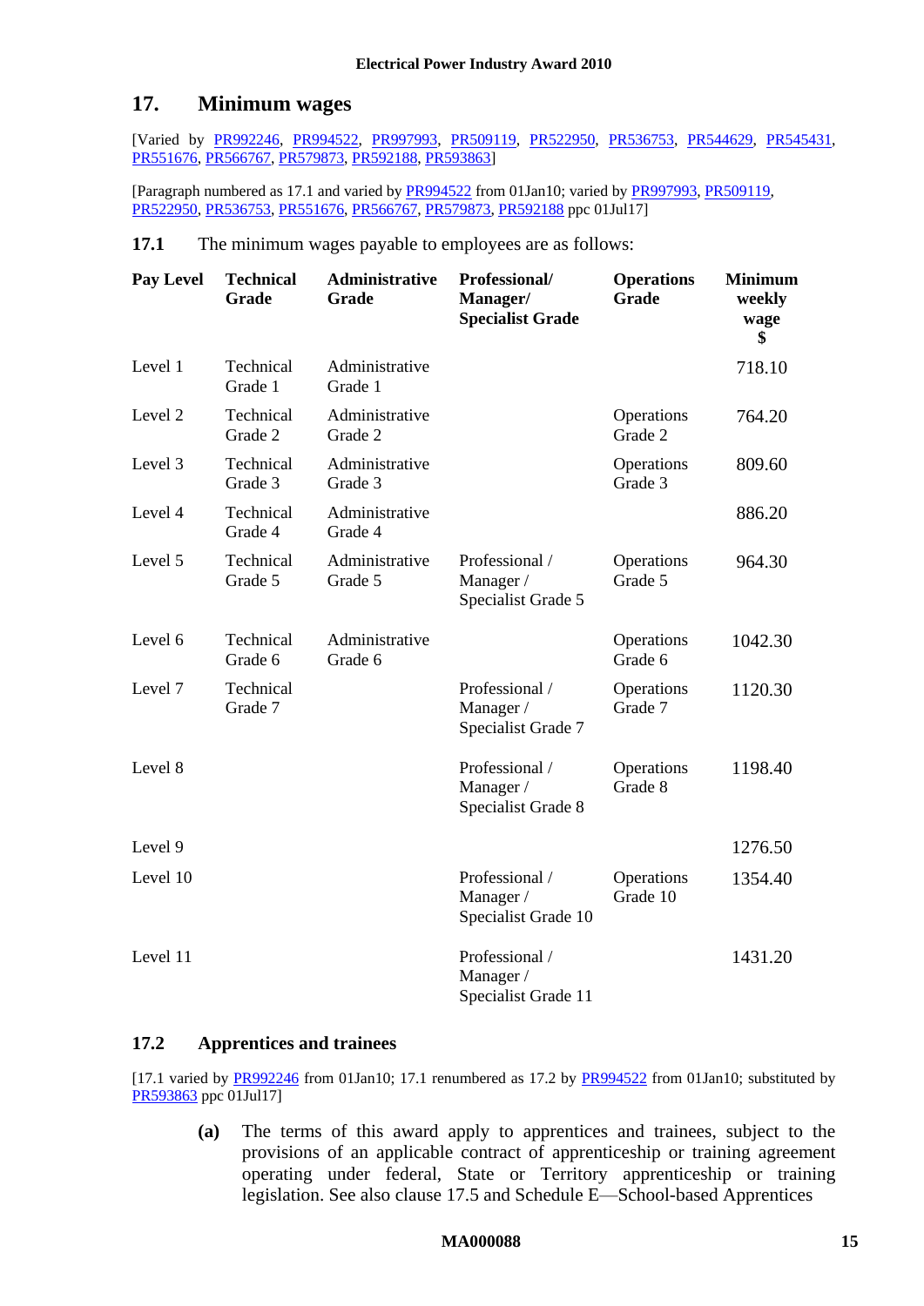## 17. Minimum wages

[Varied by PR992246, PR994522, PR997993, PR509119, PR522950, PR536753, PR544629, PR545431, PR551676, PR566767, PR579873, PR592188, PR593863]

[Paragraph numbered as 17.1 and varied by PR994522 from 01Jan10; varied by PR997993, PR509119, PR522950, PR536753, PR551676, PR566767, PR579873, PR592188 ppc 01Jul17]

**17.1** The minimum wages payable to employees are as follows:

| Pay Level | Technical Grade | Administrative Grade | Professional/ Manager/ Specialist Grade | Operations Grade | Minimum weekly wage $ |
|---|---|---|---|---|---|
| Level 1 | Technical Grade 1 | Administrative Grade 1 | | | 718.10 |
| Level 2 | Technical Grade 2 | Administrative Grade 2 | | Operations Grade 2 | 764.20 |
| Level 3 | Technical Grade 3 | Administrative Grade 3 | | Operations Grade 3 | 809.60 |
| Level 4 | Technical Grade 4 | Administrative Grade 4 | | | 886.20 |
| Level 5 | Technical Grade 5 | Administrative Grade 5 | Professional / Manager / Specialist Grade 5 | Operations Grade 5 | 964.30 |
| Level 6 | Technical Grade 6 | Administrative Grade 6 | | Operations Grade 6 | 1042.30 |
| Level 7 | Technical Grade 7 | | Professional / Manager / Specialist Grade 7 | Operations Grade 7 | 1120.30 |
| Level 8 | | | Professional / Manager / Specialist Grade 8 | Operations Grade 8 | 1198.40 |
| Level 9 | | | | | 1276.50 |
| Level 10 | | | Professional / Manager / Specialist Grade 10 | Operations Grade 10 | 1354.40 |
| Level 11 | | | Professional / Manager / Specialist Grade 11 | | 1431.20 |

### 17.2 Apprentices and trainees

[17.1 varied by PR992246 from 01Jan10; 17.1 renumbered as 17.2 by PR994522 from 01Jan10; substituted by PR593863 ppc 01Jul17]

**(a)** The terms of this award apply to apprentices and trainees, subject to the provisions of an applicable contract of apprenticeship or training agreement operating under federal, State or Territory apprenticeship or training legislation. See also clause 17.5 and Schedule E—School-based Apprentices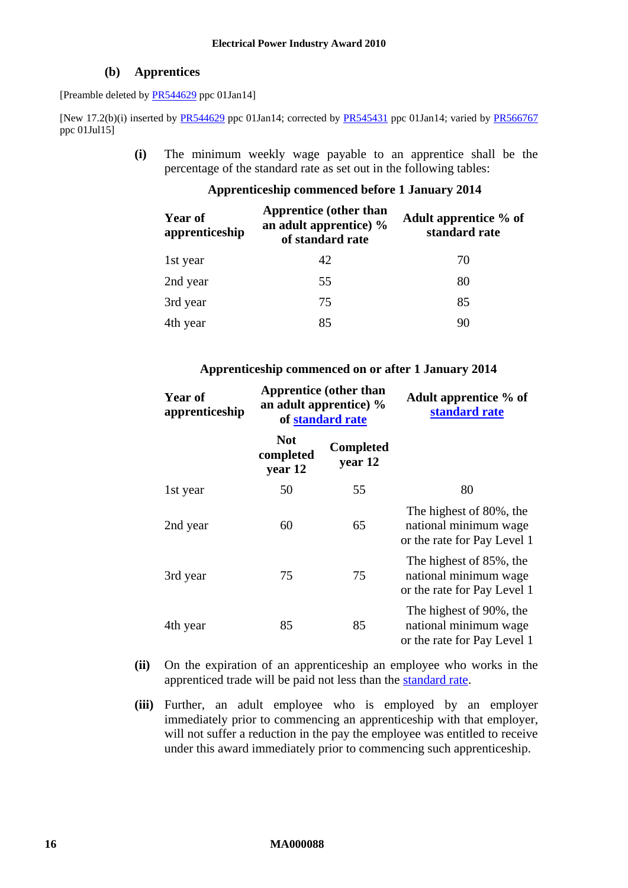### (b) Apprentices

[Preamble deleted by PR544629 ppc 01Jan14]

[New 17.2(b)(i) inserted by PR544629 ppc 01Jan14; corrected by PR545431 ppc 01Jan14; varied by PR566767 ppc 01Jul15]

**(i)** The minimum weekly wage payable to an apprentice shall be the percentage of the standard rate as set out in the following tables:

**Apprenticeship commenced before 1 January 2014**

| Year of apprenticeship | Apprentice (other than an adult apprentice) % of standard rate | Adult apprentice % of standard rate |
|---|---|---|
| 1st year | 42 | 70 |
| 2nd year | 55 | 80 |
| 3rd year | 75 | 85 |
| 4th year | 85 | 90 |

**Apprenticeship commenced on or after 1 January 2014**

| Year of apprenticeship | Apprentice (other than an adult apprentice) % of standard rate | | Adult apprentice % of standard rate |
|---|---|---|---|
| | Not completed year 12 | Completed year 12 | |
| 1st year | 50 | 55 | 80 |
| 2nd year | 60 | 65 | The highest of 80%, the national minimum wage or the rate for Pay Level 1 |
| 3rd year | 75 | 75 | The highest of 85%, the national minimum wage or the rate for Pay Level 1 |
| 4th year | 85 | 85 | The highest of 90%, the national minimum wage or the rate for Pay Level 1 |

**(ii)** On the expiration of an apprenticeship an employee who works in the apprenticed trade will be paid not less than the standard rate.

**(iii)** Further, an adult employee who is employed by an employer immediately prior to commencing an apprenticeship with that employer, will not suffer a reduction in the pay the employee was entitled to receive under this award immediately prior to commencing such apprenticeship.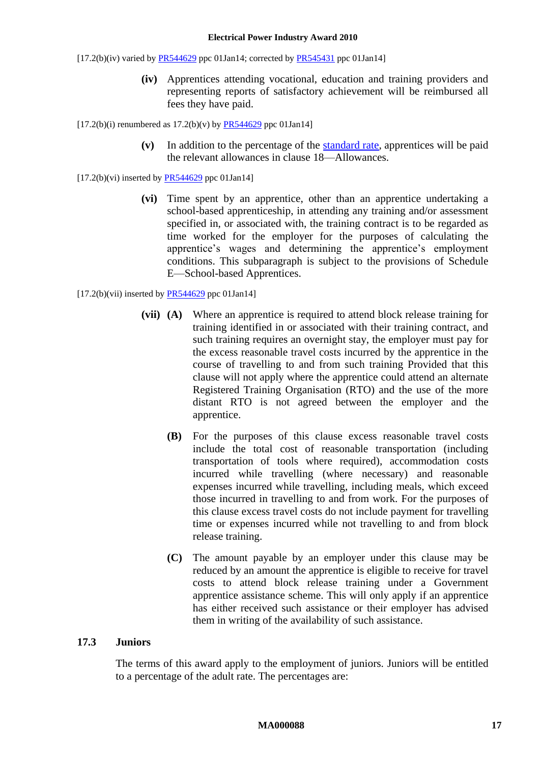[17.2(b)(iv) varied by PR544629 ppc 01Jan14; corrected by PR545431 ppc 01Jan14]

**(iv)** Apprentices attending vocational, education and training providers and representing reports of satisfactory achievement will be reimbursed all fees they have paid.

[17.2(b)(i) renumbered as 17.2(b)(v) by PR544629 ppc 01Jan14]

**(v)** In addition to the percentage of the standard rate, apprentices will be paid the relevant allowances in clause 18—Allowances.

[17.2(b)(vi) inserted by PR544629 ppc 01Jan14]

**(vi)** Time spent by an apprentice, other than an apprentice undertaking a school-based apprenticeship, in attending any training and/or assessment specified in, or associated with, the training contract is to be regarded as time worked for the employer for the purposes of calculating the apprentice's wages and determining the apprentice's employment conditions. This subparagraph is subject to the provisions of Schedule E—School-based Apprentices.

[17.2(b)(vii) inserted by PR544629 ppc 01Jan14]

**(vii)** **(A)** Where an apprentice is required to attend block release training for training identified in or associated with their training contract, and such training requires an overnight stay, the employer must pay for the excess reasonable travel costs incurred by the apprentice in the course of travelling to and from such training Provided that this clause will not apply where the apprentice could attend an alternate Registered Training Organisation (RTO) and the use of the more distant RTO is not agreed between the employer and the apprentice.

**(B)** For the purposes of this clause excess reasonable travel costs include the total cost of reasonable transportation (including transportation of tools where required), accommodation costs incurred while travelling (where necessary) and reasonable expenses incurred while travelling, including meals, which exceed those incurred in travelling to and from work. For the purposes of this clause excess travel costs do not include payment for travelling time or expenses incurred while not travelling to and from block release training.

**(C)** The amount payable by an employer under this clause may be reduced by an amount the apprentice is eligible to receive for travel costs to attend block release training under a Government apprentice assistance scheme. This will only apply if an apprentice has either received such assistance or their employer has advised them in writing of the availability of such assistance.

### 17.3 Juniors

The terms of this award apply to the employment of juniors. Juniors will be entitled to a percentage of the adult rate. The percentages are: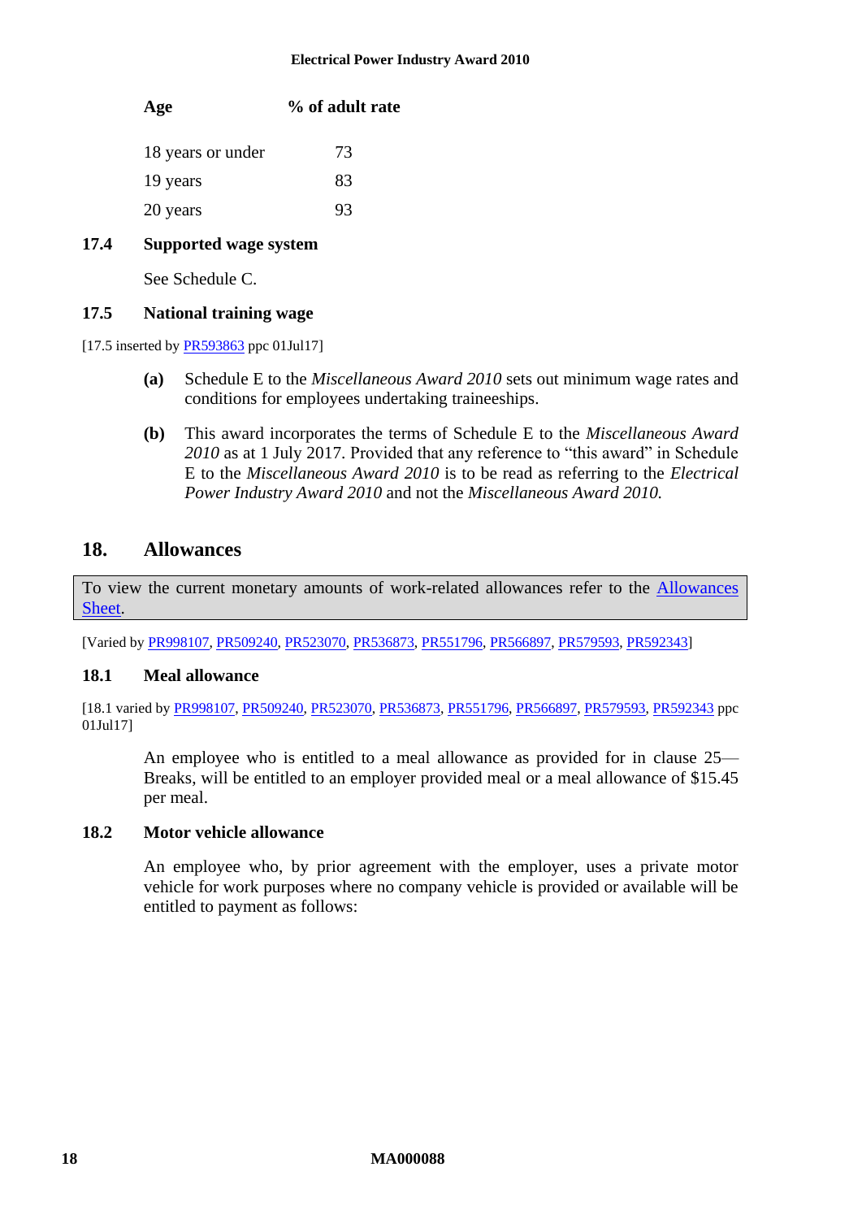| Age | % of adult rate |
|---|---|
| 18 years or under | 73 |
| 19 years | 83 |
| 20 years | 93 |

### 17.4 Supported wage system

See Schedule C.

### 17.5 National training wage

[17.5 inserted by PR593863 ppc 01Jul17]

**(a)** Schedule E to the *Miscellaneous Award 2010* sets out minimum wage rates and conditions for employees undertaking traineeships.

**(b)** This award incorporates the terms of Schedule E to the *Miscellaneous Award 2010* as at 1 July 2017. Provided that any reference to "this award" in Schedule E to the *Miscellaneous Award 2010* is to be read as referring to the *Electrical Power Industry Award 2010* and not the *Miscellaneous Award 2010.*

## 18. Allowances

To view the current monetary amounts of work-related allowances refer to the Allowances Sheet.

[Varied by PR998107, PR509240, PR523070, PR536873, PR551796, PR566897, PR579593, PR592343]

### 18.1 Meal allowance

[18.1 varied by PR998107, PR509240, PR523070, PR536873, PR551796, PR566897, PR579593, PR592343 ppc 01Jul17]

An employee who is entitled to a meal allowance as provided for in clause 25—Breaks, will be entitled to an employer provided meal or a meal allowance of $15.45 per meal.

### 18.2 Motor vehicle allowance

An employee who, by prior agreement with the employer, uses a private motor vehicle for work purposes where no company vehicle is provided or available will be entitled to payment as follows: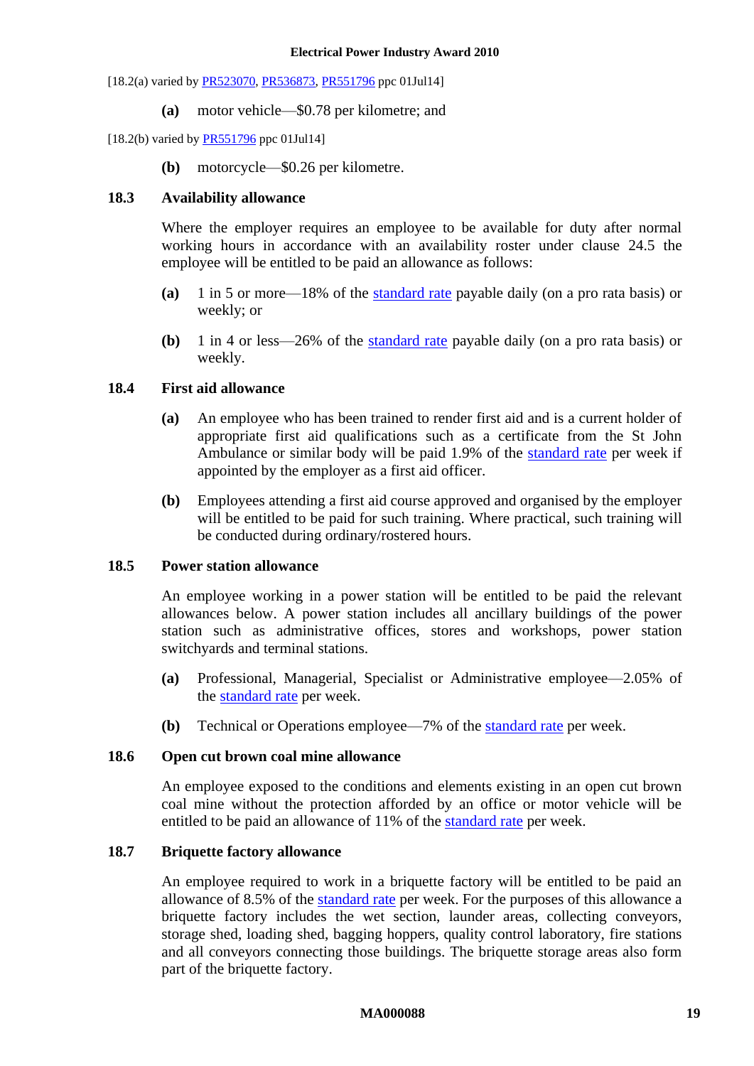[18.2(a) varied by PR523070, PR536873, PR551796 ppc 01Jul14]

**(a)** motor vehicle—$0.78 per kilometre; and

[18.2(b) varied by PR551796 ppc 01Jul14]

**(b)** motorcycle—$0.26 per kilometre.

### 18.3 Availability allowance

Where the employer requires an employee to be available for duty after normal working hours in accordance with an availability roster under clause 24.5 the employee will be entitled to be paid an allowance as follows:

**(a)** 1 in 5 or more—18% of the standard rate payable daily (on a pro rata basis) or weekly; or

**(b)** 1 in 4 or less—26% of the standard rate payable daily (on a pro rata basis) or weekly.

### 18.4 First aid allowance

**(a)** An employee who has been trained to render first aid and is a current holder of appropriate first aid qualifications such as a certificate from the St John Ambulance or similar body will be paid 1.9% of the standard rate per week if appointed by the employer as a first aid officer.

**(b)** Employees attending a first aid course approved and organised by the employer will be entitled to be paid for such training. Where practical, such training will be conducted during ordinary/rostered hours.

### 18.5 Power station allowance

An employee working in a power station will be entitled to be paid the relevant allowances below. A power station includes all ancillary buildings of the power station such as administrative offices, stores and workshops, power station switchyards and terminal stations.

**(a)** Professional, Managerial, Specialist or Administrative employee—2.05% of the standard rate per week.

**(b)** Technical or Operations employee—7% of the standard rate per week.

### 18.6 Open cut brown coal mine allowance

An employee exposed to the conditions and elements existing in an open cut brown coal mine without the protection afforded by an office or motor vehicle will be entitled to be paid an allowance of 11% of the standard rate per week.

### 18.7 Briquette factory allowance

An employee required to work in a briquette factory will be entitled to be paid an allowance of 8.5% of the standard rate per week. For the purposes of this allowance a briquette factory includes the wet section, launder areas, collecting conveyors, storage shed, loading shed, bagging hoppers, quality control laboratory, fire stations and all conveyors connecting those buildings. The briquette storage areas also form part of the briquette factory.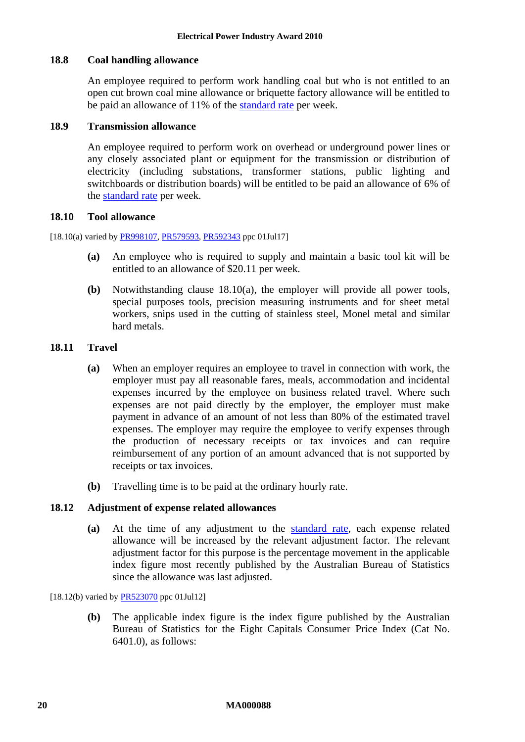### 18.8 Coal handling allowance

An employee required to perform work handling coal but who is not entitled to an open cut brown coal mine allowance or briquette factory allowance will be entitled to be paid an allowance of 11% of the standard rate per week.

### 18.9 Transmission allowance

An employee required to perform work on overhead or underground power lines or any closely associated plant or equipment for the transmission or distribution of electricity (including substations, transformer stations, public lighting and switchboards or distribution boards) will be entitled to be paid an allowance of 6% of the standard rate per week.

### 18.10 Tool allowance

[18.10(a) varied by PR998107, PR579593, PR592343 ppc 01Jul17]

**(a)** An employee who is required to supply and maintain a basic tool kit will be entitled to an allowance of $20.11 per week.

**(b)** Notwithstanding clause 18.10(a), the employer will provide all power tools, special purposes tools, precision measuring instruments and for sheet metal workers, snips used in the cutting of stainless steel, Monel metal and similar hard metals.

### 18.11 Travel

**(a)** When an employer requires an employee to travel in connection with work, the employer must pay all reasonable fares, meals, accommodation and incidental expenses incurred by the employee on business related travel. Where such expenses are not paid directly by the employer, the employer must make payment in advance of an amount of not less than 80% of the estimated travel expenses. The employer may require the employee to verify expenses through the production of necessary receipts or tax invoices and can require reimbursement of any portion of an amount advanced that is not supported by receipts or tax invoices.

**(b)** Travelling time is to be paid at the ordinary hourly rate.

### 18.12 Adjustment of expense related allowances

**(a)** At the time of any adjustment to the standard rate, each expense related allowance will be increased by the relevant adjustment factor. The relevant adjustment factor for this purpose is the percentage movement in the applicable index figure most recently published by the Australian Bureau of Statistics since the allowance was last adjusted.

[18.12(b) varied by PR523070 ppc 01Jul12]

**(b)** The applicable index figure is the index figure published by the Australian Bureau of Statistics for the Eight Capitals Consumer Price Index (Cat No. 6401.0), as follows: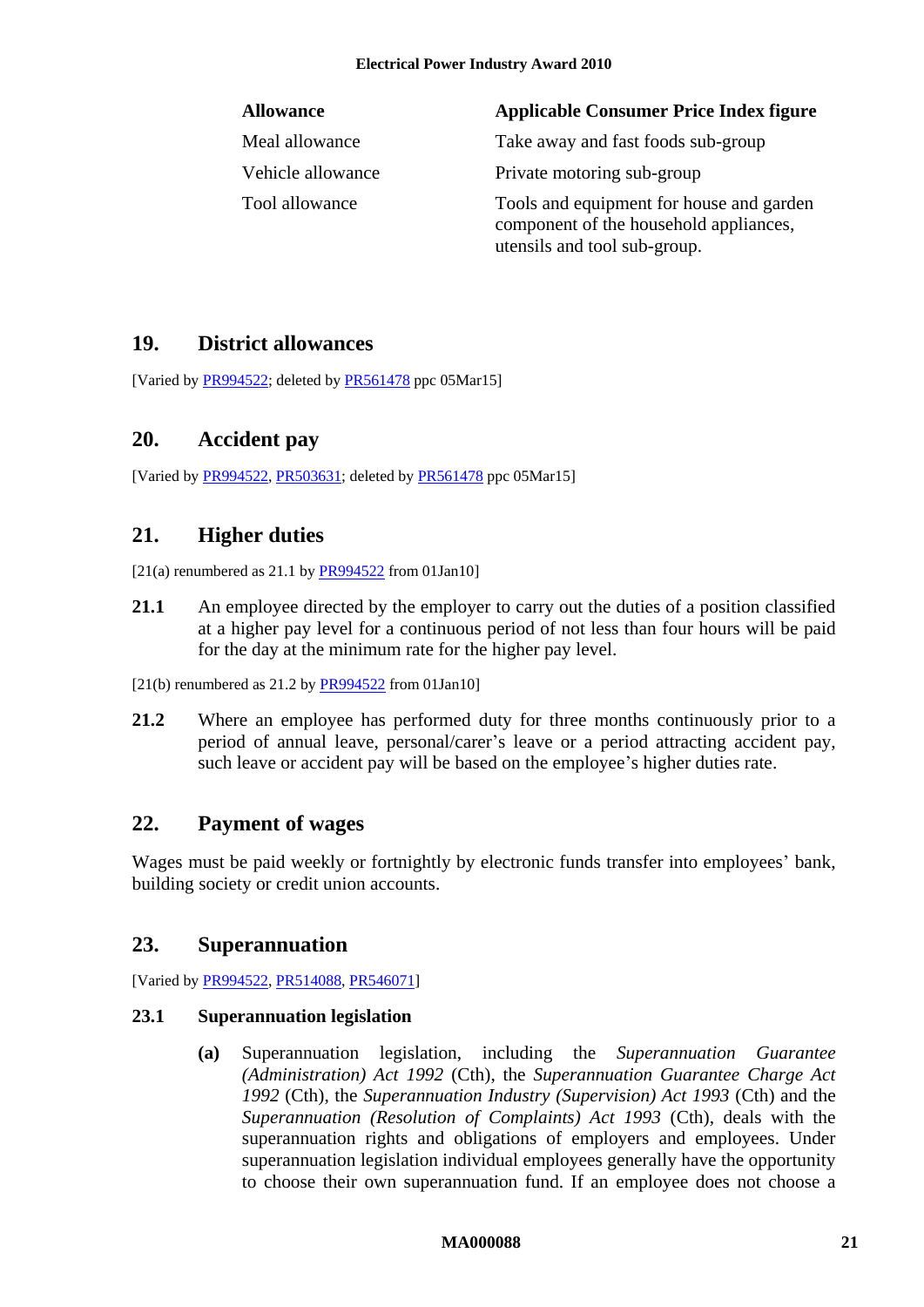| Allowance | Applicable Consumer Price Index figure |
| --- | --- |
| Meal allowance | Take away and fast foods sub-group |
| Vehicle allowance | Private motoring sub-group |
| Tool allowance | Tools and equipment for house and garden component of the household appliances, utensils and tool sub-group. |

## 19. District allowances

[Varied by PR994522; deleted by PR561478 ppc 05Mar15]

## 20. Accident pay

[Varied by PR994522, PR503631; deleted by PR561478 ppc 05Mar15]

## 21. Higher duties

[21(a) renumbered as 21.1 by PR994522 from 01Jan10]

**21.1** An employee directed by the employer to carry out the duties of a position classified at a higher pay level for a continuous period of not less than four hours will be paid for the day at the minimum rate for the higher pay level.

[21(b) renumbered as 21.2 by PR994522 from 01Jan10]

**21.2** Where an employee has performed duty for three months continuously prior to a period of annual leave, personal/carer's leave or a period attracting accident pay, such leave or accident pay will be based on the employee's higher duties rate.

## 22. Payment of wages

Wages must be paid weekly or fortnightly by electronic funds transfer into employees' bank, building society or credit union accounts.

## 23. Superannuation

[Varied by PR994522, PR514088, PR546071]

### 23.1 Superannuation legislation

**(a)** Superannuation legislation, including the *Superannuation Guarantee (Administration) Act 1992* (Cth), the *Superannuation Guarantee Charge Act 1992* (Cth), the *Superannuation Industry (Supervision) Act 1993* (Cth) and the *Superannuation (Resolution of Complaints) Act 1993* (Cth), deals with the superannuation rights and obligations of employers and employees. Under superannuation legislation individual employees generally have the opportunity to choose their own superannuation fund. If an employee does not choose a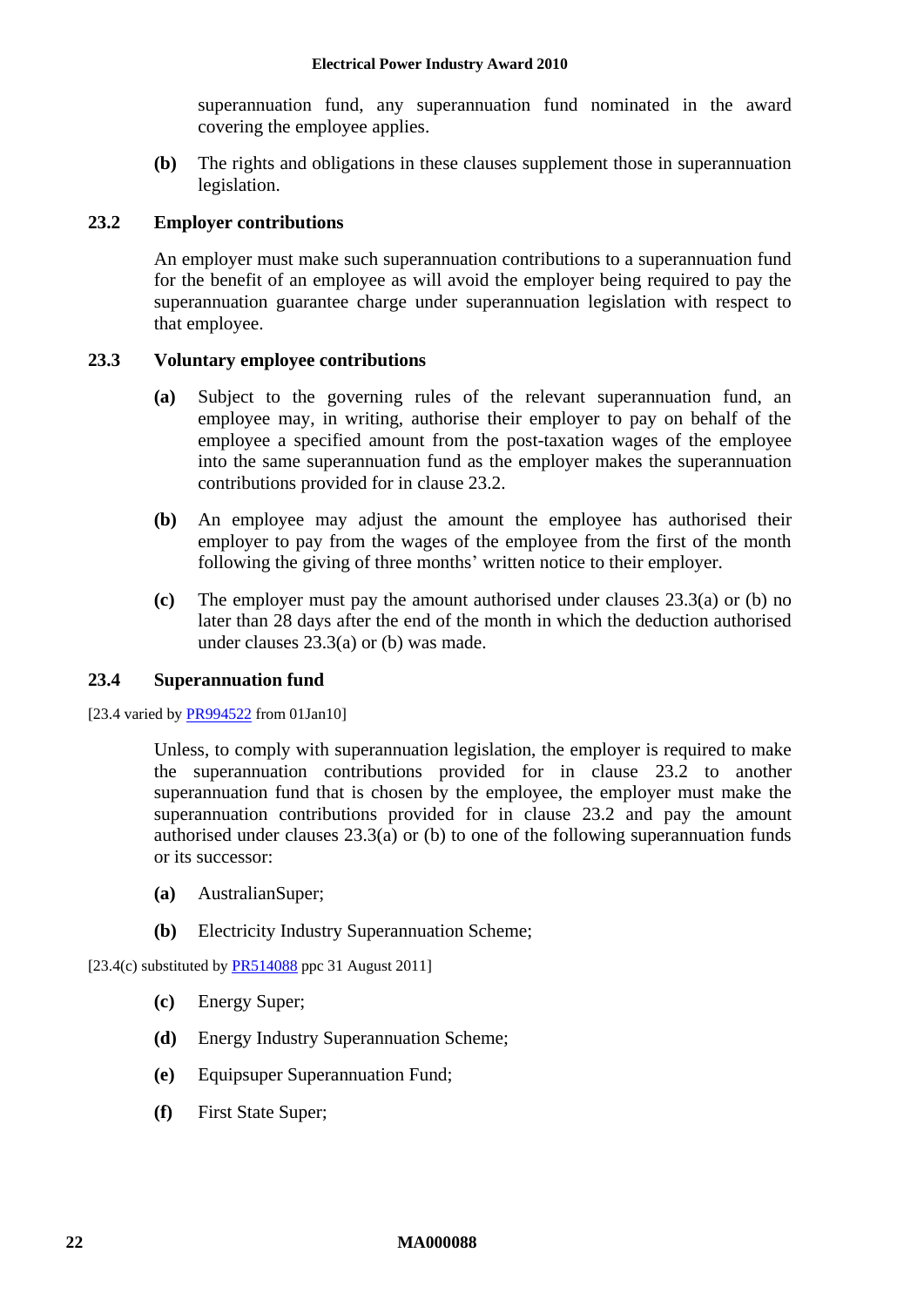superannuation fund, any superannuation fund nominated in the award covering the employee applies.

**(b)** The rights and obligations in these clauses supplement those in superannuation legislation.

### 23.2 Employer contributions

An employer must make such superannuation contributions to a superannuation fund for the benefit of an employee as will avoid the employer being required to pay the superannuation guarantee charge under superannuation legislation with respect to that employee.

### 23.3 Voluntary employee contributions

**(a)** Subject to the governing rules of the relevant superannuation fund, an employee may, in writing, authorise their employer to pay on behalf of the employee a specified amount from the post-taxation wages of the employee into the same superannuation fund as the employer makes the superannuation contributions provided for in clause 23.2.

**(b)** An employee may adjust the amount the employee has authorised their employer to pay from the wages of the employee from the first of the month following the giving of three months' written notice to their employer.

**(c)** The employer must pay the amount authorised under clauses 23.3(a) or (b) no later than 28 days after the end of the month in which the deduction authorised under clauses 23.3(a) or (b) was made.

### 23.4 Superannuation fund

[23.4 varied by PR994522 from 01Jan10]

Unless, to comply with superannuation legislation, the employer is required to make the superannuation contributions provided for in clause 23.2 to another superannuation fund that is chosen by the employee, the employer must make the superannuation contributions provided for in clause 23.2 and pay the amount authorised under clauses 23.3(a) or (b) to one of the following superannuation funds or its successor:

**(a)** AustralianSuper;

**(b)** Electricity Industry Superannuation Scheme;

[23.4(c) substituted by PR514088 ppc 31 August 2011]

**(c)** Energy Super;

**(d)** Energy Industry Superannuation Scheme;

**(e)** Equipsuper Superannuation Fund;

**(f)** First State Super;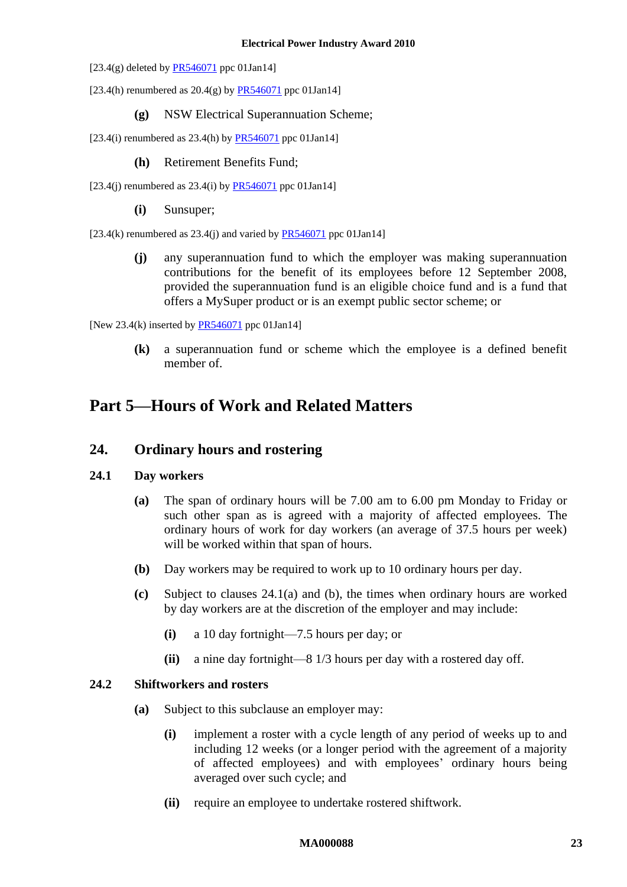[23.4(g) deleted by PR546071 ppc 01Jan14]

[23.4(h) renumbered as 20.4(g) by PR546071 ppc 01Jan14]

**(g)** NSW Electrical Superannuation Scheme;

[23.4(i) renumbered as 23.4(h) by PR546071 ppc 01Jan14]

**(h)** Retirement Benefits Fund;

[23.4(j) renumbered as 23.4(i) by PR546071 ppc 01Jan14]

**(i)** Sunsuper;

[23.4(k) renumbered as 23.4(j) and varied by PR546071 ppc 01Jan14]

**(j)** any superannuation fund to which the employer was making superannuation contributions for the benefit of its employees before 12 September 2008, provided the superannuation fund is an eligible choice fund and is a fund that offers a MySuper product or is an exempt public sector scheme; or

[New 23.4(k) inserted by PR546071 ppc 01Jan14]

**(k)** a superannuation fund or scheme which the employee is a defined benefit member of.

# Part 5—Hours of Work and Related Matters

## 24. Ordinary hours and rostering

### 24.1 Day workers

**(a)** The span of ordinary hours will be 7.00 am to 6.00 pm Monday to Friday or such other span as is agreed with a majority of affected employees. The ordinary hours of work for day workers (an average of 37.5 hours per week) will be worked within that span of hours.

**(b)** Day workers may be required to work up to 10 ordinary hours per day.

**(c)** Subject to clauses 24.1(a) and (b), the times when ordinary hours are worked by day workers are at the discretion of the employer and may include:

- **(i)** a 10 day fortnight—7.5 hours per day; or
- **(ii)** a nine day fortnight—8 1/3 hours per day with a rostered day off.

### 24.2 Shiftworkers and rosters

**(a)** Subject to this subclause an employer may:

- **(i)** implement a roster with a cycle length of any period of weeks up to and including 12 weeks (or a longer period with the agreement of a majority of affected employees) and with employees' ordinary hours being averaged over such cycle; and
- **(ii)** require an employee to undertake rostered shiftwork.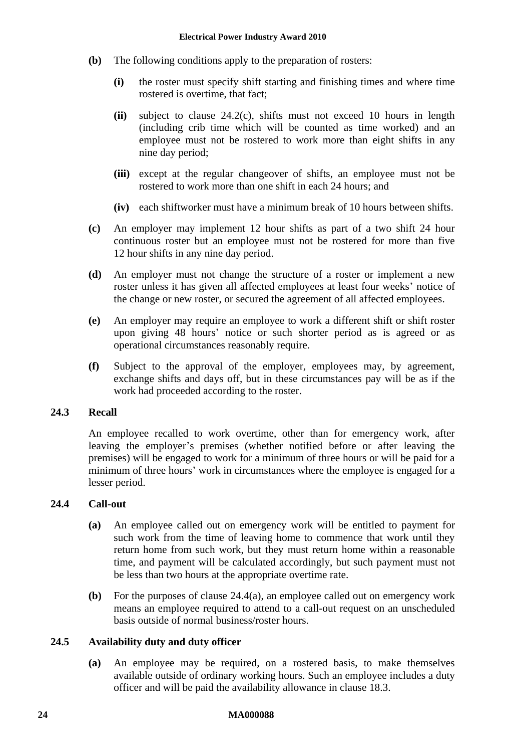**(b)** The following conditions apply to the preparation of rosters:

- **(i)** the roster must specify shift starting and finishing times and where time rostered is overtime, that fact;
- **(ii)** subject to clause 24.2(c), shifts must not exceed 10 hours in length (including crib time which will be counted as time worked) and an employee must not be rostered to work more than eight shifts in any nine day period;
- **(iii)** except at the regular changeover of shifts, an employee must not be rostered to work more than one shift in each 24 hours; and
- **(iv)** each shiftworker must have a minimum break of 10 hours between shifts.

**(c)** An employer may implement 12 hour shifts as part of a two shift 24 hour continuous roster but an employee must not be rostered for more than five 12 hour shifts in any nine day period.

**(d)** An employer must not change the structure of a roster or implement a new roster unless it has given all affected employees at least four weeks' notice of the change or new roster, or secured the agreement of all affected employees.

**(e)** An employer may require an employee to work a different shift or shift roster upon giving 48 hours' notice or such shorter period as is agreed or as operational circumstances reasonably require.

**(f)** Subject to the approval of the employer, employees may, by agreement, exchange shifts and days off, but in these circumstances pay will be as if the work had proceeded according to the roster.

### 24.3 Recall

An employee recalled to work overtime, other than for emergency work, after leaving the employer's premises (whether notified before or after leaving the premises) will be engaged to work for a minimum of three hours or will be paid for a minimum of three hours' work in circumstances where the employee is engaged for a lesser period.

### 24.4 Call-out

**(a)** An employee called out on emergency work will be entitled to payment for such work from the time of leaving home to commence that work until they return home from such work, but they must return home within a reasonable time, and payment will be calculated accordingly, but such payment must not be less than two hours at the appropriate overtime rate.

**(b)** For the purposes of clause 24.4(a), an employee called out on emergency work means an employee required to attend to a call-out request on an unscheduled basis outside of normal business/roster hours.

### 24.5 Availability duty and duty officer

**(a)** An employee may be required, on a rostered basis, to make themselves available outside of ordinary working hours. Such an employee includes a duty officer and will be paid the availability allowance in clause 18.3.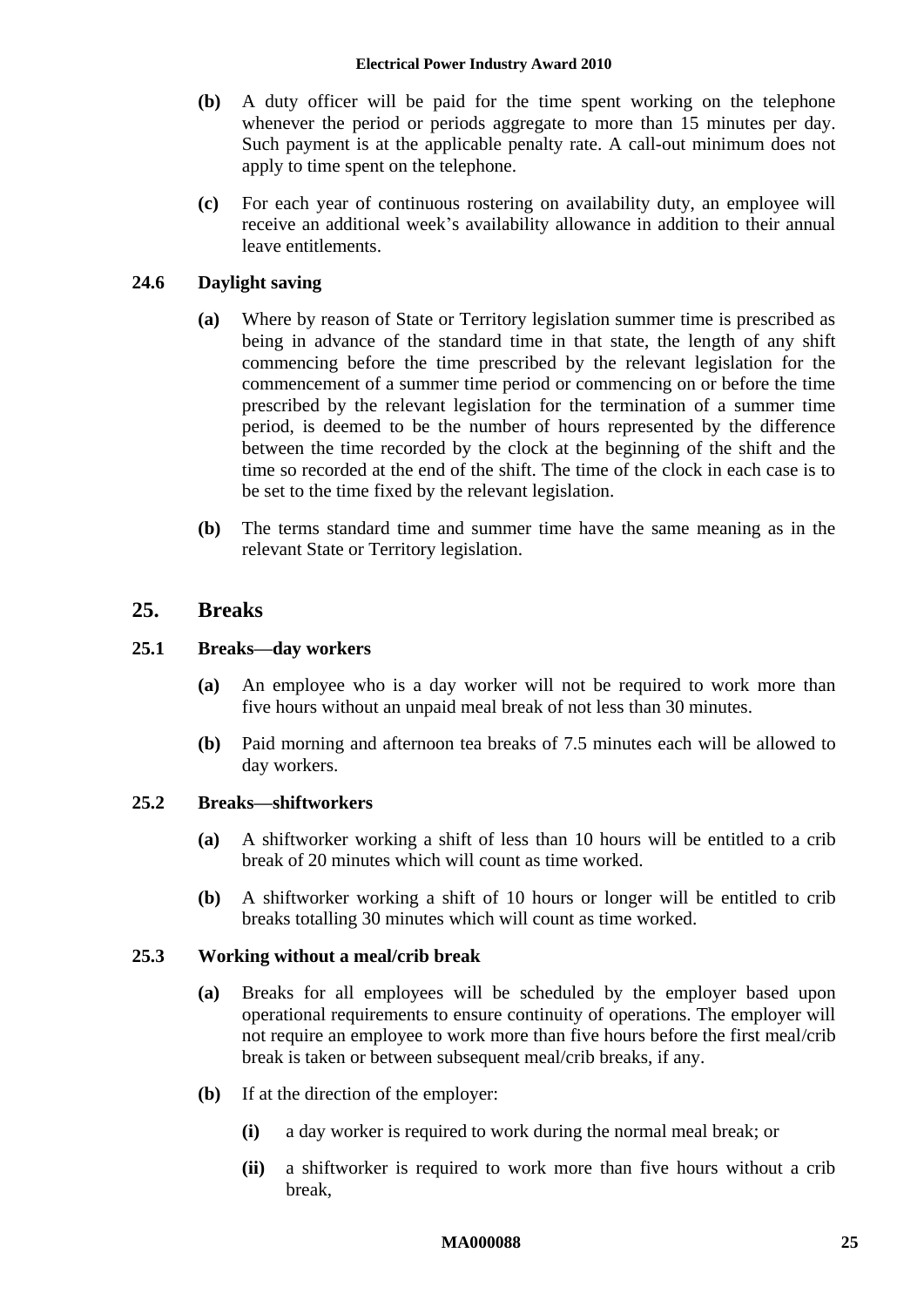**(b)** A duty officer will be paid for the time spent working on the telephone whenever the period or periods aggregate to more than 15 minutes per day. Such payment is at the applicable penalty rate. A call-out minimum does not apply to time spent on the telephone.

**(c)** For each year of continuous rostering on availability duty, an employee will receive an additional week's availability allowance in addition to their annual leave entitlements.

### 24.6 Daylight saving

**(a)** Where by reason of State or Territory legislation summer time is prescribed as being in advance of the standard time in that state, the length of any shift commencing before the time prescribed by the relevant legislation for the commencement of a summer time period or commencing on or before the time prescribed by the relevant legislation for the termination of a summer time period, is deemed to be the number of hours represented by the difference between the time recorded by the clock at the beginning of the shift and the time so recorded at the end of the shift. The time of the clock in each case is to be set to the time fixed by the relevant legislation.

**(b)** The terms standard time and summer time have the same meaning as in the relevant State or Territory legislation.

## 25. Breaks

### 25.1 Breaks—day workers

**(a)** An employee who is a day worker will not be required to work more than five hours without an unpaid meal break of not less than 30 minutes.

**(b)** Paid morning and afternoon tea breaks of 7.5 minutes each will be allowed to day workers.

### 25.2 Breaks—shiftworkers

**(a)** A shiftworker working a shift of less than 10 hours will be entitled to a crib break of 20 minutes which will count as time worked.

**(b)** A shiftworker working a shift of 10 hours or longer will be entitled to crib breaks totalling 30 minutes which will count as time worked.

### 25.3 Working without a meal/crib break

**(a)** Breaks for all employees will be scheduled by the employer based upon operational requirements to ensure continuity of operations. The employer will not require an employee to work more than five hours before the first meal/crib break is taken or between subsequent meal/crib breaks, if any.

**(b)** If at the direction of the employer:

**(i)** a day worker is required to work during the normal meal break; or

**(ii)** a shiftworker is required to work more than five hours without a crib break,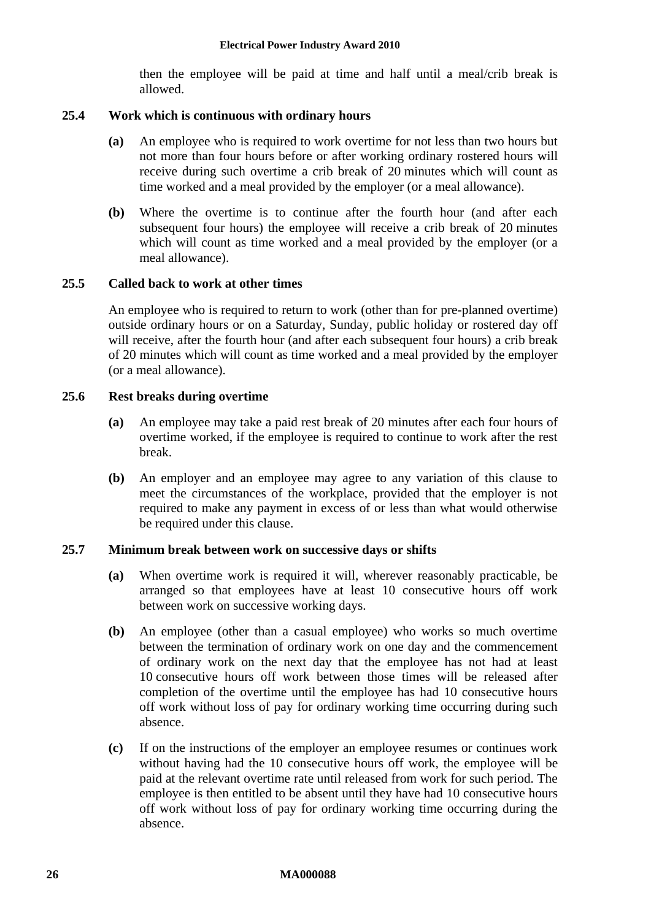then the employee will be paid at time and half until a meal/crib break is allowed.

### 25.4 Work which is continuous with ordinary hours

**(a)** An employee who is required to work overtime for not less than two hours but not more than four hours before or after working ordinary rostered hours will receive during such overtime a crib break of 20 minutes which will count as time worked and a meal provided by the employer (or a meal allowance).

**(b)** Where the overtime is to continue after the fourth hour (and after each subsequent four hours) the employee will receive a crib break of 20 minutes which will count as time worked and a meal provided by the employer (or a meal allowance).

### 25.5 Called back to work at other times

An employee who is required to return to work (other than for pre-planned overtime) outside ordinary hours or on a Saturday, Sunday, public holiday or rostered day off will receive, after the fourth hour (and after each subsequent four hours) a crib break of 20 minutes which will count as time worked and a meal provided by the employer (or a meal allowance).

### 25.6 Rest breaks during overtime

**(a)** An employee may take a paid rest break of 20 minutes after each four hours of overtime worked, if the employee is required to continue to work after the rest break.

**(b)** An employer and an employee may agree to any variation of this clause to meet the circumstances of the workplace, provided that the employer is not required to make any payment in excess of or less than what would otherwise be required under this clause.

### 25.7 Minimum break between work on successive days or shifts

**(a)** When overtime work is required it will, wherever reasonably practicable, be arranged so that employees have at least 10 consecutive hours off work between work on successive working days.

**(b)** An employee (other than a casual employee) who works so much overtime between the termination of ordinary work on one day and the commencement of ordinary work on the next day that the employee has not had at least 10 consecutive hours off work between those times will be released after completion of the overtime until the employee has had 10 consecutive hours off work without loss of pay for ordinary working time occurring during such absence.

**(c)** If on the instructions of the employer an employee resumes or continues work without having had the 10 consecutive hours off work, the employee will be paid at the relevant overtime rate until released from work for such period. The employee is then entitled to be absent until they have had 10 consecutive hours off work without loss of pay for ordinary working time occurring during the absence.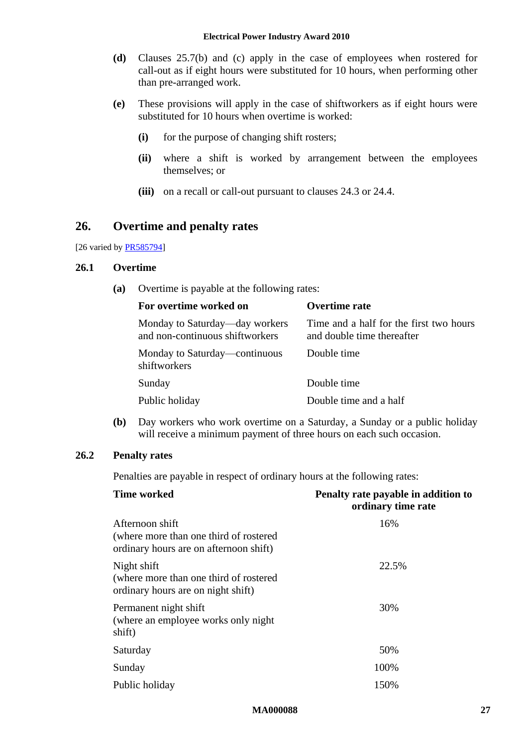**(d)** Clauses 25.7(b) and (c) apply in the case of employees when rostered for call-out as if eight hours were substituted for 10 hours, when performing other than pre-arranged work.

**(e)** These provisions will apply in the case of shiftworkers as if eight hours were substituted for 10 hours when overtime is worked:

- **(i)** for the purpose of changing shift rosters;
- **(ii)** where a shift is worked by arrangement between the employees themselves; or
- **(iii)** on a recall or call-out pursuant to clauses 24.3 or 24.4.

## 26. Overtime and penalty rates

[26 varied by PR585794]

### 26.1 Overtime

**(a)** Overtime is payable at the following rates:

| For overtime worked on | Overtime rate |
|---|---|
| Monday to Saturday—day workers and non-continuous shiftworkers | Time and a half for the first two hours and double time thereafter |
| Monday to Saturday—continuous shiftworkers | Double time |
| Sunday | Double time |
| Public holiday | Double time and a half |

**(b)** Day workers who work overtime on a Saturday, a Sunday or a public holiday will receive a minimum payment of three hours on each such occasion.

### 26.2 Penalty rates

Penalties are payable in respect of ordinary hours at the following rates:

| Time worked | Penalty rate payable in addition to ordinary time rate |
|---|---|
| Afternoon shift (where more than one third of rostered ordinary hours are on afternoon shift) | 16% |
| Night shift (where more than one third of rostered ordinary hours are on night shift) | 22.5% |
| Permanent night shift (where an employee works only night shift) | 30% |
| Saturday | 50% |
| Sunday | 100% |
| Public holiday | 150% |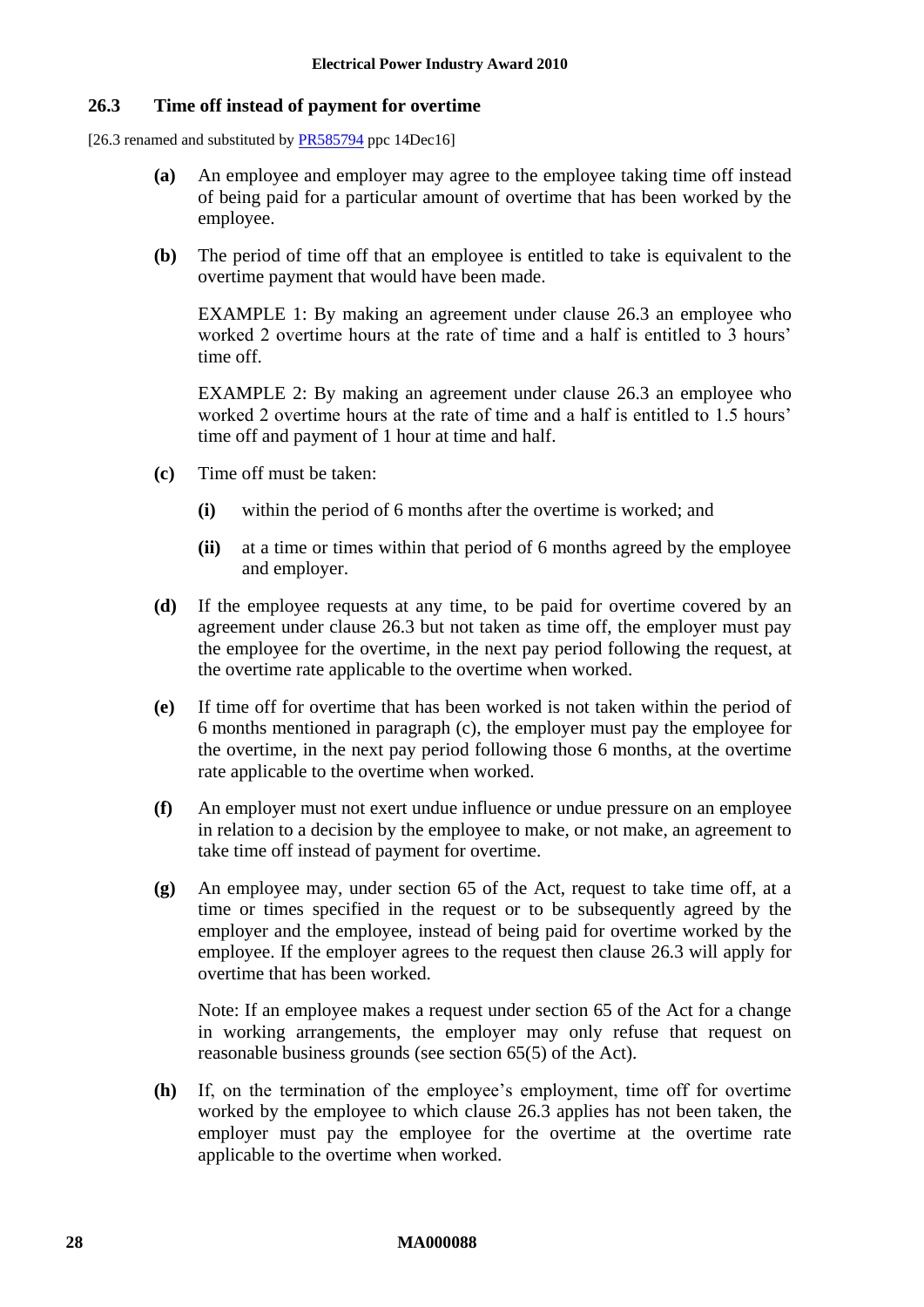### 26.3 Time off instead of payment for overtime

[26.3 renamed and substituted by PR585794 ppc 14Dec16]

**(a)** An employee and employer may agree to the employee taking time off instead of being paid for a particular amount of overtime that has been worked by the employee.

**(b)** The period of time off that an employee is entitled to take is equivalent to the overtime payment that would have been made.

EXAMPLE 1: By making an agreement under clause 26.3 an employee who worked 2 overtime hours at the rate of time and a half is entitled to 3 hours' time off.

EXAMPLE 2: By making an agreement under clause 26.3 an employee who worked 2 overtime hours at the rate of time and a half is entitled to 1.5 hours' time off and payment of 1 hour at time and half.

**(c)** Time off must be taken:

- **(i)** within the period of 6 months after the overtime is worked; and
- **(ii)** at a time or times within that period of 6 months agreed by the employee and employer.

**(d)** If the employee requests at any time, to be paid for overtime covered by an agreement under clause 26.3 but not taken as time off, the employer must pay the employee for the overtime, in the next pay period following the request, at the overtime rate applicable to the overtime when worked.

**(e)** If time off for overtime that has been worked is not taken within the period of 6 months mentioned in paragraph (c), the employer must pay the employee for the overtime, in the next pay period following those 6 months, at the overtime rate applicable to the overtime when worked.

**(f)** An employer must not exert undue influence or undue pressure on an employee in relation to a decision by the employee to make, or not make, an agreement to take time off instead of payment for overtime.

**(g)** An employee may, under section 65 of the Act, request to take time off, at a time or times specified in the request or to be subsequently agreed by the employer and the employee, instead of being paid for overtime worked by the employee. If the employer agrees to the request then clause 26.3 will apply for overtime that has been worked.

Note: If an employee makes a request under section 65 of the Act for a change in working arrangements, the employer may only refuse that request on reasonable business grounds (see section 65(5) of the Act).

**(h)** If, on the termination of the employee's employment, time off for overtime worked by the employee to which clause 26.3 applies has not been taken, the employer must pay the employee for the overtime at the overtime rate applicable to the overtime when worked.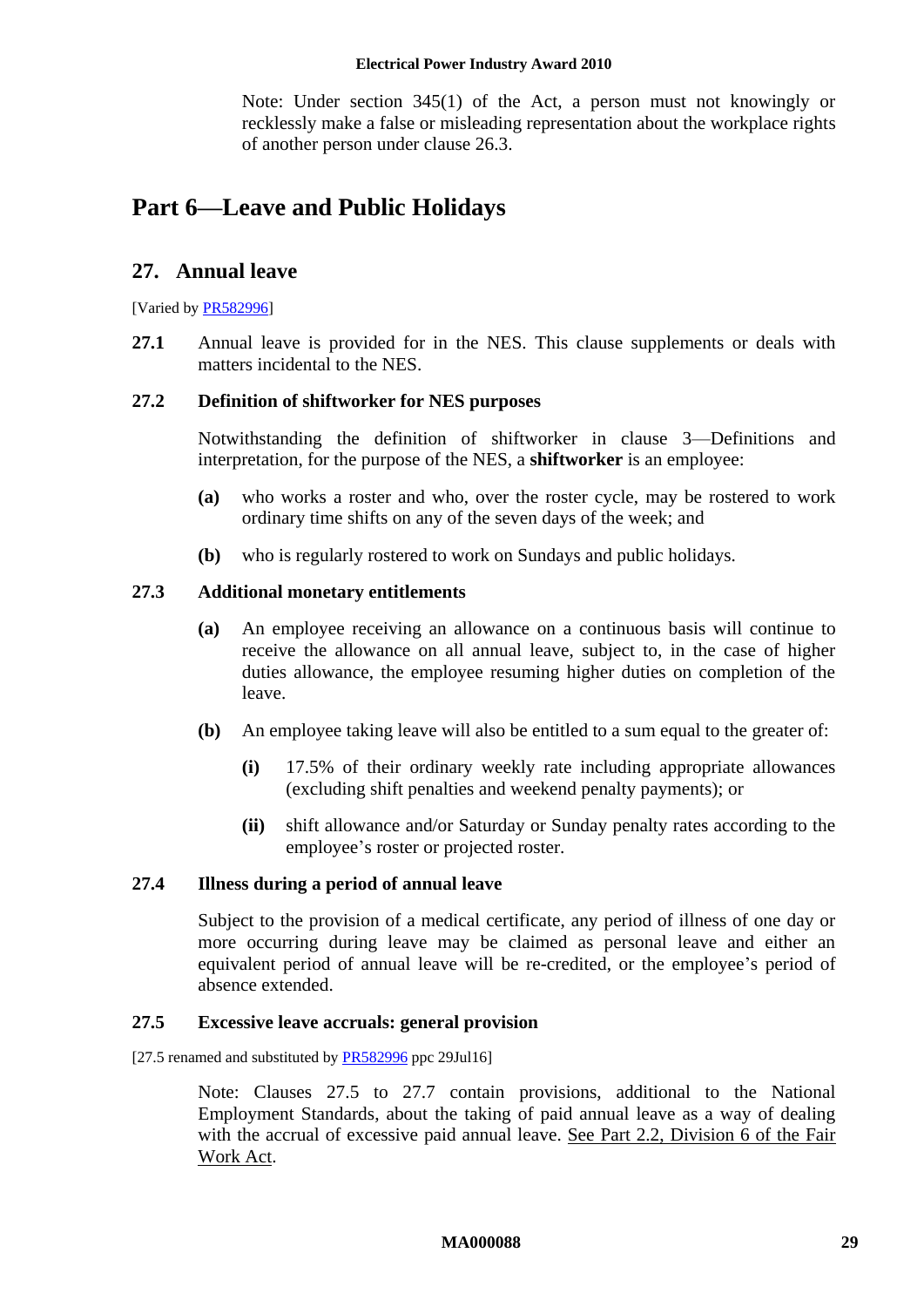Note: Under section 345(1) of the Act, a person must not knowingly or recklessly make a false or misleading representation about the workplace rights of another person under clause 26.3.

# Part 6—Leave and Public Holidays

## 27. Annual leave

[Varied by PR582996]

**27.1** Annual leave is provided for in the NES. This clause supplements or deals with matters incidental to the NES.

### 27.2 Definition of shiftworker for NES purposes

Notwithstanding the definition of shiftworker in clause 3—Definitions and interpretation, for the purpose of the NES, a **shiftworker** is an employee:

**(a)** who works a roster and who, over the roster cycle, may be rostered to work ordinary time shifts on any of the seven days of the week; and

**(b)** who is regularly rostered to work on Sundays and public holidays.

### 27.3 Additional monetary entitlements

**(a)** An employee receiving an allowance on a continuous basis will continue to receive the allowance on all annual leave, subject to, in the case of higher duties allowance, the employee resuming higher duties on completion of the leave.

**(b)** An employee taking leave will also be entitled to a sum equal to the greater of:

**(i)** 17.5% of their ordinary weekly rate including appropriate allowances (excluding shift penalties and weekend penalty payments); or

**(ii)** shift allowance and/or Saturday or Sunday penalty rates according to the employee's roster or projected roster.

### 27.4 Illness during a period of annual leave

Subject to the provision of a medical certificate, any period of illness of one day or more occurring during leave may be claimed as personal leave and either an equivalent period of annual leave will be re-credited, or the employee's period of absence extended.

### 27.5 Excessive leave accruals: general provision

[27.5 renamed and substituted by PR582996 ppc 29Jul16]

Note: Clauses 27.5 to 27.7 contain provisions, additional to the National Employment Standards, about the taking of paid annual leave as a way of dealing with the accrual of excessive paid annual leave. See Part 2.2, Division 6 of the Fair Work Act.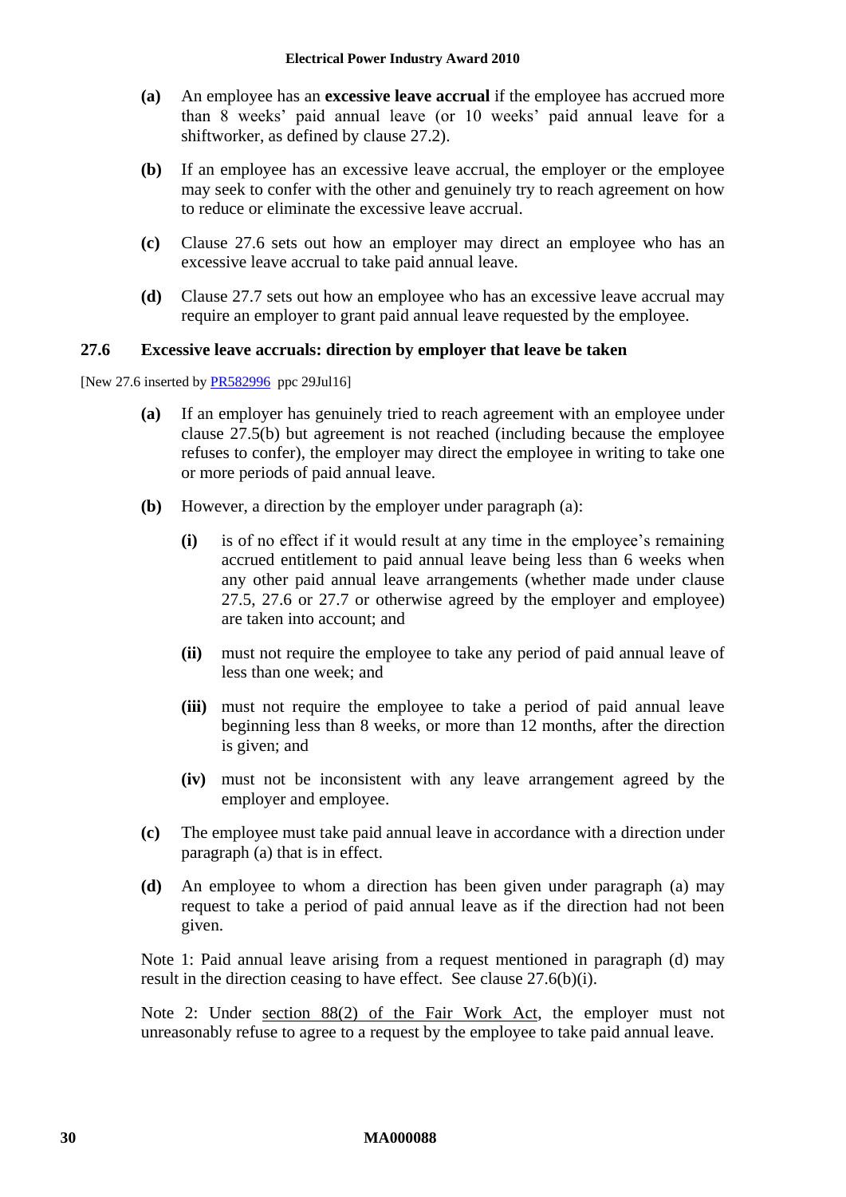**(a)** An employee has an **excessive leave accrual** if the employee has accrued more than 8 weeks' paid annual leave (or 10 weeks' paid annual leave for a shiftworker, as defined by clause 27.2).

**(b)** If an employee has an excessive leave accrual, the employer or the employee may seek to confer with the other and genuinely try to reach agreement on how to reduce or eliminate the excessive leave accrual.

**(c)** Clause 27.6 sets out how an employer may direct an employee who has an excessive leave accrual to take paid annual leave.

**(d)** Clause 27.7 sets out how an employee who has an excessive leave accrual may require an employer to grant paid annual leave requested by the employee.

### 27.6 Excessive leave accruals: direction by employer that leave be taken

[New 27.6 inserted by PR582996 ppc 29Jul16]

**(a)** If an employer has genuinely tried to reach agreement with an employee under clause 27.5(b) but agreement is not reached (including because the employee refuses to confer), the employer may direct the employee in writing to take one or more periods of paid annual leave.

**(b)** However, a direction by the employer under paragraph (a):

**(i)** is of no effect if it would result at any time in the employee's remaining accrued entitlement to paid annual leave being less than 6 weeks when any other paid annual leave arrangements (whether made under clause 27.5, 27.6 or 27.7 or otherwise agreed by the employer and employee) are taken into account; and

**(ii)** must not require the employee to take any period of paid annual leave of less than one week; and

**(iii)** must not require the employee to take a period of paid annual leave beginning less than 8 weeks, or more than 12 months, after the direction is given; and

**(iv)** must not be inconsistent with any leave arrangement agreed by the employer and employee.

**(c)** The employee must take paid annual leave in accordance with a direction under paragraph (a) that is in effect.

**(d)** An employee to whom a direction has been given under paragraph (a) may request to take a period of paid annual leave as if the direction had not been given.

Note 1: Paid annual leave arising from a request mentioned in paragraph (d) may result in the direction ceasing to have effect. See clause 27.6(b)(i).

Note 2: Under section 88(2) of the Fair Work Act, the employer must not unreasonably refuse to agree to a request by the employee to take paid annual leave.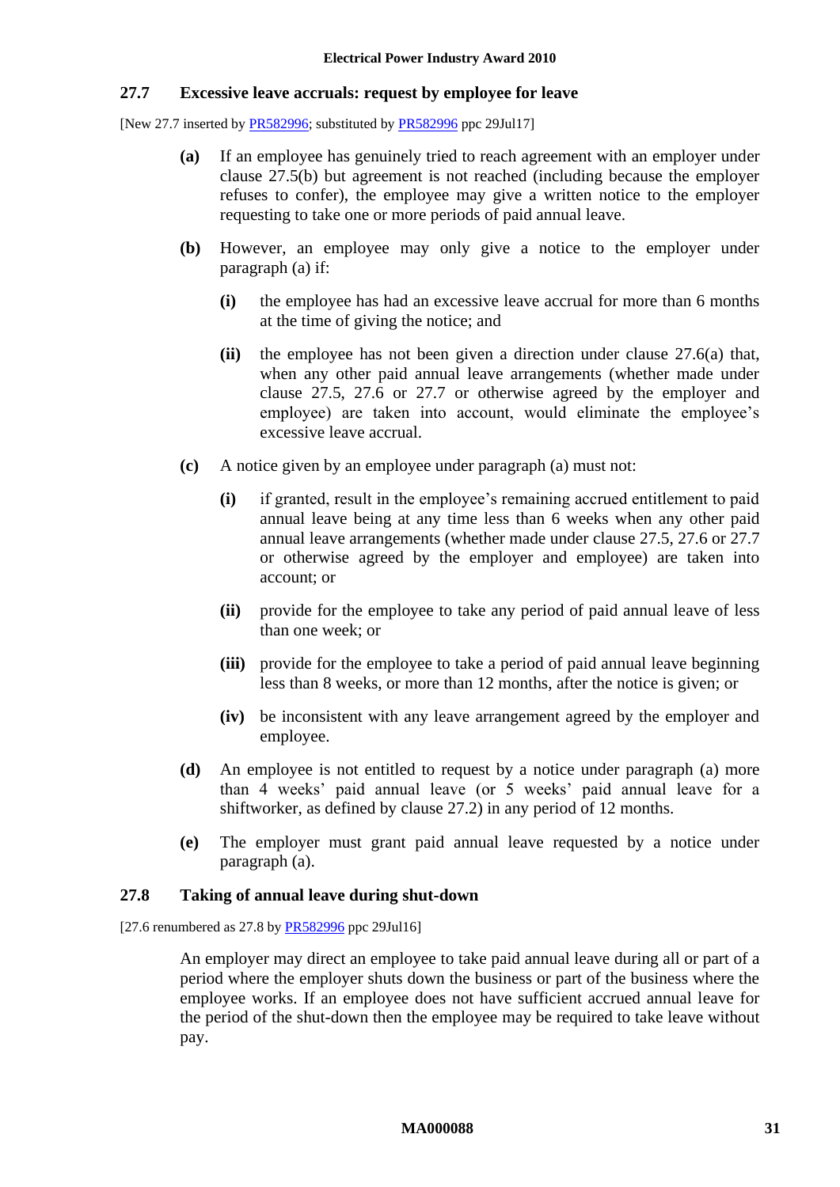### 27.7 Excessive leave accruals: request by employee for leave

[New 27.7 inserted by PR582996; substituted by PR582996 ppc 29Jul17]

**(a)** If an employee has genuinely tried to reach agreement with an employer under clause 27.5(b) but agreement is not reached (including because the employer refuses to confer), the employee may give a written notice to the employer requesting to take one or more periods of paid annual leave.

**(b)** However, an employee may only give a notice to the employer under paragraph (a) if:

- **(i)** the employee has had an excessive leave accrual for more than 6 months at the time of giving the notice; and
- **(ii)** the employee has not been given a direction under clause 27.6(a) that, when any other paid annual leave arrangements (whether made under clause 27.5, 27.6 or 27.7 or otherwise agreed by the employer and employee) are taken into account, would eliminate the employee's excessive leave accrual.

**(c)** A notice given by an employee under paragraph (a) must not:

- **(i)** if granted, result in the employee's remaining accrued entitlement to paid annual leave being at any time less than 6 weeks when any other paid annual leave arrangements (whether made under clause 27.5, 27.6 or 27.7 or otherwise agreed by the employer and employee) are taken into account; or
- **(ii)** provide for the employee to take any period of paid annual leave of less than one week; or
- **(iii)** provide for the employee to take a period of paid annual leave beginning less than 8 weeks, or more than 12 months, after the notice is given; or
- **(iv)** be inconsistent with any leave arrangement agreed by the employer and employee.

**(d)** An employee is not entitled to request by a notice under paragraph (a) more than 4 weeks' paid annual leave (or 5 weeks' paid annual leave for a shiftworker, as defined by clause 27.2) in any period of 12 months.

**(e)** The employer must grant paid annual leave requested by a notice under paragraph (a).

### 27.8 Taking of annual leave during shut-down

[27.6 renumbered as 27.8 by PR582996 ppc 29Jul16]

An employer may direct an employee to take paid annual leave during all or part of a period where the employer shuts down the business or part of the business where the employee works. If an employee does not have sufficient accrued annual leave for the period of the shut-down then the employee may be required to take leave without pay.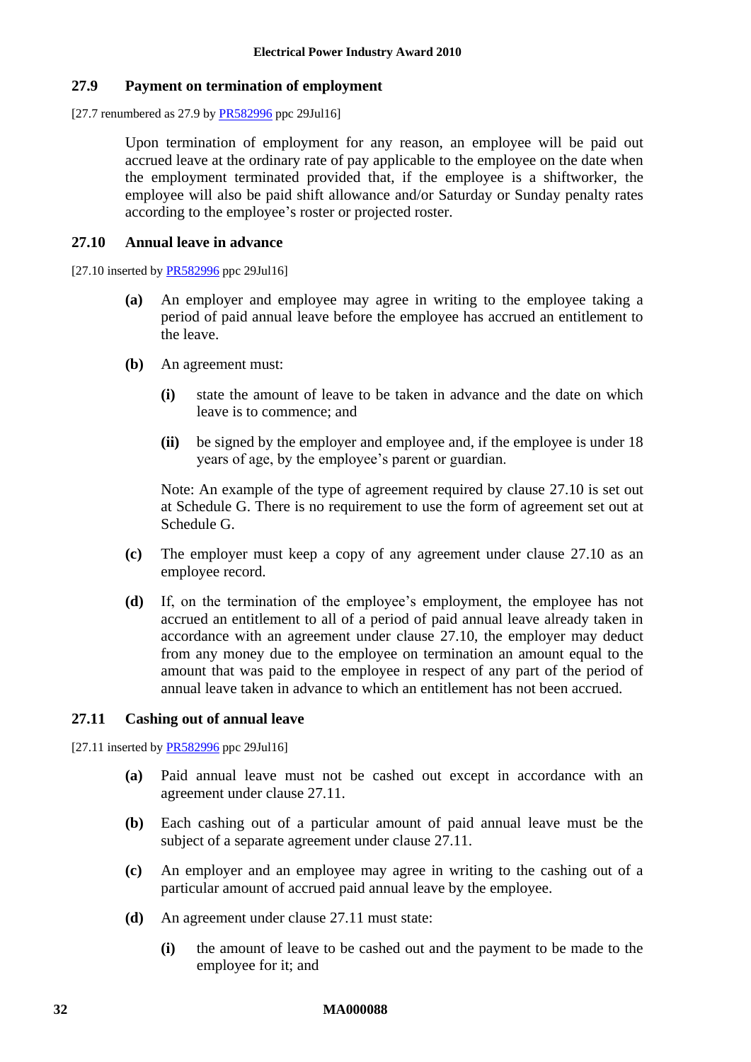### 27.9 Payment on termination of employment

[27.7 renumbered as 27.9 by PR582996 ppc 29Jul16]

Upon termination of employment for any reason, an employee will be paid out accrued leave at the ordinary rate of pay applicable to the employee on the date when the employment terminated provided that, if the employee is a shiftworker, the employee will also be paid shift allowance and/or Saturday or Sunday penalty rates according to the employee's roster or projected roster.

### 27.10 Annual leave in advance

[27.10 inserted by PR582996 ppc 29Jul16]

**(a)** An employer and employee may agree in writing to the employee taking a period of paid annual leave before the employee has accrued an entitlement to the leave.

**(b)** An agreement must:

**(i)** state the amount of leave to be taken in advance and the date on which leave is to commence; and

**(ii)** be signed by the employer and employee and, if the employee is under 18 years of age, by the employee's parent or guardian.

Note: An example of the type of agreement required by clause 27.10 is set out at Schedule G. There is no requirement to use the form of agreement set out at Schedule G.

**(c)** The employer must keep a copy of any agreement under clause 27.10 as an employee record.

**(d)** If, on the termination of the employee's employment, the employee has not accrued an entitlement to all of a period of paid annual leave already taken in accordance with an agreement under clause 27.10, the employer may deduct from any money due to the employee on termination an amount equal to the amount that was paid to the employee in respect of any part of the period of annual leave taken in advance to which an entitlement has not been accrued.

### 27.11 Cashing out of annual leave

[27.11 inserted by PR582996 ppc 29Jul16]

**(a)** Paid annual leave must not be cashed out except in accordance with an agreement under clause 27.11.

**(b)** Each cashing out of a particular amount of paid annual leave must be the subject of a separate agreement under clause 27.11.

**(c)** An employer and an employee may agree in writing to the cashing out of a particular amount of accrued paid annual leave by the employee.

**(d)** An agreement under clause 27.11 must state:

**(i)** the amount of leave to be cashed out and the payment to be made to the employee for it; and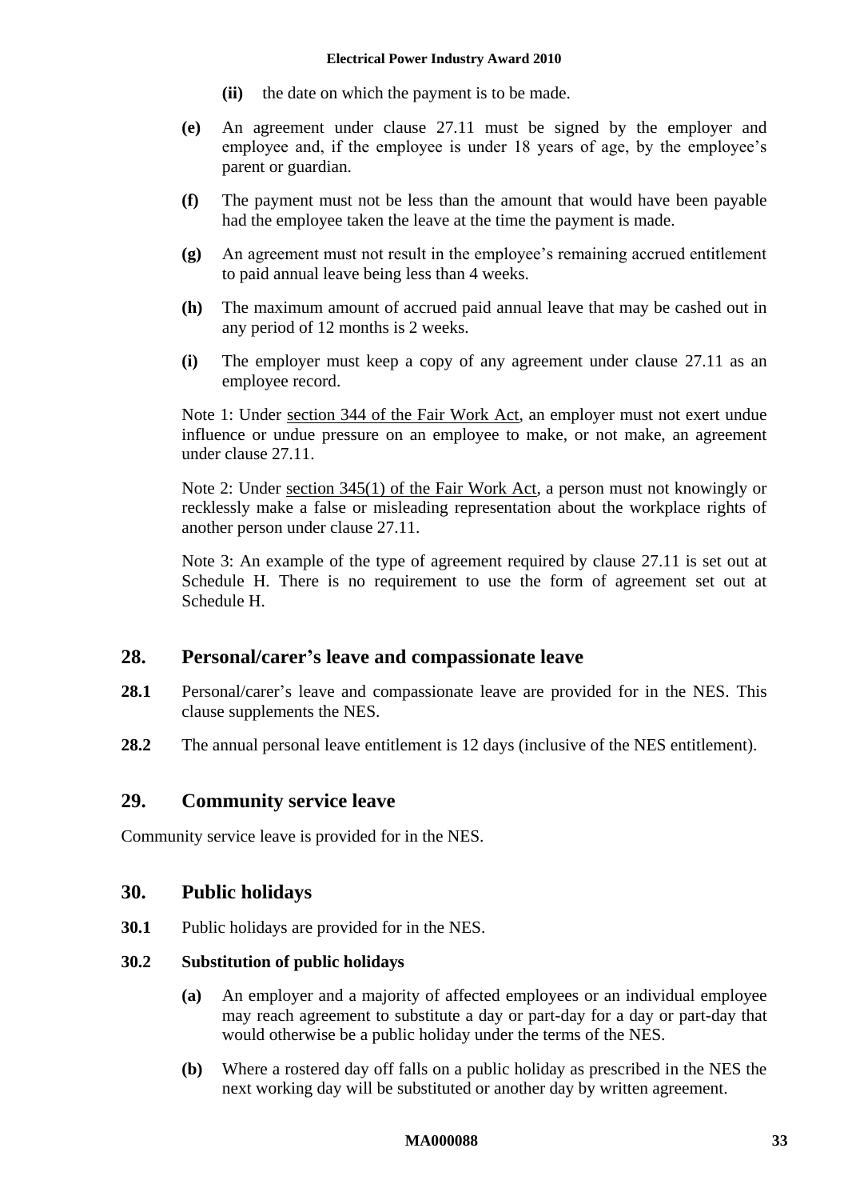**(ii)** the date on which the payment is to be made.

**(e)** An agreement under clause 27.11 must be signed by the employer and employee and, if the employee is under 18 years of age, by the employee's parent or guardian.

**(f)** The payment must not be less than the amount that would have been payable had the employee taken the leave at the time the payment is made.

**(g)** An agreement must not result in the employee's remaining accrued entitlement to paid annual leave being less than 4 weeks.

**(h)** The maximum amount of accrued paid annual leave that may be cashed out in any period of 12 months is 2 weeks.

**(i)** The employer must keep a copy of any agreement under clause 27.11 as an employee record.

Note 1: Under section 344 of the Fair Work Act, an employer must not exert undue influence or undue pressure on an employee to make, or not make, an agreement under clause 27.11.

Note 2: Under section 345(1) of the Fair Work Act, a person must not knowingly or recklessly make a false or misleading representation about the workplace rights of another person under clause 27.11.

Note 3: An example of the type of agreement required by clause 27.11 is set out at Schedule H. There is no requirement to use the form of agreement set out at Schedule H.

## 28. Personal/carer's leave and compassionate leave

**28.1** Personal/carer's leave and compassionate leave are provided for in the NES. This clause supplements the NES.

**28.2** The annual personal leave entitlement is 12 days (inclusive of the NES entitlement).

## 29. Community service leave

Community service leave is provided for in the NES.

## 30. Public holidays

**30.1** Public holidays are provided for in the NES.

**30.2 Substitution of public holidays**

**(a)** An employer and a majority of affected employees or an individual employee may reach agreement to substitute a day or part-day for a day or part-day that would otherwise be a public holiday under the terms of the NES.

**(b)** Where a rostered day off falls on a public holiday as prescribed in the NES the next working day will be substituted or another day by written agreement.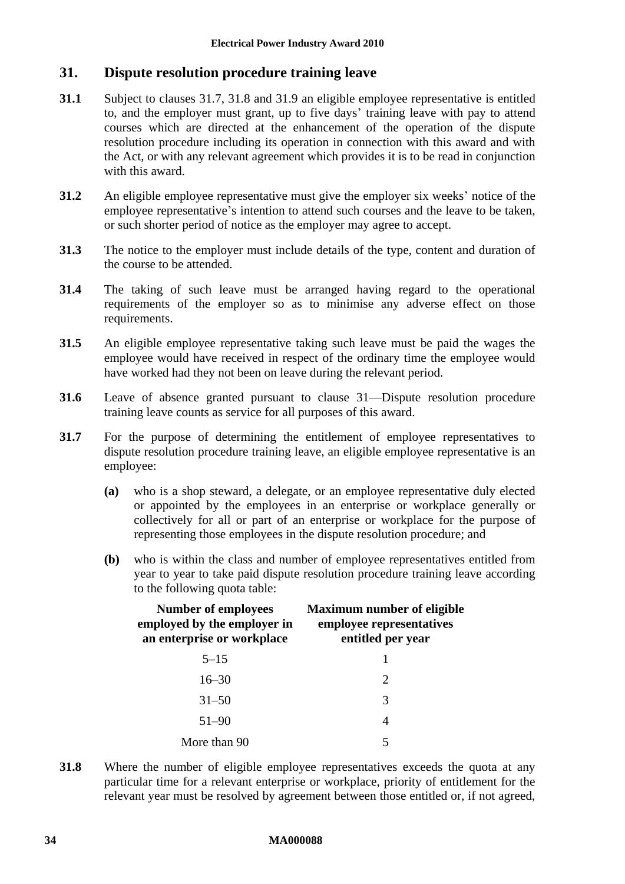## 31. Dispute resolution procedure training leave

**31.1** Subject to clauses 31.7, 31.8 and 31.9 an eligible employee representative is entitled to, and the employer must grant, up to five days' training leave with pay to attend courses which are directed at the enhancement of the operation of the dispute resolution procedure including its operation in connection with this award and with the Act, or with any relevant agreement which provides it is to be read in conjunction with this award.

**31.2** An eligible employee representative must give the employer six weeks' notice of the employee representative's intention to attend such courses and the leave to be taken, or such shorter period of notice as the employer may agree to accept.

**31.3** The notice to the employer must include details of the type, content and duration of the course to be attended.

**31.4** The taking of such leave must be arranged having regard to the operational requirements of the employer so as to minimise any adverse effect on those requirements.

**31.5** An eligible employee representative taking such leave must be paid the wages the employee would have received in respect of the ordinary time the employee would have worked had they not been on leave during the relevant period.

**31.6** Leave of absence granted pursuant to clause 31—Dispute resolution procedure training leave counts as service for all purposes of this award.

**31.7** For the purpose of determining the entitlement of employee representatives to dispute resolution procedure training leave, an eligible employee representative is an employee:

**(a)** who is a shop steward, a delegate, or an employee representative duly elected or appointed by the employees in an enterprise or workplace generally or collectively for all or part of an enterprise or workplace for the purpose of representing those employees in the dispute resolution procedure; and

**(b)** who is within the class and number of employee representatives entitled from year to year to take paid dispute resolution procedure training leave according to the following quota table:

| Number of employees employed by the employer in an enterprise or workplace | Maximum number of eligible employee representatives entitled per year |
|---|---|
| 5–15 | 1 |
| 16–30 | 2 |
| 31–50 | 3 |
| 51–90 | 4 |
| More than 90 | 5 |

**31.8** Where the number of eligible employee representatives exceeds the quota at any particular time for a relevant enterprise or workplace, priority of entitlement for the relevant year must be resolved by agreement between those entitled or, if not agreed,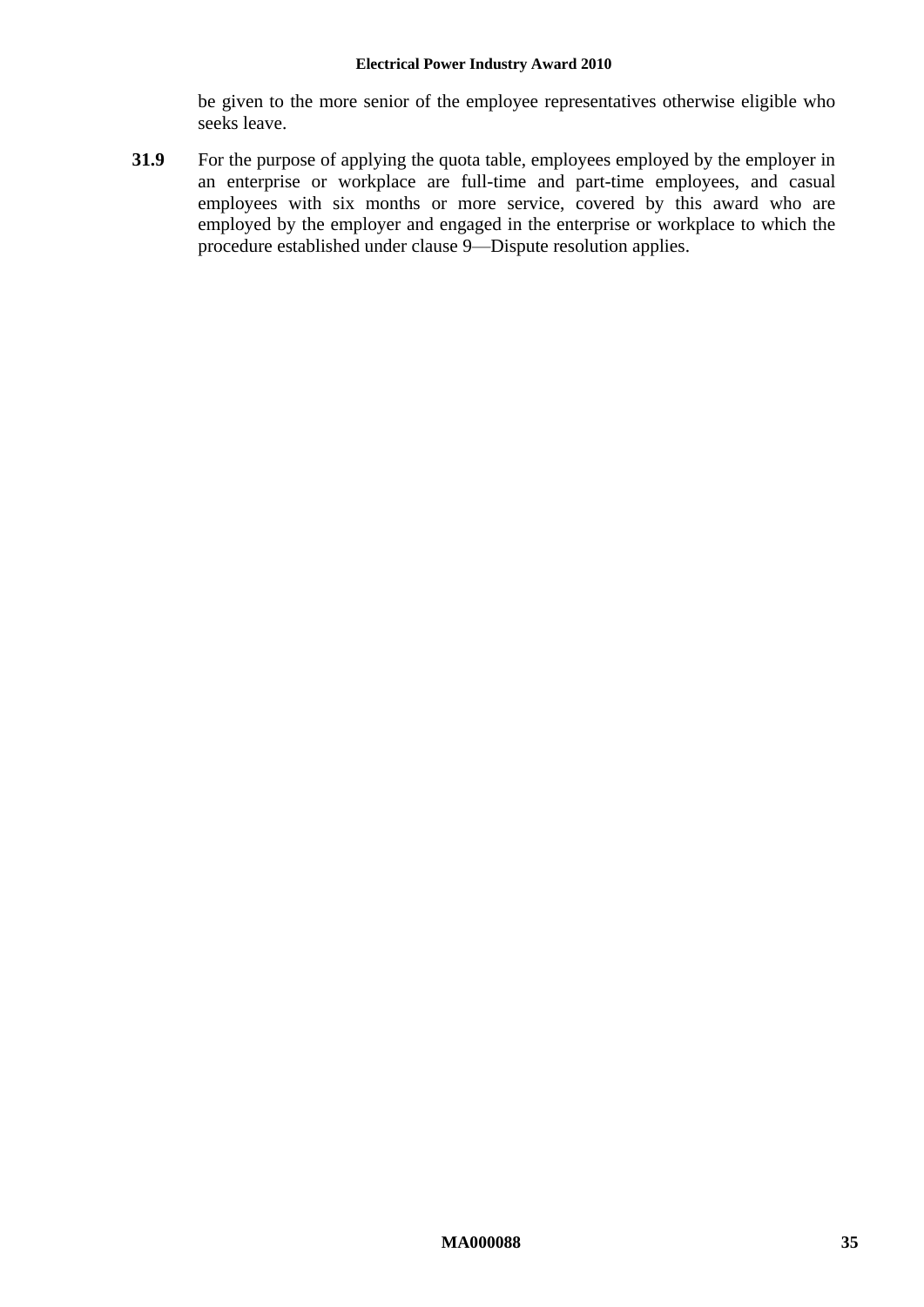be given to the more senior of the employee representatives otherwise eligible who seeks leave.

**31.9** For the purpose of applying the quota table, employees employed by the employer in an enterprise or workplace are full-time and part-time employees, and casual employees with six months or more service, covered by this award who are employed by the employer and engaged in the enterprise or workplace to which the procedure established under clause 9—Dispute resolution applies.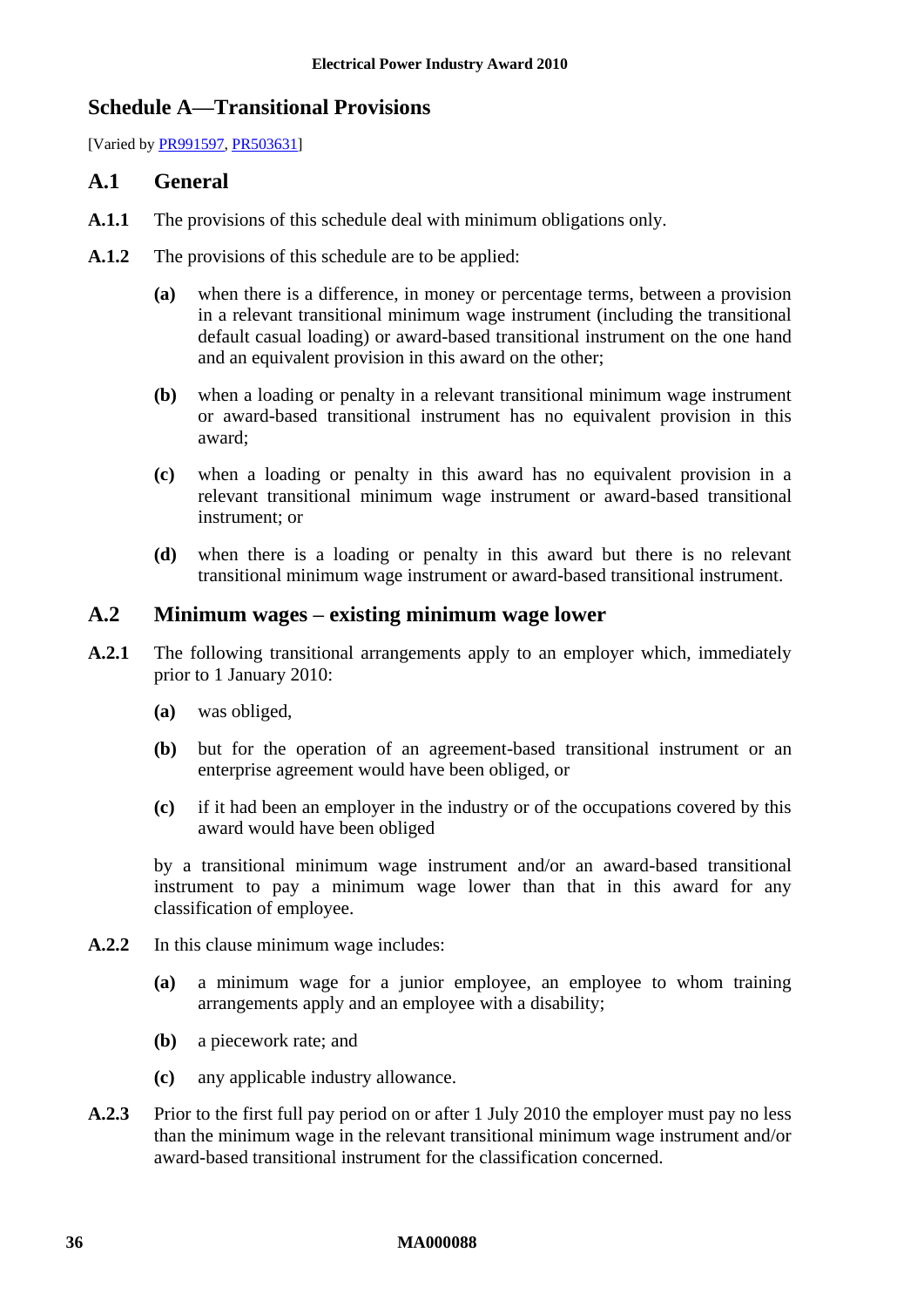## Schedule A—Transitional Provisions

[Varied by PR991597, PR503631]

### A.1 General

**A.1.1** The provisions of this schedule deal with minimum obligations only.

**A.1.2** The provisions of this schedule are to be applied:

**(a)** when there is a difference, in money or percentage terms, between a provision in a relevant transitional minimum wage instrument (including the transitional default casual loading) or award-based transitional instrument on the one hand and an equivalent provision in this award on the other;

**(b)** when a loading or penalty in a relevant transitional minimum wage instrument or award-based transitional instrument has no equivalent provision in this award;

**(c)** when a loading or penalty in this award has no equivalent provision in a relevant transitional minimum wage instrument or award-based transitional instrument; or

**(d)** when there is a loading or penalty in this award but there is no relevant transitional minimum wage instrument or award-based transitional instrument.

### A.2 Minimum wages – existing minimum wage lower

**A.2.1** The following transitional arrangements apply to an employer which, immediately prior to 1 January 2010:

**(a)** was obliged,

**(b)** but for the operation of an agreement-based transitional instrument or an enterprise agreement would have been obliged, or

**(c)** if it had been an employer in the industry or of the occupations covered by this award would have been obliged

by a transitional minimum wage instrument and/or an award-based transitional instrument to pay a minimum wage lower than that in this award for any classification of employee.

**A.2.2** In this clause minimum wage includes:

**(a)** a minimum wage for a junior employee, an employee to whom training arrangements apply and an employee with a disability;

**(b)** a piecework rate; and

**(c)** any applicable industry allowance.

**A.2.3** Prior to the first full pay period on or after 1 July 2010 the employer must pay no less than the minimum wage in the relevant transitional minimum wage instrument and/or award-based transitional instrument for the classification concerned.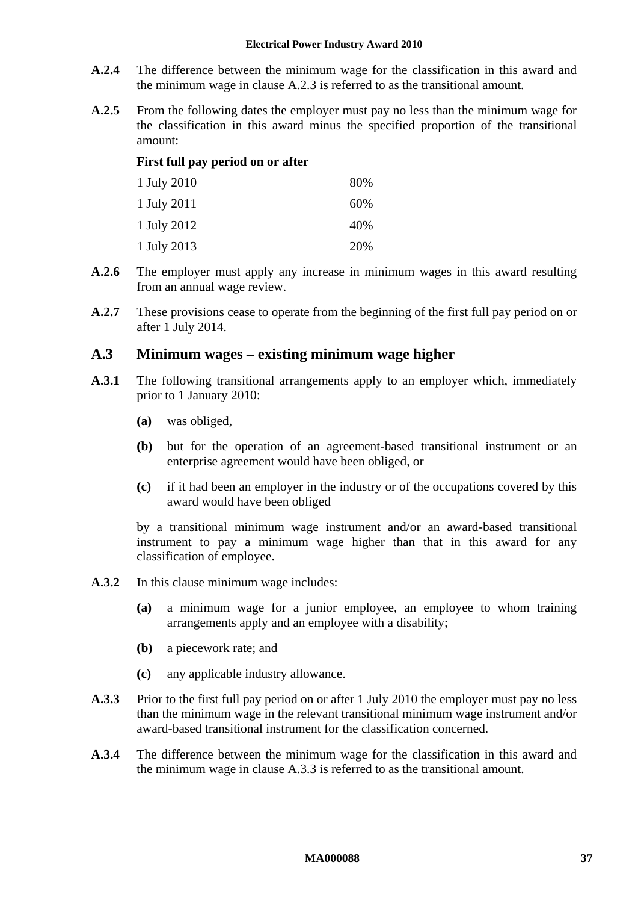**A.2.4** The difference between the minimum wage for the classification in this award and the minimum wage in clause A.2.3 is referred to as the transitional amount.

**A.2.5** From the following dates the employer must pay no less than the minimum wage for the classification in this award minus the specified proportion of the transitional amount:

| First full pay period on or after | |
|---|---|
| 1 July 2010 | 80% |
| 1 July 2011 | 60% |
| 1 July 2012 | 40% |
| 1 July 2013 | 20% |

**A.2.6** The employer must apply any increase in minimum wages in this award resulting from an annual wage review.

**A.2.7** These provisions cease to operate from the beginning of the first full pay period on or after 1 July 2014.

## A.3 Minimum wages – existing minimum wage higher

**A.3.1** The following transitional arrangements apply to an employer which, immediately prior to 1 January 2010:

- **(a)** was obliged,
- **(b)** but for the operation of an agreement-based transitional instrument or an enterprise agreement would have been obliged, or
- **(c)** if it had been an employer in the industry or of the occupations covered by this award would have been obliged

by a transitional minimum wage instrument and/or an award-based transitional instrument to pay a minimum wage higher than that in this award for any classification of employee.

**A.3.2** In this clause minimum wage includes:

- **(a)** a minimum wage for a junior employee, an employee to whom training arrangements apply and an employee with a disability;
- **(b)** a piecework rate; and
- **(c)** any applicable industry allowance.

**A.3.3** Prior to the first full pay period on or after 1 July 2010 the employer must pay no less than the minimum wage in the relevant transitional minimum wage instrument and/or award-based transitional instrument for the classification concerned.

**A.3.4** The difference between the minimum wage for the classification in this award and the minimum wage in clause A.3.3 is referred to as the transitional amount.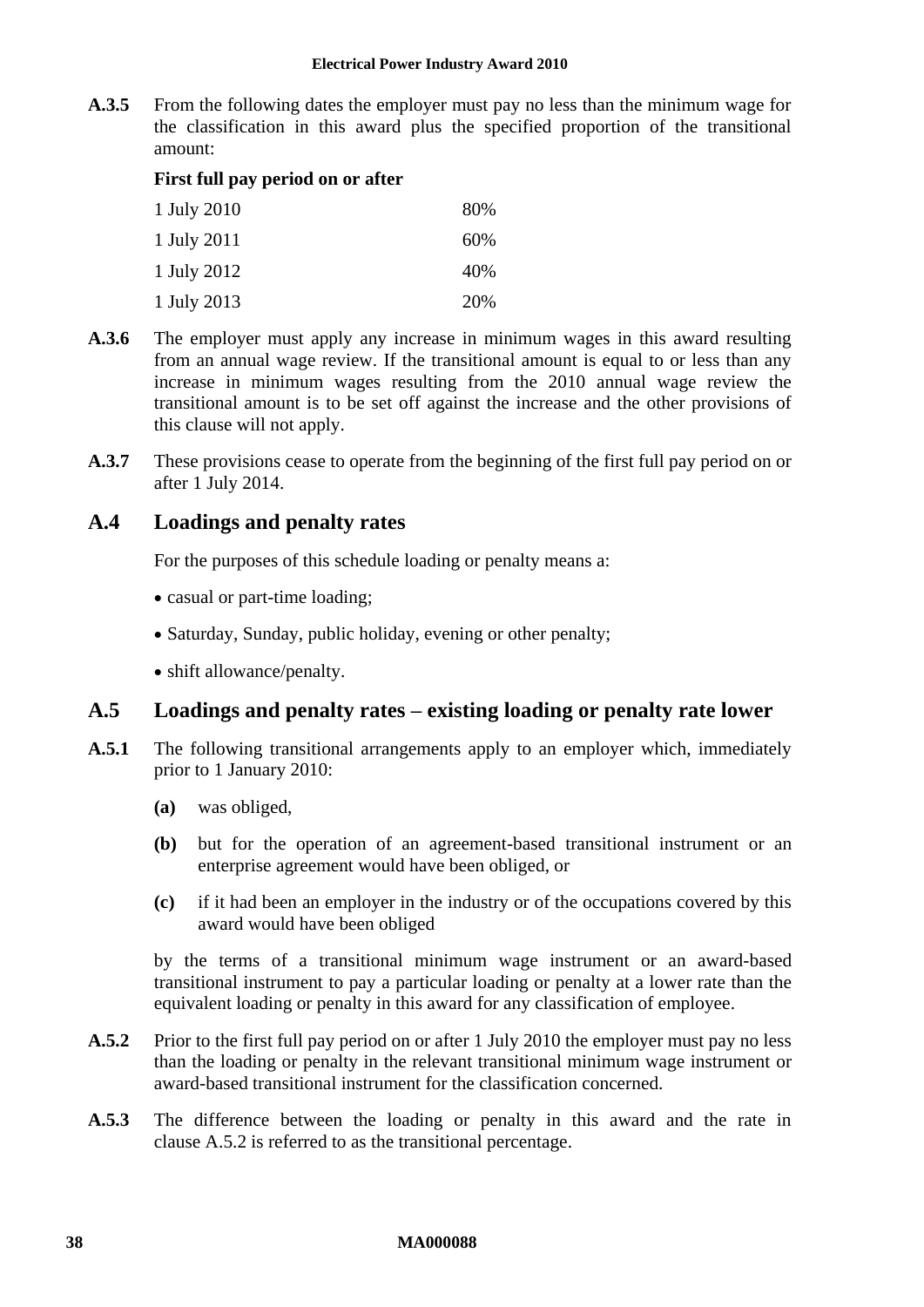**A.3.5** From the following dates the employer must pay no less than the minimum wage for the classification in this award plus the specified proportion of the transitional amount:

**First full pay period on or after**

| | |
|---|---|
| 1 July 2010 | 80% |
| 1 July 2011 | 60% |
| 1 July 2012 | 40% |
| 1 July 2013 | 20% |

**A.3.6** The employer must apply any increase in minimum wages in this award resulting from an annual wage review. If the transitional amount is equal to or less than any increase in minimum wages resulting from the 2010 annual wage review the transitional amount is to be set off against the increase and the other provisions of this clause will not apply.

**A.3.7** These provisions cease to operate from the beginning of the first full pay period on or after 1 July 2014.

## A.4 Loadings and penalty rates

For the purposes of this schedule loading or penalty means a:

- casual or part-time loading;
- Saturday, Sunday, public holiday, evening or other penalty;
- shift allowance/penalty.

## A.5 Loadings and penalty rates – existing loading or penalty rate lower

**A.5.1** The following transitional arrangements apply to an employer which, immediately prior to 1 January 2010:

**(a)** was obliged,

**(b)** but for the operation of an agreement-based transitional instrument or an enterprise agreement would have been obliged, or

**(c)** if it had been an employer in the industry or of the occupations covered by this award would have been obliged

by the terms of a transitional minimum wage instrument or an award-based transitional instrument to pay a particular loading or penalty at a lower rate than the equivalent loading or penalty in this award for any classification of employee.

**A.5.2** Prior to the first full pay period on or after 1 July 2010 the employer must pay no less than the loading or penalty in the relevant transitional minimum wage instrument or award-based transitional instrument for the classification concerned.

**A.5.3** The difference between the loading or penalty in this award and the rate in clause A.5.2 is referred to as the transitional percentage.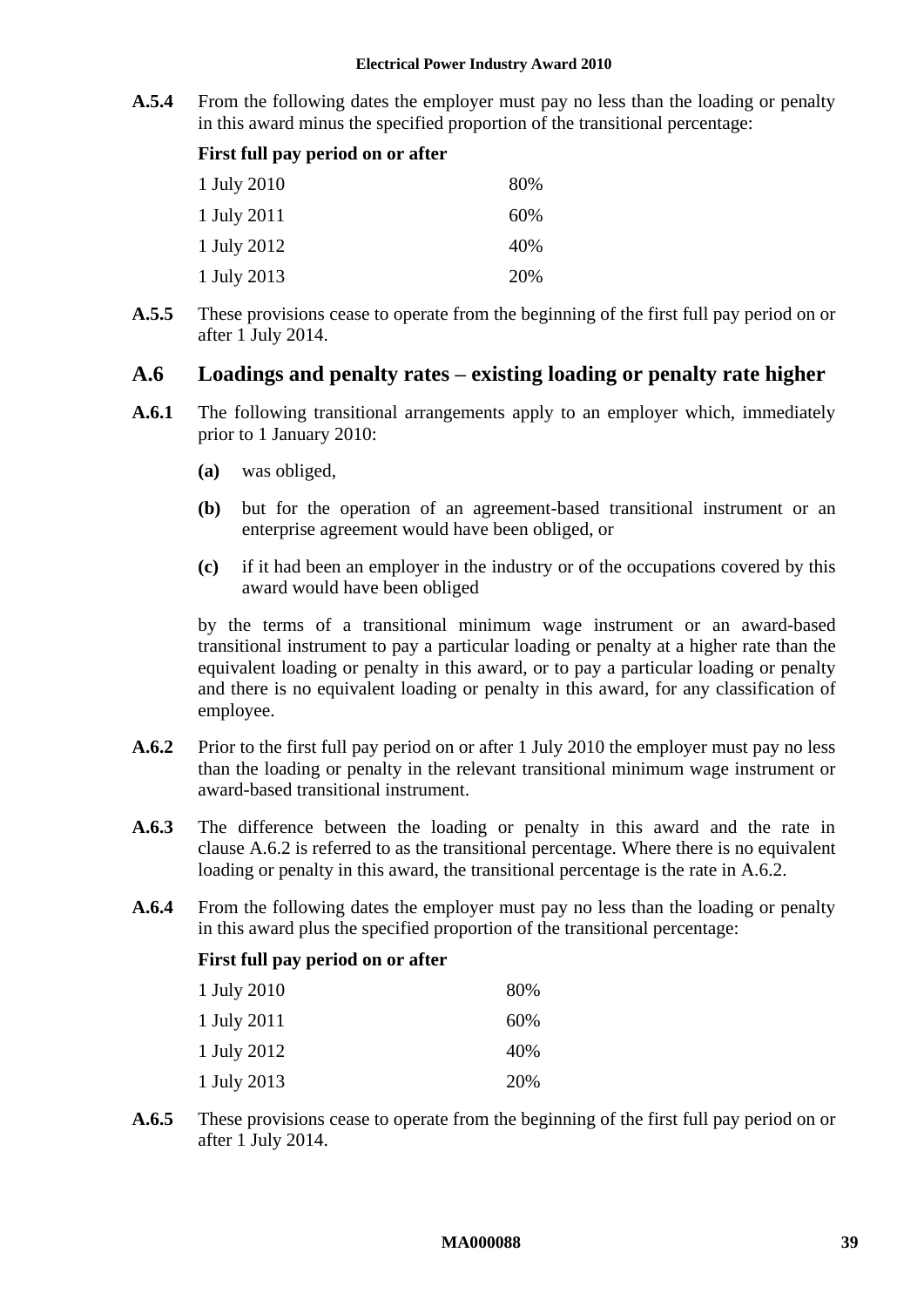**A.5.4** From the following dates the employer must pay no less than the loading or penalty in this award minus the specified proportion of the transitional percentage:

| First full pay period on or after | |
|---|---|
| 1 July 2010 | 80% |
| 1 July 2011 | 60% |
| 1 July 2012 | 40% |
| 1 July 2013 | 20% |

**A.5.5** These provisions cease to operate from the beginning of the first full pay period on or after 1 July 2014.

## A.6 Loadings and penalty rates – existing loading or penalty rate higher

**A.6.1** The following transitional arrangements apply to an employer which, immediately prior to 1 January 2010:

**(a)** was obliged,

**(b)** but for the operation of an agreement-based transitional instrument or an enterprise agreement would have been obliged, or

**(c)** if it had been an employer in the industry or of the occupations covered by this award would have been obliged

by the terms of a transitional minimum wage instrument or an award-based transitional instrument to pay a particular loading or penalty at a higher rate than the equivalent loading or penalty in this award, or to pay a particular loading or penalty and there is no equivalent loading or penalty in this award, for any classification of employee.

**A.6.2** Prior to the first full pay period on or after 1 July 2010 the employer must pay no less than the loading or penalty in the relevant transitional minimum wage instrument or award-based transitional instrument.

**A.6.3** The difference between the loading or penalty in this award and the rate in clause A.6.2 is referred to as the transitional percentage. Where there is no equivalent loading or penalty in this award, the transitional percentage is the rate in A.6.2.

**A.6.4** From the following dates the employer must pay no less than the loading or penalty in this award plus the specified proportion of the transitional percentage:

| First full pay period on or after | |
|---|---|
| 1 July 2010 | 80% |
| 1 July 2011 | 60% |
| 1 July 2012 | 40% |
| 1 July 2013 | 20% |

**A.6.5** These provisions cease to operate from the beginning of the first full pay period on or after 1 July 2014.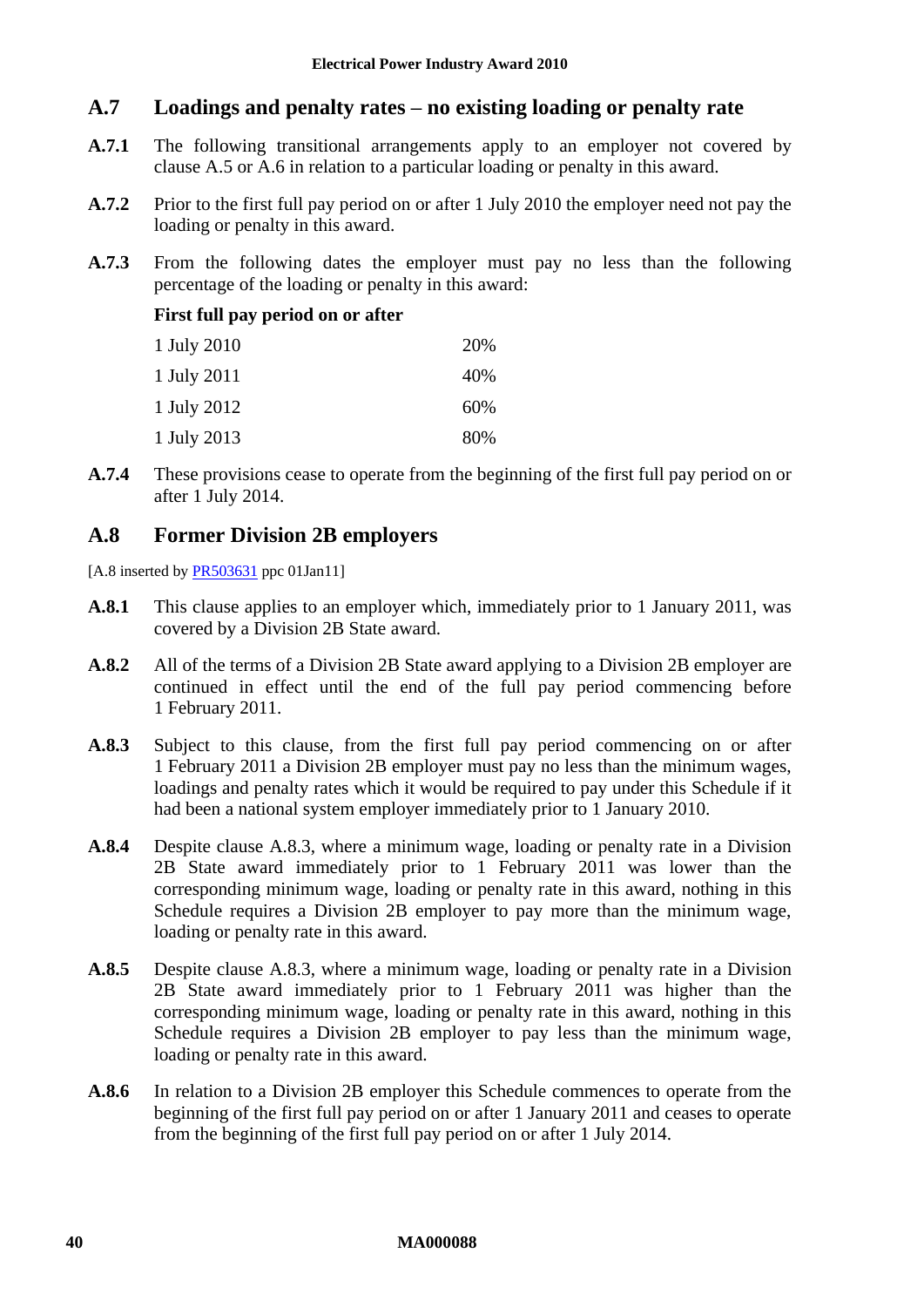## A.7 Loadings and penalty rates – no existing loading or penalty rate

**A.7.1** The following transitional arrangements apply to an employer not covered by clause A.5 or A.6 in relation to a particular loading or penalty in this award.

**A.7.2** Prior to the first full pay period on or after 1 July 2010 the employer need not pay the loading or penalty in this award.

**A.7.3** From the following dates the employer must pay no less than the following percentage of the loading or penalty in this award:

| **First full pay period on or after** | |
|---|---|
| 1 July 2010 | 20% |
| 1 July 2011 | 40% |
| 1 July 2012 | 60% |
| 1 July 2013 | 80% |

**A.7.4** These provisions cease to operate from the beginning of the first full pay period on or after 1 July 2014.

## A.8 Former Division 2B employers

[A.8 inserted by PR503631 ppc 01Jan11]

**A.8.1** This clause applies to an employer which, immediately prior to 1 January 2011, was covered by a Division 2B State award.

**A.8.2** All of the terms of a Division 2B State award applying to a Division 2B employer are continued in effect until the end of the full pay period commencing before 1 February 2011.

**A.8.3** Subject to this clause, from the first full pay period commencing on or after 1 February 2011 a Division 2B employer must pay no less than the minimum wages, loadings and penalty rates which it would be required to pay under this Schedule if it had been a national system employer immediately prior to 1 January 2010.

**A.8.4** Despite clause A.8.3, where a minimum wage, loading or penalty rate in a Division 2B State award immediately prior to 1 February 2011 was lower than the corresponding minimum wage, loading or penalty rate in this award, nothing in this Schedule requires a Division 2B employer to pay more than the minimum wage, loading or penalty rate in this award.

**A.8.5** Despite clause A.8.3, where a minimum wage, loading or penalty rate in a Division 2B State award immediately prior to 1 February 2011 was higher than the corresponding minimum wage, loading or penalty rate in this award, nothing in this Schedule requires a Division 2B employer to pay less than the minimum wage, loading or penalty rate in this award.

**A.8.6** In relation to a Division 2B employer this Schedule commences to operate from the beginning of the first full pay period on or after 1 January 2011 and ceases to operate from the beginning of the first full pay period on or after 1 July 2014.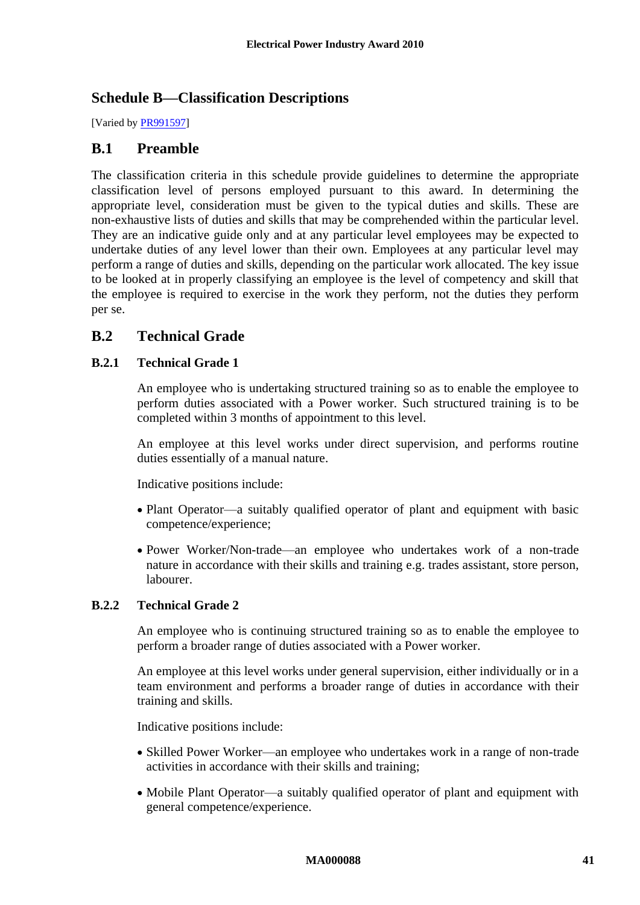## Schedule B—Classification Descriptions

[Varied by PR991597]

### B.1 Preamble

The classification criteria in this schedule provide guidelines to determine the appropriate classification level of persons employed pursuant to this award. In determining the appropriate level, consideration must be given to the typical duties and skills. These are non-exhaustive lists of duties and skills that may be comprehended within the particular level. They are an indicative guide only and at any particular level employees may be expected to undertake duties of any level lower than their own. Employees at any particular level may perform a range of duties and skills, depending on the particular work allocated. The key issue to be looked at in properly classifying an employee is the level of competency and skill that the employee is required to exercise in the work they perform, not the duties they perform per se.

### B.2 Technical Grade

#### B.2.1 Technical Grade 1

An employee who is undertaking structured training so as to enable the employee to perform duties associated with a Power worker. Such structured training is to be completed within 3 months of appointment to this level.

An employee at this level works under direct supervision, and performs routine duties essentially of a manual nature.

Indicative positions include:

- Plant Operator—a suitably qualified operator of plant and equipment with basic competence/experience;
- Power Worker/Non-trade—an employee who undertakes work of a non-trade nature in accordance with their skills and training e.g. trades assistant, store person, labourer.

#### B.2.2 Technical Grade 2

An employee who is continuing structured training so as to enable the employee to perform a broader range of duties associated with a Power worker.

An employee at this level works under general supervision, either individually or in a team environment and performs a broader range of duties in accordance with their training and skills.

Indicative positions include:

- Skilled Power Worker—an employee who undertakes work in a range of non-trade activities in accordance with their skills and training;
- Mobile Plant Operator—a suitably qualified operator of plant and equipment with general competence/experience.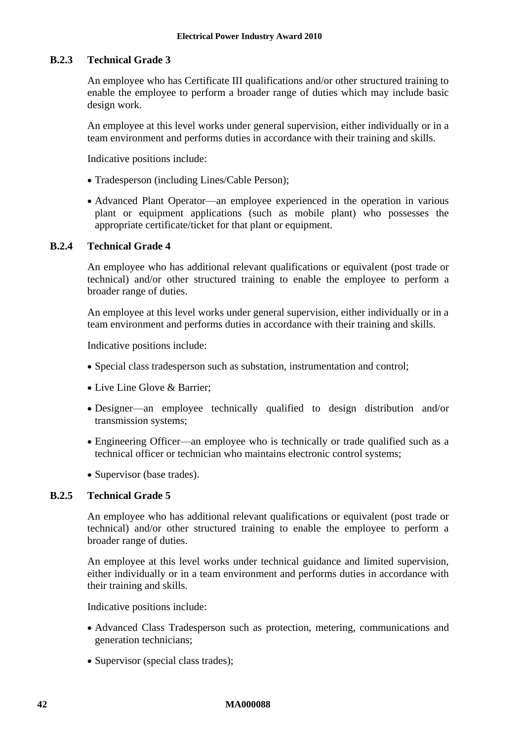### B.2.3 Technical Grade 3

An employee who has Certificate III qualifications and/or other structured training to enable the employee to perform a broader range of duties which may include basic design work.

An employee at this level works under general supervision, either individually or in a team environment and performs duties in accordance with their training and skills.

Indicative positions include:

- Tradesperson (including Lines/Cable Person);
- Advanced Plant Operator—an employee experienced in the operation in various plant or equipment applications (such as mobile plant) who possesses the appropriate certificate/ticket for that plant or equipment.

### B.2.4 Technical Grade 4

An employee who has additional relevant qualifications or equivalent (post trade or technical) and/or other structured training to enable the employee to perform a broader range of duties.

An employee at this level works under general supervision, either individually or in a team environment and performs duties in accordance with their training and skills.

Indicative positions include:

- Special class tradesperson such as substation, instrumentation and control;
- Live Line Glove & Barrier;
- Designer—an employee technically qualified to design distribution and/or transmission systems;
- Engineering Officer—an employee who is technically or trade qualified such as a technical officer or technician who maintains electronic control systems;
- Supervisor (base trades).

### B.2.5 Technical Grade 5

An employee who has additional relevant qualifications or equivalent (post trade or technical) and/or other structured training to enable the employee to perform a broader range of duties.

An employee at this level works under technical guidance and limited supervision, either individually or in a team environment and performs duties in accordance with their training and skills.

Indicative positions include:

- Advanced Class Tradesperson such as protection, metering, communications and generation technicians;
- Supervisor (special class trades);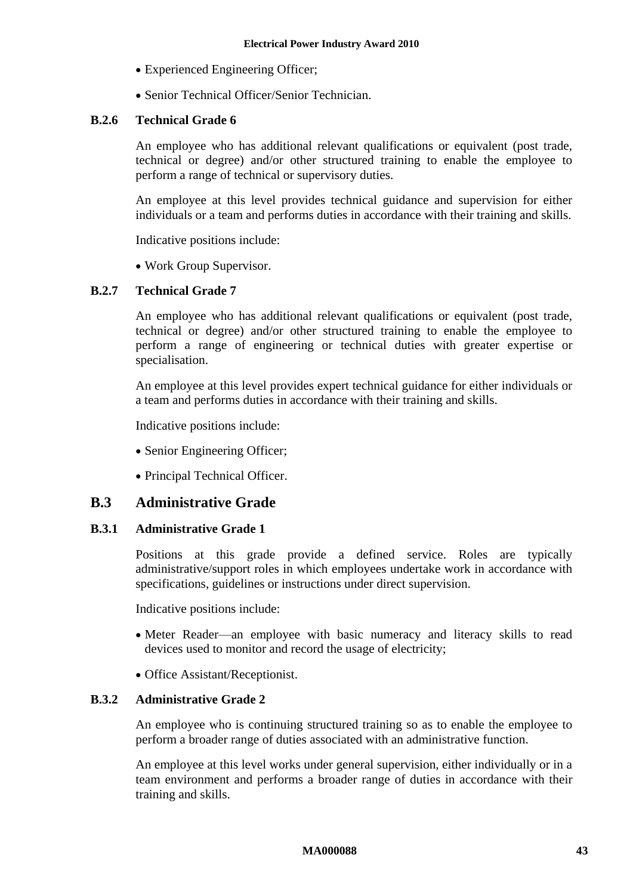- Experienced Engineering Officer;
- Senior Technical Officer/Senior Technician.

### B.2.6 Technical Grade 6

An employee who has additional relevant qualifications or equivalent (post trade, technical or degree) and/or other structured training to enable the employee to perform a range of technical or supervisory duties.

An employee at this level provides technical guidance and supervision for either individuals or a team and performs duties in accordance with their training and skills.

Indicative positions include:

- Work Group Supervisor.

### B.2.7 Technical Grade 7

An employee who has additional relevant qualifications or equivalent (post trade, technical or degree) and/or other structured training to enable the employee to perform a range of engineering or technical duties with greater expertise or specialisation.

An employee at this level provides expert technical guidance for either individuals or a team and performs duties in accordance with their training and skills.

Indicative positions include:

- Senior Engineering Officer;
- Principal Technical Officer.

## B.3 Administrative Grade

### B.3.1 Administrative Grade 1

Positions at this grade provide a defined service. Roles are typically administrative/support roles in which employees undertake work in accordance with specifications, guidelines or instructions under direct supervision.

Indicative positions include:

- Meter Reader—an employee with basic numeracy and literacy skills to read devices used to monitor and record the usage of electricity;
- Office Assistant/Receptionist.

### B.3.2 Administrative Grade 2

An employee who is continuing structured training so as to enable the employee to perform a broader range of duties associated with an administrative function.

An employee at this level works under general supervision, either individually or in a team environment and performs a broader range of duties in accordance with their training and skills.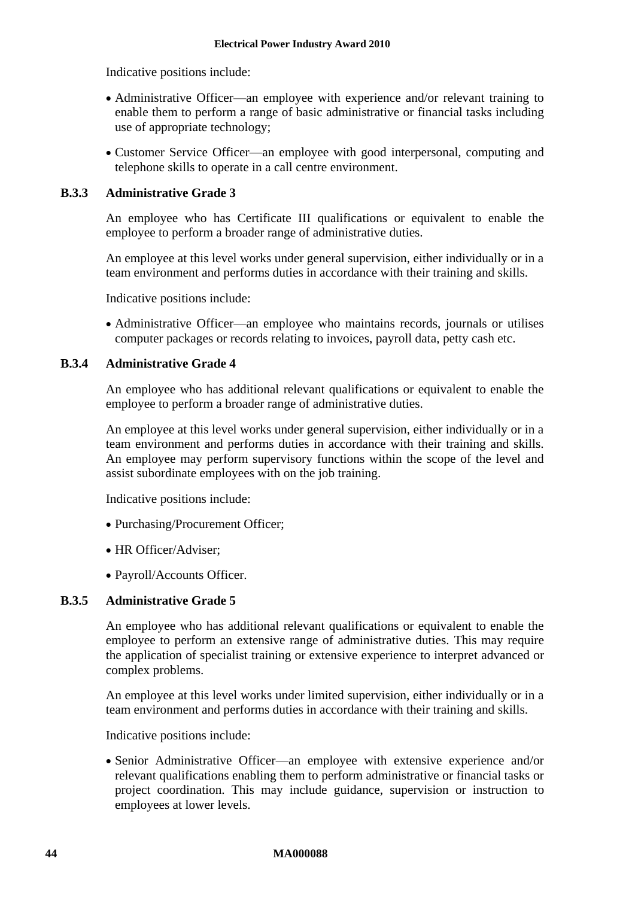Indicative positions include:

- Administrative Officer—an employee with experience and/or relevant training to enable them to perform a range of basic administrative or financial tasks including use of appropriate technology;
- Customer Service Officer—an employee with good interpersonal, computing and telephone skills to operate in a call centre environment.

### B.3.3 Administrative Grade 3

An employee who has Certificate III qualifications or equivalent to enable the employee to perform a broader range of administrative duties.

An employee at this level works under general supervision, either individually or in a team environment and performs duties in accordance with their training and skills.

Indicative positions include:

- Administrative Officer—an employee who maintains records, journals or utilises computer packages or records relating to invoices, payroll data, petty cash etc.

### B.3.4 Administrative Grade 4

An employee who has additional relevant qualifications or equivalent to enable the employee to perform a broader range of administrative duties.

An employee at this level works under general supervision, either individually or in a team environment and performs duties in accordance with their training and skills. An employee may perform supervisory functions within the scope of the level and assist subordinate employees with on the job training.

Indicative positions include:

- Purchasing/Procurement Officer;
- HR Officer/Adviser;
- Payroll/Accounts Officer.

### B.3.5 Administrative Grade 5

An employee who has additional relevant qualifications or equivalent to enable the employee to perform an extensive range of administrative duties. This may require the application of specialist training or extensive experience to interpret advanced or complex problems.

An employee at this level works under limited supervision, either individually or in a team environment and performs duties in accordance with their training and skills.

Indicative positions include:

- Senior Administrative Officer—an employee with extensive experience and/or relevant qualifications enabling them to perform administrative or financial tasks or project coordination. This may include guidance, supervision or instruction to employees at lower levels.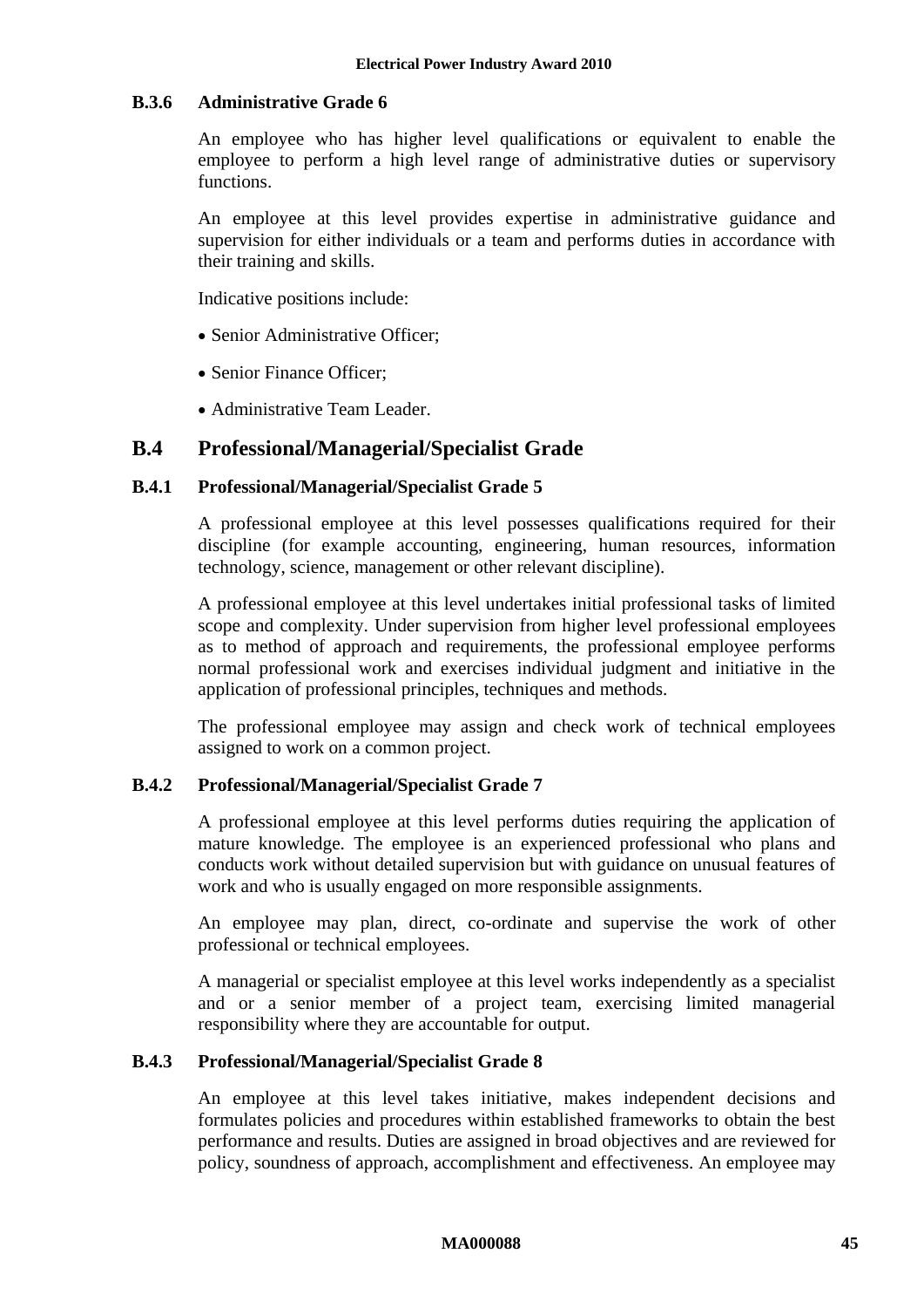### B.3.6 Administrative Grade 6

An employee who has higher level qualifications or equivalent to enable the employee to perform a high level range of administrative duties or supervisory functions.

An employee at this level provides expertise in administrative guidance and supervision for either individuals or a team and performs duties in accordance with their training and skills.

Indicative positions include:

- Senior Administrative Officer;
- Senior Finance Officer;
- Administrative Team Leader.

## B.4 Professional/Managerial/Specialist Grade

### B.4.1 Professional/Managerial/Specialist Grade 5

A professional employee at this level possesses qualifications required for their discipline (for example accounting, engineering, human resources, information technology, science, management or other relevant discipline).

A professional employee at this level undertakes initial professional tasks of limited scope and complexity. Under supervision from higher level professional employees as to method of approach and requirements, the professional employee performs normal professional work and exercises individual judgment and initiative in the application of professional principles, techniques and methods.

The professional employee may assign and check work of technical employees assigned to work on a common project.

### B.4.2 Professional/Managerial/Specialist Grade 7

A professional employee at this level performs duties requiring the application of mature knowledge. The employee is an experienced professional who plans and conducts work without detailed supervision but with guidance on unusual features of work and who is usually engaged on more responsible assignments.

An employee may plan, direct, co-ordinate and supervise the work of other professional or technical employees.

A managerial or specialist employee at this level works independently as a specialist and or a senior member of a project team, exercising limited managerial responsibility where they are accountable for output.

### B.4.3 Professional/Managerial/Specialist Grade 8

An employee at this level takes initiative, makes independent decisions and formulates policies and procedures within established frameworks to obtain the best performance and results. Duties are assigned in broad objectives and are reviewed for policy, soundness of approach, accomplishment and effectiveness. An employee may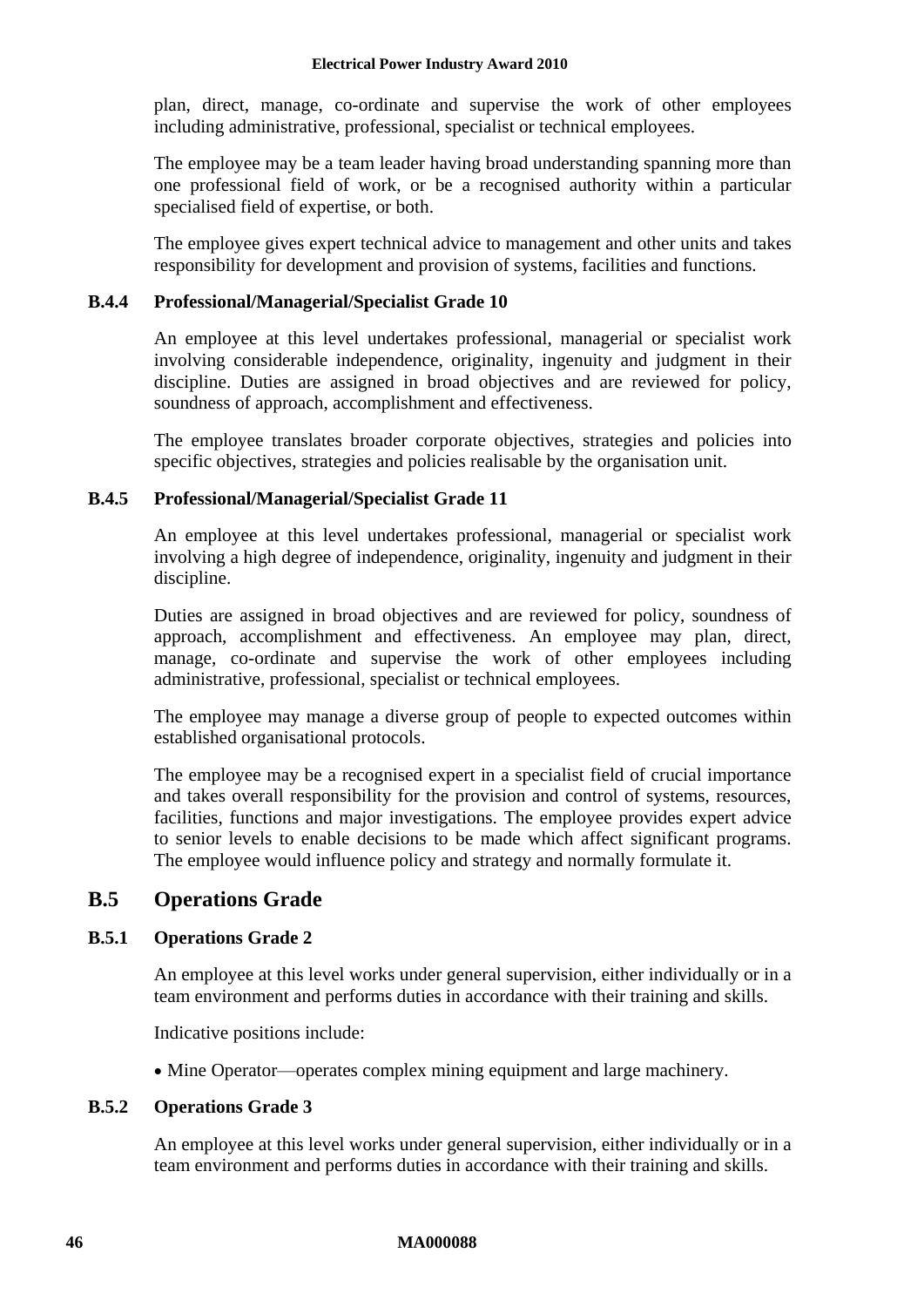plan, direct, manage, co-ordinate and supervise the work of other employees including administrative, professional, specialist or technical employees.

The employee may be a team leader having broad understanding spanning more than one professional field of work, or be a recognised authority within a particular specialised field of expertise, or both.

The employee gives expert technical advice to management and other units and takes responsibility for development and provision of systems, facilities and functions.

### B.4.4 Professional/Managerial/Specialist Grade 10

An employee at this level undertakes professional, managerial or specialist work involving considerable independence, originality, ingenuity and judgment in their discipline. Duties are assigned in broad objectives and are reviewed for policy, soundness of approach, accomplishment and effectiveness.

The employee translates broader corporate objectives, strategies and policies into specific objectives, strategies and policies realisable by the organisation unit.

### B.4.5 Professional/Managerial/Specialist Grade 11

An employee at this level undertakes professional, managerial or specialist work involving a high degree of independence, originality, ingenuity and judgment in their discipline.

Duties are assigned in broad objectives and are reviewed for policy, soundness of approach, accomplishment and effectiveness. An employee may plan, direct, manage, co-ordinate and supervise the work of other employees including administrative, professional, specialist or technical employees.

The employee may manage a diverse group of people to expected outcomes within established organisational protocols.

The employee may be a recognised expert in a specialist field of crucial importance and takes overall responsibility for the provision and control of systems, resources, facilities, functions and major investigations. The employee provides expert advice to senior levels to enable decisions to be made which affect significant programs. The employee would influence policy and strategy and normally formulate it.

## B.5 Operations Grade

### B.5.1 Operations Grade 2

An employee at this level works under general supervision, either individually or in a team environment and performs duties in accordance with their training and skills.

Indicative positions include:

- Mine Operator—operates complex mining equipment and large machinery.

### B.5.2 Operations Grade 3

An employee at this level works under general supervision, either individually or in a team environment and performs duties in accordance with their training and skills.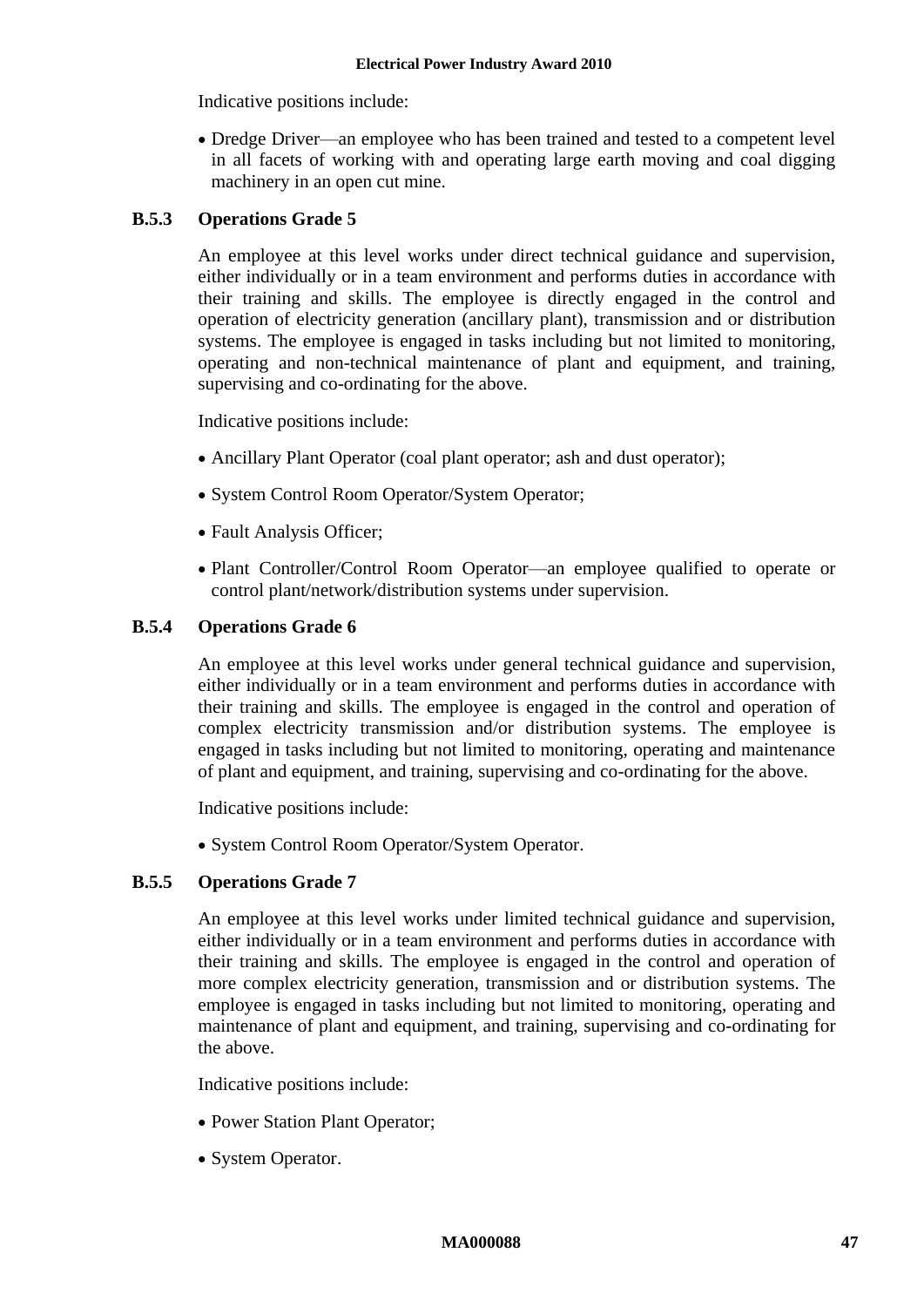Indicative positions include:

- Dredge Driver—an employee who has been trained and tested to a competent level in all facets of working with and operating large earth moving and coal digging machinery in an open cut mine.

### B.5.3 Operations Grade 5

An employee at this level works under direct technical guidance and supervision, either individually or in a team environment and performs duties in accordance with their training and skills. The employee is directly engaged in the control and operation of electricity generation (ancillary plant), transmission and or distribution systems. The employee is engaged in tasks including but not limited to monitoring, operating and non-technical maintenance of plant and equipment, and training, supervising and co-ordinating for the above.

Indicative positions include:

- Ancillary Plant Operator (coal plant operator; ash and dust operator);
- System Control Room Operator/System Operator;
- Fault Analysis Officer;
- Plant Controller/Control Room Operator—an employee qualified to operate or control plant/network/distribution systems under supervision.

### B.5.4 Operations Grade 6

An employee at this level works under general technical guidance and supervision, either individually or in a team environment and performs duties in accordance with their training and skills. The employee is engaged in the control and operation of complex electricity transmission and/or distribution systems. The employee is engaged in tasks including but not limited to monitoring, operating and maintenance of plant and equipment, and training, supervising and co-ordinating for the above.

Indicative positions include:

- System Control Room Operator/System Operator.

### B.5.5 Operations Grade 7

An employee at this level works under limited technical guidance and supervision, either individually or in a team environment and performs duties in accordance with their training and skills. The employee is engaged in the control and operation of more complex electricity generation, transmission and or distribution systems. The employee is engaged in tasks including but not limited to monitoring, operating and maintenance of plant and equipment, and training, supervising and co-ordinating for the above.

Indicative positions include:

- Power Station Plant Operator;
- System Operator.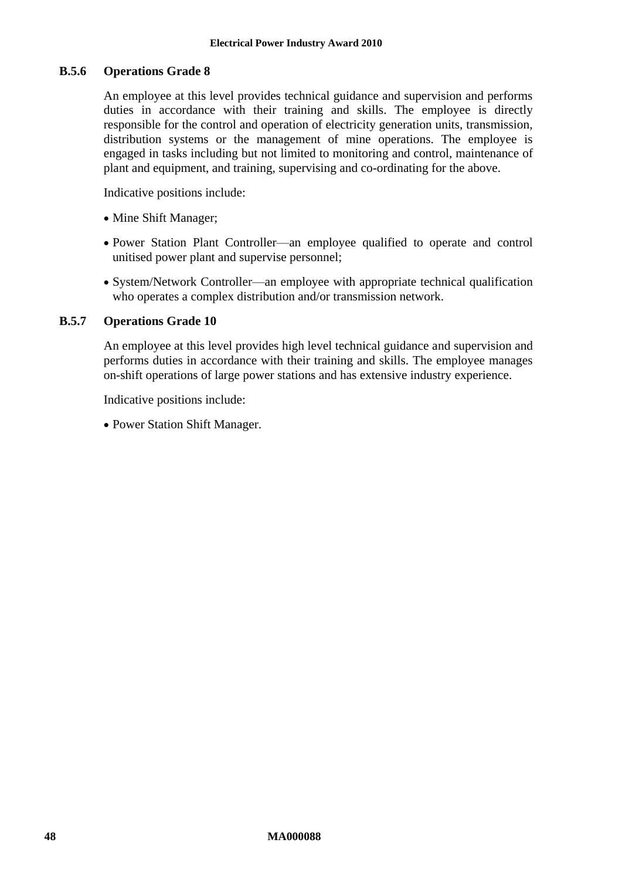### B.5.6 Operations Grade 8

An employee at this level provides technical guidance and supervision and performs duties in accordance with their training and skills. The employee is directly responsible for the control and operation of electricity generation units, transmission, distribution systems or the management of mine operations. The employee is engaged in tasks including but not limited to monitoring and control, maintenance of plant and equipment, and training, supervising and co-ordinating for the above.

Indicative positions include:

- Mine Shift Manager;
- Power Station Plant Controller—an employee qualified to operate and control unitised power plant and supervise personnel;
- System/Network Controller—an employee with appropriate technical qualification who operates a complex distribution and/or transmission network.

### B.5.7 Operations Grade 10

An employee at this level provides high level technical guidance and supervision and performs duties in accordance with their training and skills. The employee manages on-shift operations of large power stations and has extensive industry experience.

Indicative positions include:

- Power Station Shift Manager.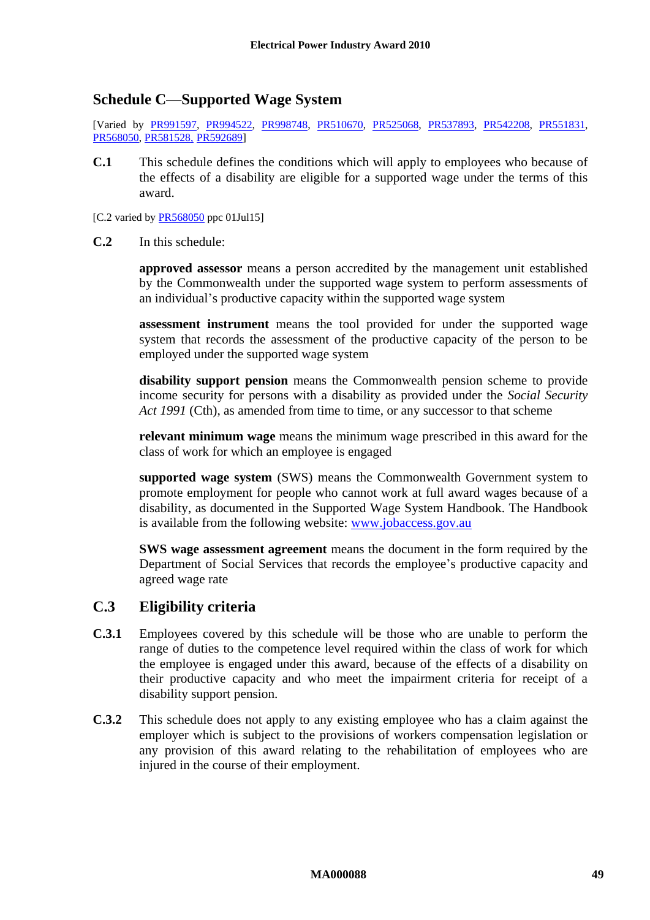## Schedule C—Supported Wage System

[Varied by PR991597, PR994522, PR998748, PR510670, PR525068, PR537893, PR542208, PR551831, PR568050, PR581528, PR592689]

**C.1** This schedule defines the conditions which will apply to employees who because of the effects of a disability are eligible for a supported wage under the terms of this award.

[C.2 varied by PR568050 ppc 01Jul15]

**C.2** In this schedule:

**approved assessor** means a person accredited by the management unit established by the Commonwealth under the supported wage system to perform assessments of an individual's productive capacity within the supported wage system

**assessment instrument** means the tool provided for under the supported wage system that records the assessment of the productive capacity of the person to be employed under the supported wage system

**disability support pension** means the Commonwealth pension scheme to provide income security for persons with a disability as provided under the *Social Security Act 1991* (Cth), as amended from time to time, or any successor to that scheme

**relevant minimum wage** means the minimum wage prescribed in this award for the class of work for which an employee is engaged

**supported wage system** (SWS) means the Commonwealth Government system to promote employment for people who cannot work at full award wages because of a disability, as documented in the Supported Wage System Handbook. The Handbook is available from the following website: www.jobaccess.gov.au

**SWS wage assessment agreement** means the document in the form required by the Department of Social Services that records the employee's productive capacity and agreed wage rate

### C.3 Eligibility criteria

**C.3.1** Employees covered by this schedule will be those who are unable to perform the range of duties to the competence level required within the class of work for which the employee is engaged under this award, because of the effects of a disability on their productive capacity and who meet the impairment criteria for receipt of a disability support pension.

**C.3.2** This schedule does not apply to any existing employee who has a claim against the employer which is subject to the provisions of workers compensation legislation or any provision of this award relating to the rehabilitation of employees who are injured in the course of their employment.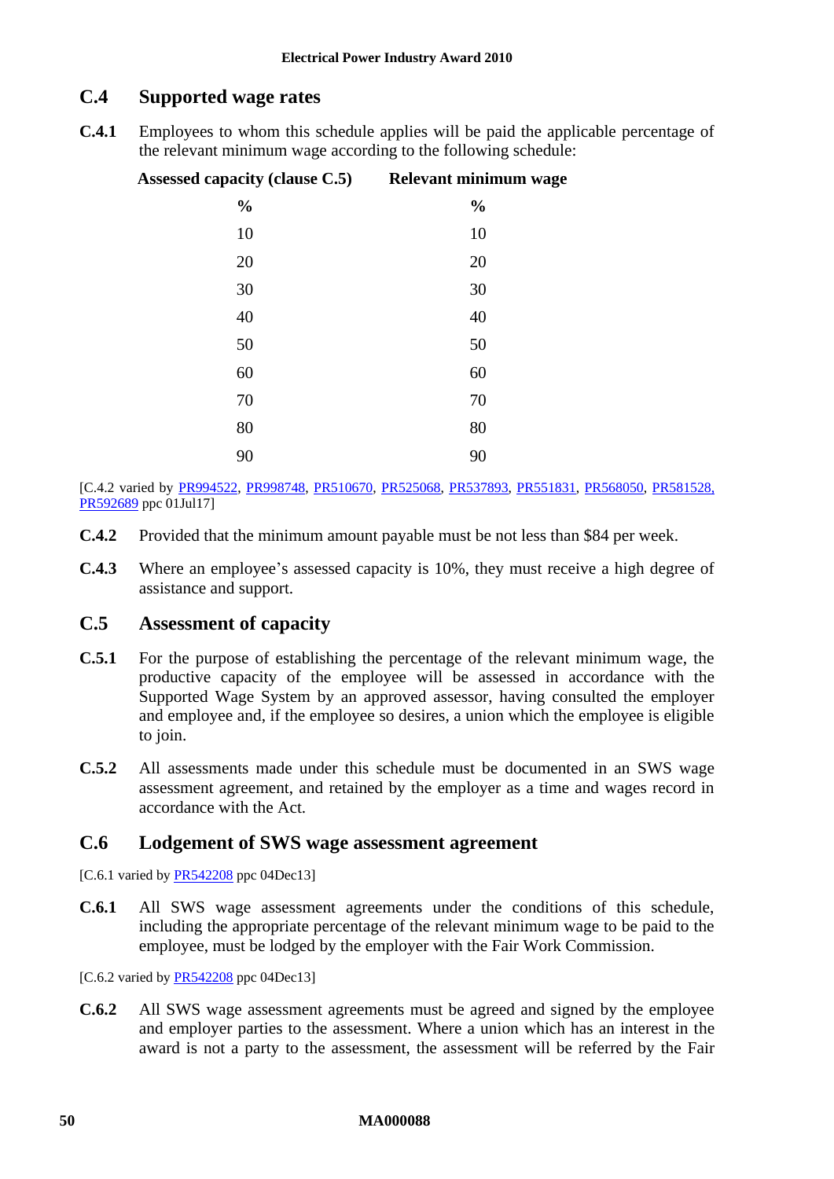## C.4 Supported wage rates

**C.4.1** Employees to whom this schedule applies will be paid the applicable percentage of the relevant minimum wage according to the following schedule:

| Assessed capacity (clause C.5) | Relevant minimum wage |
|---|---|
| % | % |
| 10 | 10 |
| 20 | 20 |
| 30 | 30 |
| 40 | 40 |
| 50 | 50 |
| 60 | 60 |
| 70 | 70 |
| 80 | 80 |
| 90 | 90 |

[C.4.2 varied by PR994522, PR998748, PR510670, PR525068, PR537893, PR551831, PR568050, PR581528, PR592689 ppc 01Jul17]

**C.4.2** Provided that the minimum amount payable must be not less than $84 per week.

**C.4.3** Where an employee's assessed capacity is 10%, they must receive a high degree of assistance and support.

## C.5 Assessment of capacity

**C.5.1** For the purpose of establishing the percentage of the relevant minimum wage, the productive capacity of the employee will be assessed in accordance with the Supported Wage System by an approved assessor, having consulted the employer and employee and, if the employee so desires, a union which the employee is eligible to join.

**C.5.2** All assessments made under this schedule must be documented in an SWS wage assessment agreement, and retained by the employer as a time and wages record in accordance with the Act.

## C.6 Lodgement of SWS wage assessment agreement

[C.6.1 varied by PR542208 ppc 04Dec13]

**C.6.1** All SWS wage assessment agreements under the conditions of this schedule, including the appropriate percentage of the relevant minimum wage to be paid to the employee, must be lodged by the employer with the Fair Work Commission.

[C.6.2 varied by PR542208 ppc 04Dec13]

**C.6.2** All SWS wage assessment agreements must be agreed and signed by the employee and employer parties to the assessment. Where a union which has an interest in the award is not a party to the assessment, the assessment will be referred by the Fair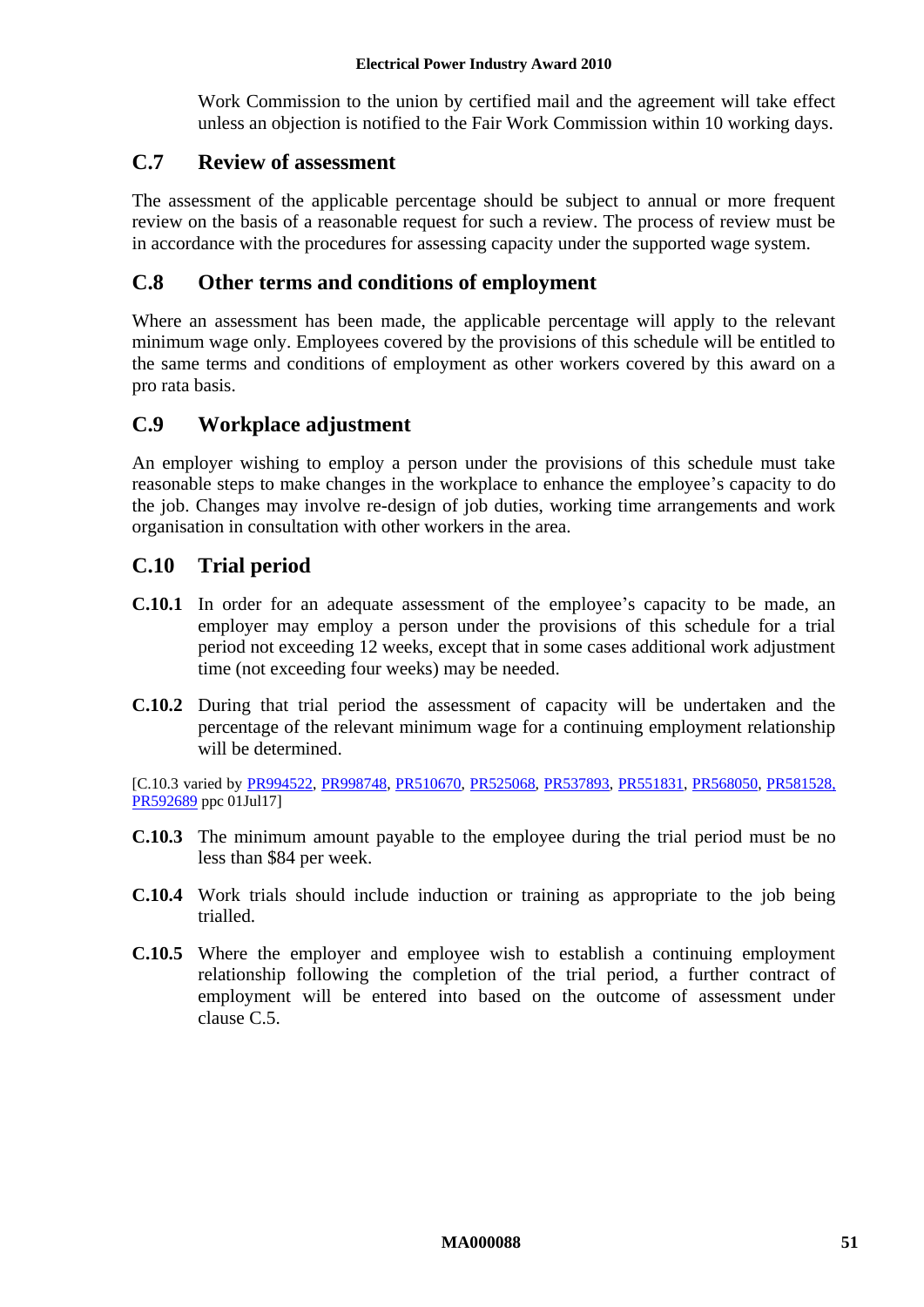Work Commission to the union by certified mail and the agreement will take effect unless an objection is notified to the Fair Work Commission within 10 working days.

## C.7 Review of assessment

The assessment of the applicable percentage should be subject to annual or more frequent review on the basis of a reasonable request for such a review. The process of review must be in accordance with the procedures for assessing capacity under the supported wage system.

## C.8 Other terms and conditions of employment

Where an assessment has been made, the applicable percentage will apply to the relevant minimum wage only. Employees covered by the provisions of this schedule will be entitled to the same terms and conditions of employment as other workers covered by this award on a pro rata basis.

## C.9 Workplace adjustment

An employer wishing to employ a person under the provisions of this schedule must take reasonable steps to make changes in the workplace to enhance the employee's capacity to do the job. Changes may involve re-design of job duties, working time arrangements and work organisation in consultation with other workers in the area.

## C.10 Trial period

**C.10.1** In order for an adequate assessment of the employee's capacity to be made, an employer may employ a person under the provisions of this schedule for a trial period not exceeding 12 weeks, except that in some cases additional work adjustment time (not exceeding four weeks) may be needed.

**C.10.2** During that trial period the assessment of capacity will be undertaken and the percentage of the relevant minimum wage for a continuing employment relationship will be determined.

[C.10.3 varied by PR994522, PR998748, PR510670, PR525068, PR537893, PR551831, PR568050, PR581528, PR592689 ppc 01Jul17]

**C.10.3** The minimum amount payable to the employee during the trial period must be no less than $84 per week.

**C.10.4** Work trials should include induction or training as appropriate to the job being trialled.

**C.10.5** Where the employer and employee wish to establish a continuing employment relationship following the completion of the trial period, a further contract of employment will be entered into based on the outcome of assessment under clause C.5.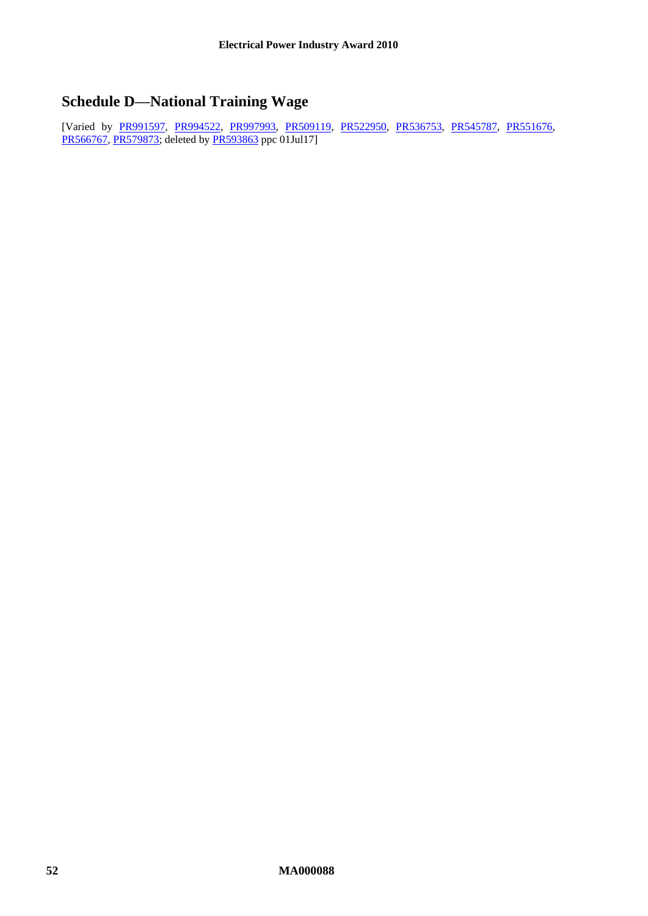## Schedule D—National Training Wage

[Varied by PR991597, PR994522, PR997993, PR509119, PR522950, PR536753, PR545787, PR551676, PR566767, PR579873; deleted by PR593863 ppc 01Jul17]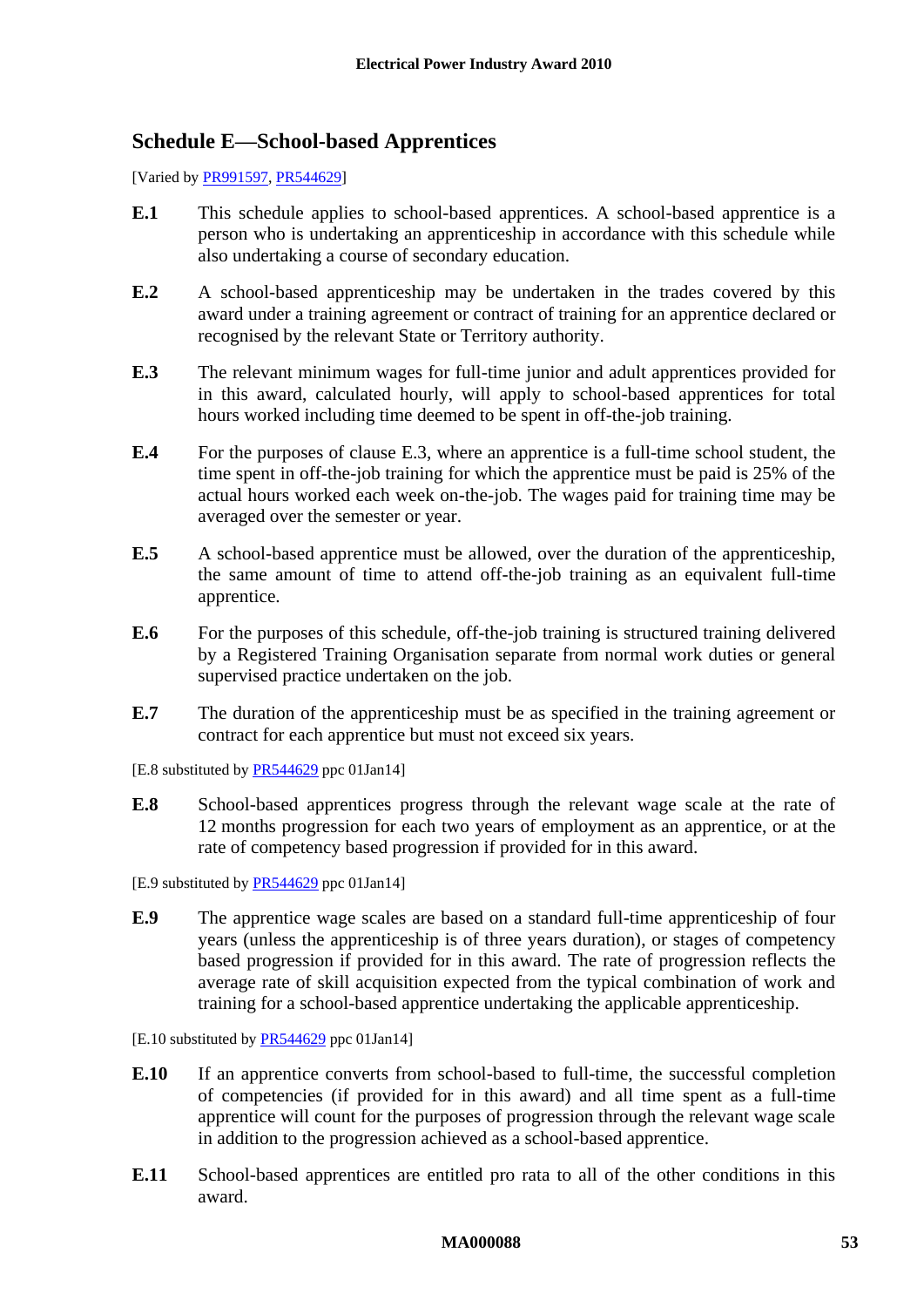## Schedule E—School-based Apprentices

[Varied by PR991597, PR544629]

**E.1** This schedule applies to school-based apprentices. A school-based apprentice is a person who is undertaking an apprenticeship in accordance with this schedule while also undertaking a course of secondary education.

**E.2** A school-based apprenticeship may be undertaken in the trades covered by this award under a training agreement or contract of training for an apprentice declared or recognised by the relevant State or Territory authority.

**E.3** The relevant minimum wages for full-time junior and adult apprentices provided for in this award, calculated hourly, will apply to school-based apprentices for total hours worked including time deemed to be spent in off-the-job training.

**E.4** For the purposes of clause E.3, where an apprentice is a full-time school student, the time spent in off-the-job training for which the apprentice must be paid is 25% of the actual hours worked each week on-the-job. The wages paid for training time may be averaged over the semester or year.

**E.5** A school-based apprentice must be allowed, over the duration of the apprenticeship, the same amount of time to attend off-the-job training as an equivalent full-time apprentice.

**E.6** For the purposes of this schedule, off-the-job training is structured training delivered by a Registered Training Organisation separate from normal work duties or general supervised practice undertaken on the job.

**E.7** The duration of the apprenticeship must be as specified in the training agreement or contract for each apprentice but must not exceed six years.

[E.8 substituted by PR544629 ppc 01Jan14]

**E.8** School-based apprentices progress through the relevant wage scale at the rate of 12 months progression for each two years of employment as an apprentice, or at the rate of competency based progression if provided for in this award.

[E.9 substituted by PR544629 ppc 01Jan14]

**E.9** The apprentice wage scales are based on a standard full-time apprenticeship of four years (unless the apprenticeship is of three years duration), or stages of competency based progression if provided for in this award. The rate of progression reflects the average rate of skill acquisition expected from the typical combination of work and training for a school-based apprentice undertaking the applicable apprenticeship.

[E.10 substituted by PR544629 ppc 01Jan14]

**E.10** If an apprentice converts from school-based to full-time, the successful completion of competencies (if provided for in this award) and all time spent as a full-time apprentice will count for the purposes of progression through the relevant wage scale in addition to the progression achieved as a school-based apprentice.

**E.11** School-based apprentices are entitled pro rata to all of the other conditions in this award.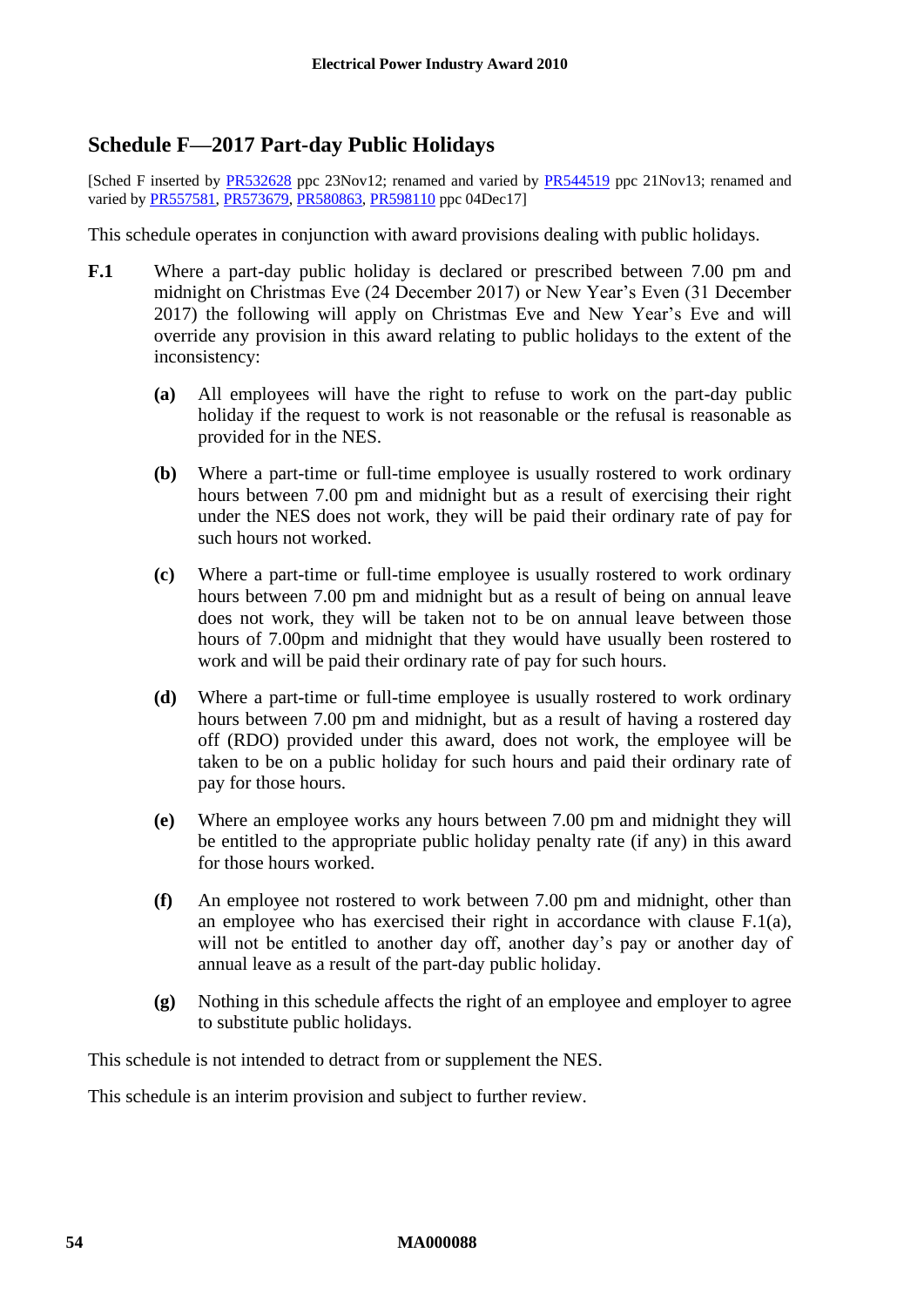## Schedule F—2017 Part-day Public Holidays

[Sched F inserted by PR532628 ppc 23Nov12; renamed and varied by PR544519 ppc 21Nov13; renamed and varied by PR557581, PR573679, PR580863, PR598110 ppc 04Dec17]

This schedule operates in conjunction with award provisions dealing with public holidays.

**F.1** Where a part-day public holiday is declared or prescribed between 7.00 pm and midnight on Christmas Eve (24 December 2017) or New Year's Even (31 December 2017) the following will apply on Christmas Eve and New Year's Eve and will override any provision in this award relating to public holidays to the extent of the inconsistency:

**(a)** All employees will have the right to refuse to work on the part-day public holiday if the request to work is not reasonable or the refusal is reasonable as provided for in the NES.

**(b)** Where a part-time or full-time employee is usually rostered to work ordinary hours between 7.00 pm and midnight but as a result of exercising their right under the NES does not work, they will be paid their ordinary rate of pay for such hours not worked.

**(c)** Where a part-time or full-time employee is usually rostered to work ordinary hours between 7.00 pm and midnight but as a result of being on annual leave does not work, they will be taken not to be on annual leave between those hours of 7.00pm and midnight that they would have usually been rostered to work and will be paid their ordinary rate of pay for such hours.

**(d)** Where a part-time or full-time employee is usually rostered to work ordinary hours between 7.00 pm and midnight, but as a result of having a rostered day off (RDO) provided under this award, does not work, the employee will be taken to be on a public holiday for such hours and paid their ordinary rate of pay for those hours.

**(e)** Where an employee works any hours between 7.00 pm and midnight they will be entitled to the appropriate public holiday penalty rate (if any) in this award for those hours worked.

**(f)** An employee not rostered to work between 7.00 pm and midnight, other than an employee who has exercised their right in accordance with clause F.1(a), will not be entitled to another day off, another day's pay or another day of annual leave as a result of the part-day public holiday.

**(g)** Nothing in this schedule affects the right of an employee and employer to agree to substitute public holidays.

This schedule is not intended to detract from or supplement the NES.

This schedule is an interim provision and subject to further review.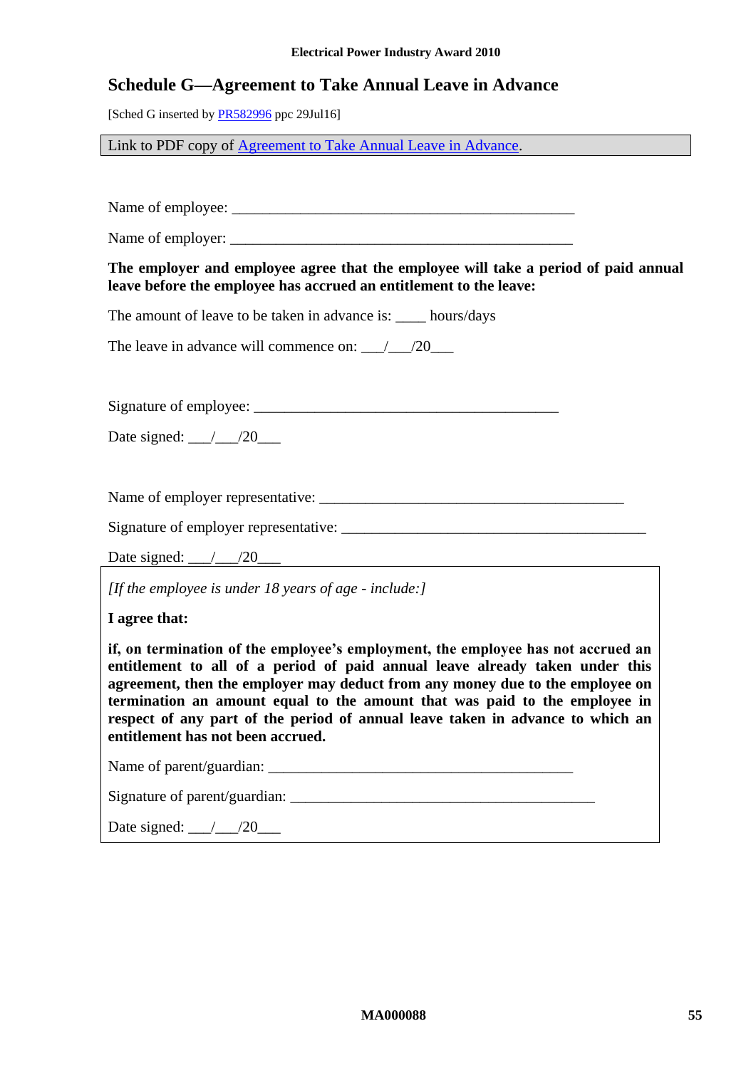## Schedule G—Agreement to Take Annual Leave in Advance

[Sched G inserted by PR582996 ppc 29Jul16]

Link to PDF copy of Agreement to Take Annual Leave in Advance.

Name of employee: _______________________________________________

Name of employer: _______________________________________________

**The employer and employee agree that the employee will take a period of paid annual leave before the employee has accrued an entitlement to the leave:**

The amount of leave to be taken in advance is: ____ hours/days

The leave in advance will commence on: ___/___/20___

Signature of employee: ________________________________________

Date signed: ___/___/20___

Name of employer representative: ________________________________________

Signature of employer representative: ________________________________________

Date signed: ___/___/20___

*[If the employee is under 18 years of age - include:]*

**I agree that:**

**if, on termination of the employee's employment, the employee has not accrued an entitlement to all of a period of paid annual leave already taken under this agreement, then the employer may deduct from any money due to the employee on termination an amount equal to the amount that was paid to the employee in respect of any part of the period of annual leave taken in advance to which an entitlement has not been accrued.**

Name of parent/guardian: ________________________________________

Signature of parent/guardian: ________________________________________

Date signed: ___/___/20___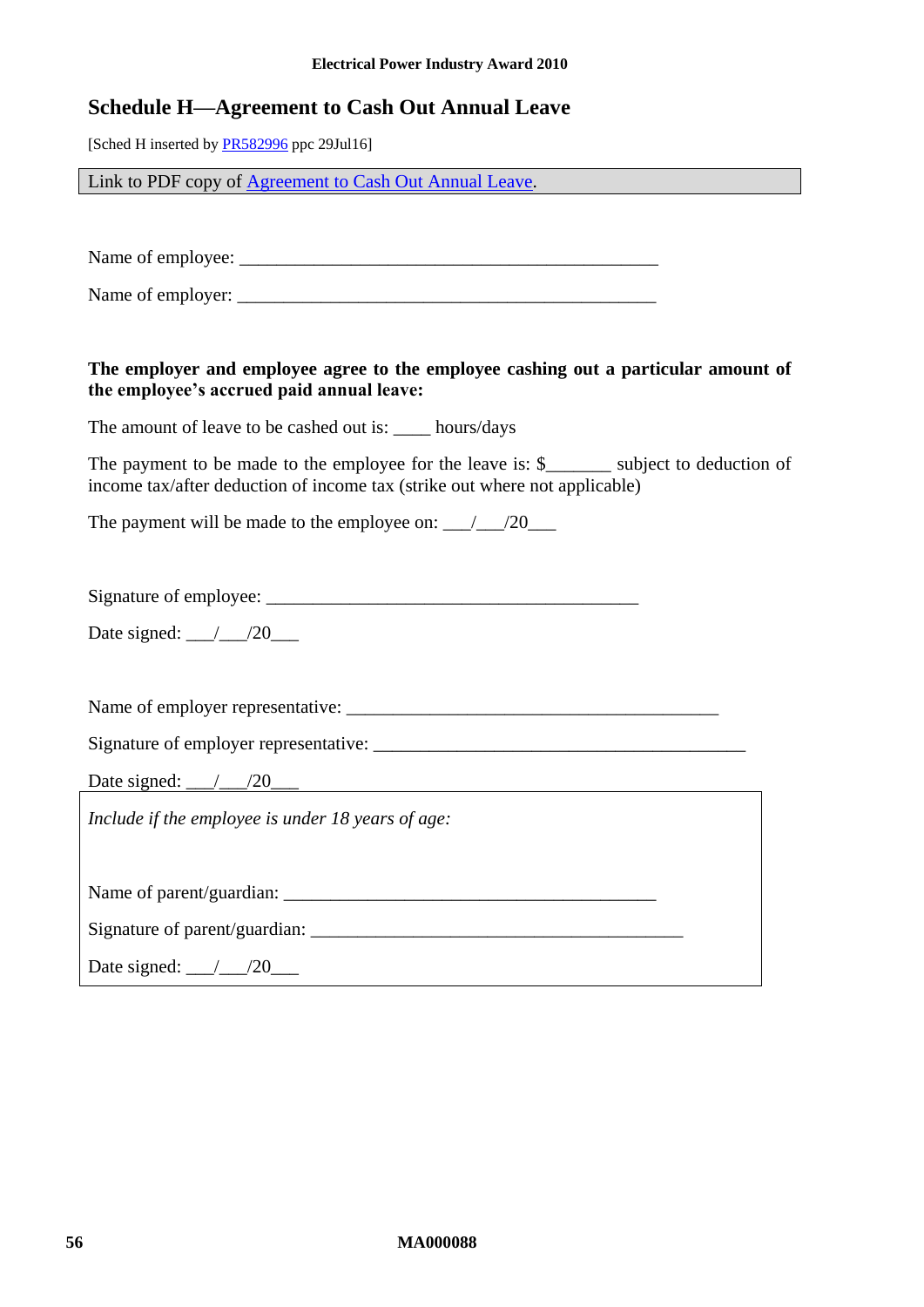## Schedule H—Agreement to Cash Out Annual Leave

[Sched H inserted by PR582996 ppc 29Jul16]

Link to PDF copy of Agreement to Cash Out Annual Leave.

Name of employee: _______________________________________________

Name of employer: _______________________________________________

**The employer and employee agree to the employee cashing out a particular amount of the employee's accrued paid annual leave:**

The amount of leave to be cashed out is: ____ hours/days

The payment to be made to the employee for the leave is: $_______ subject to deduction of income tax/after deduction of income tax (strike out where not applicable)

The payment will be made to the employee on: ___/___/20___

Signature of employee: ________________________________________

Date signed: ___/___/20___

Name of employer representative: ________________________________________

Signature of employer representative: ________________________________________

Date signed: ___/___/20___

*Include if the employee is under 18 years of age:*

Name of parent/guardian: ________________________________________

Signature of parent/guardian: ________________________________________

Date signed: ___/___/20___